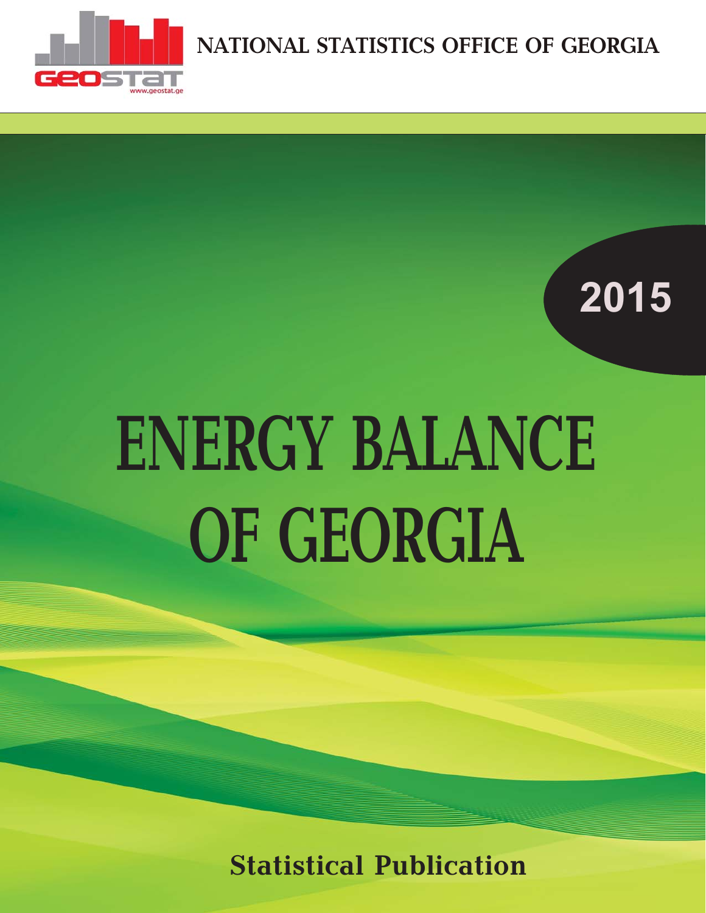GEOSTAT

www.geostat.ge

NATIONAL STATISTICS OFFICE OF GEORGIA

2015

# ENERGY BALANCE OF GEORGIA

**Statistical Publication**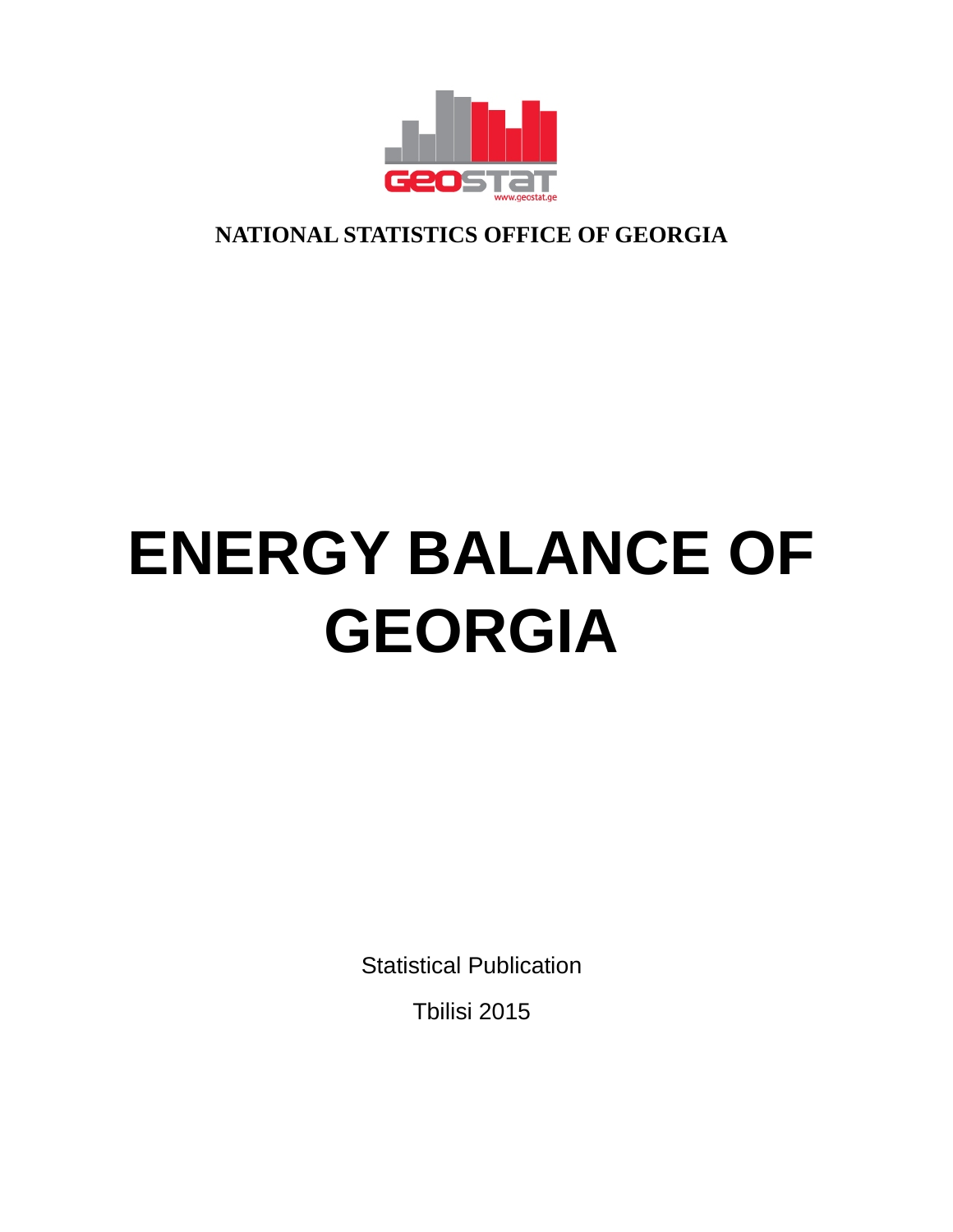**NATIONAL STATISTICS OFFICE OF GEORGIA**

# ENERGY BALANCE OF GEORGIA

Statistical Publication

Tbilisi 2015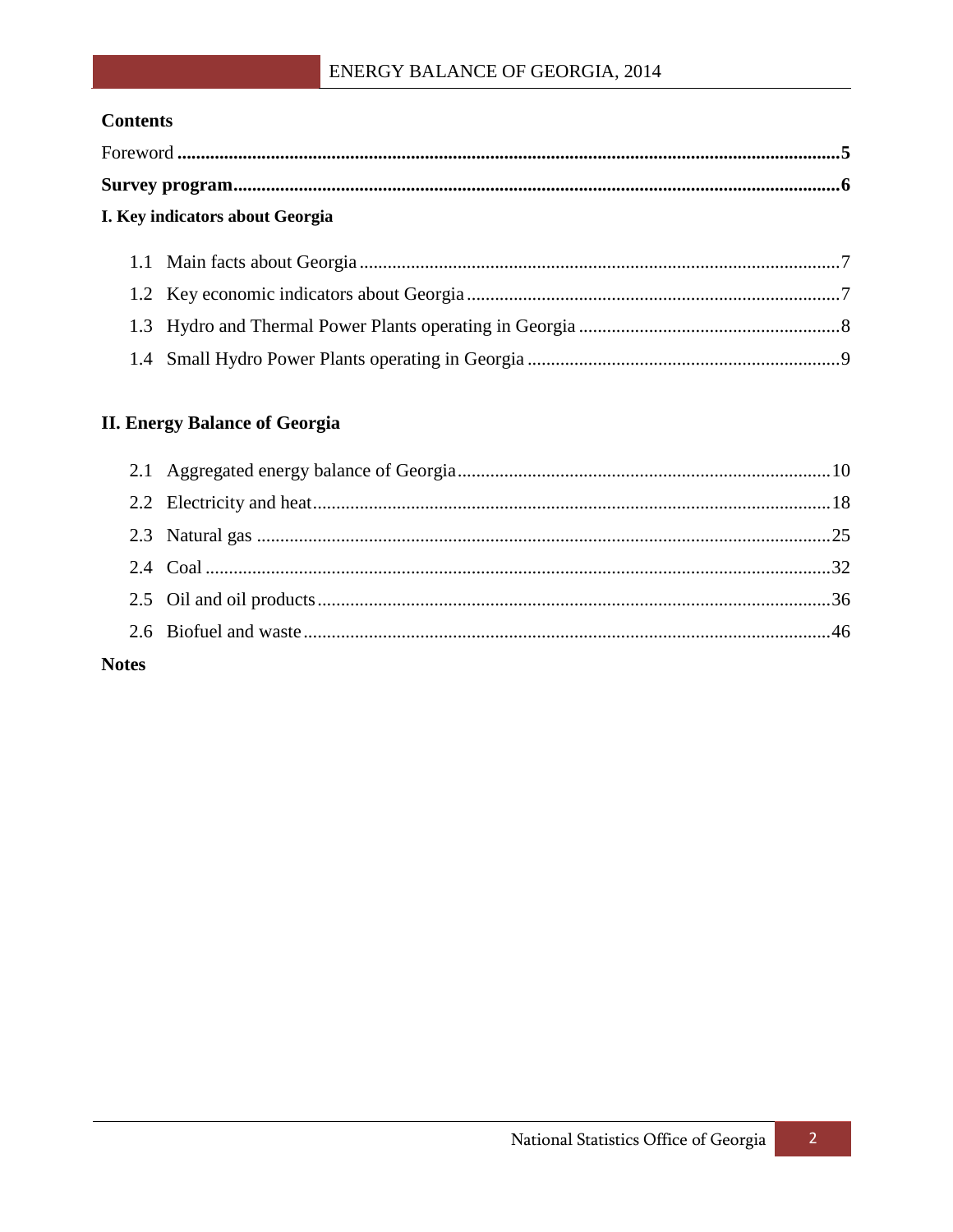## Contents

Foreword .......................................................................................................................................... **5**

**Survey program**.............................................................................................................................. **6**

**I. Key indicators about Georgia**

1.1 Main facts about Georgia ......................................................................................................7

1.2 Key economic indicators about Georgia ................................................................................7

1.3 Hydro and Thermal Power Plants operating in Georgia ........................................................8

1.4 Small Hydro Power Plants operating in Georgia ...................................................................9

**II. Energy Balance of Georgia**

2.1 Aggregated energy balance of Georgia ................................................................................10

2.2 Electricity and heat...............................................................................................................18

2.3 Natural gas ...........................................................................................................................25

2.4 Coal ......................................................................................................................................32

2.5 Oil and oil products..............................................................................................................36

2.6 Biofuel and waste.................................................................................................................46

**Notes**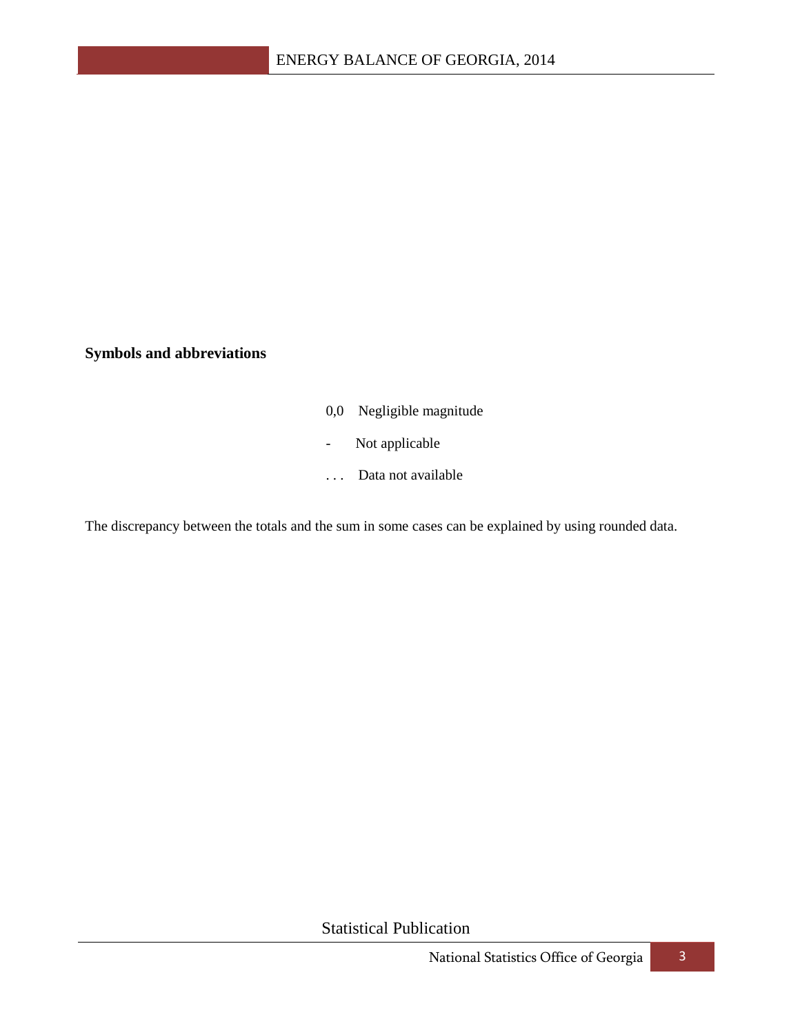**Symbols and abbreviations**

| | |
|---|---|
| 0,0 | Negligible magnitude |
| - | Not applicable |
| . . . | Data not available |

The discrepancy between the totals and the sum in some cases can be explained by using rounded data.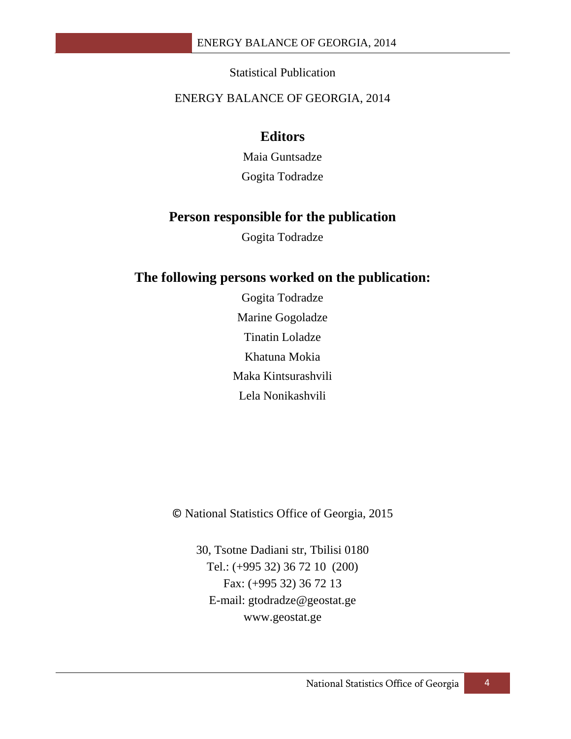Statistical Publication

ENERGY BALANCE OF GEORGIA, 2014

## Editors

Maia Guntsadze

Gogita Todradze

## Person responsible for the publication

Gogita Todradze

## The following persons worked on the publication:

Gogita Todradze

Marine Gogoladze

Tinatin Loladze

Khatuna Mokia

Maka Kintsurashvili

Lela Nonikashvili

© National Statistics Office of Georgia, 2015

30, Tsotne Dadiani str, Tbilisi 0180
Tel.: (+995 32) 36 72 10 (200)
Fax: (+995 32) 36 72 13
E-mail: gtodradze@geostat.ge
www.geostat.ge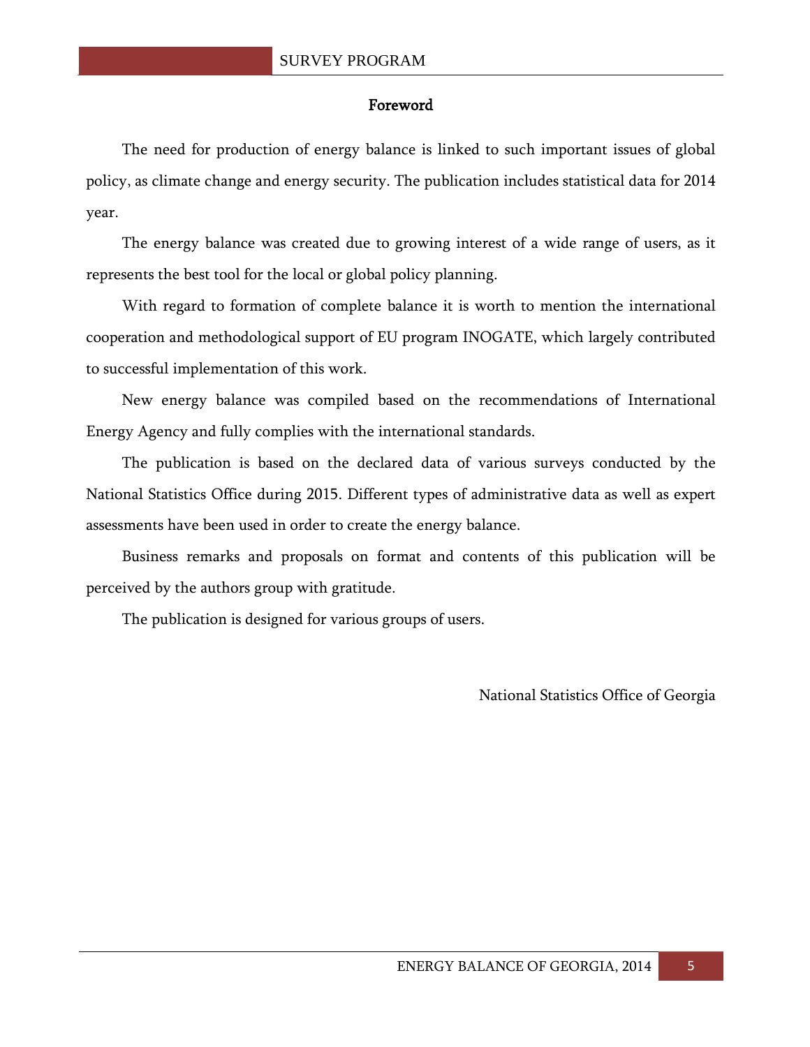## Foreword

The need for production of energy balance is linked to such important issues of global policy, as climate change and energy security. The publication includes statistical data for 2014 year.

The energy balance was created due to growing interest of a wide range of users, as it represents the best tool for the local or global policy planning.

With regard to formation of complete balance it is worth to mention the international cooperation and methodological support of EU program INOGATE, which largely contributed to successful implementation of this work.

New energy balance was compiled based on the recommendations of International Energy Agency and fully complies with the international standards.

The publication is based on the declared data of various surveys conducted by the National Statistics Office during 2015. Different types of administrative data as well as expert assessments have been used in order to create the energy balance.

Business remarks and proposals on format and contents of this publication will be perceived by the authors group with gratitude.

The publication is designed for various groups of users.

National Statistics Office of Georgia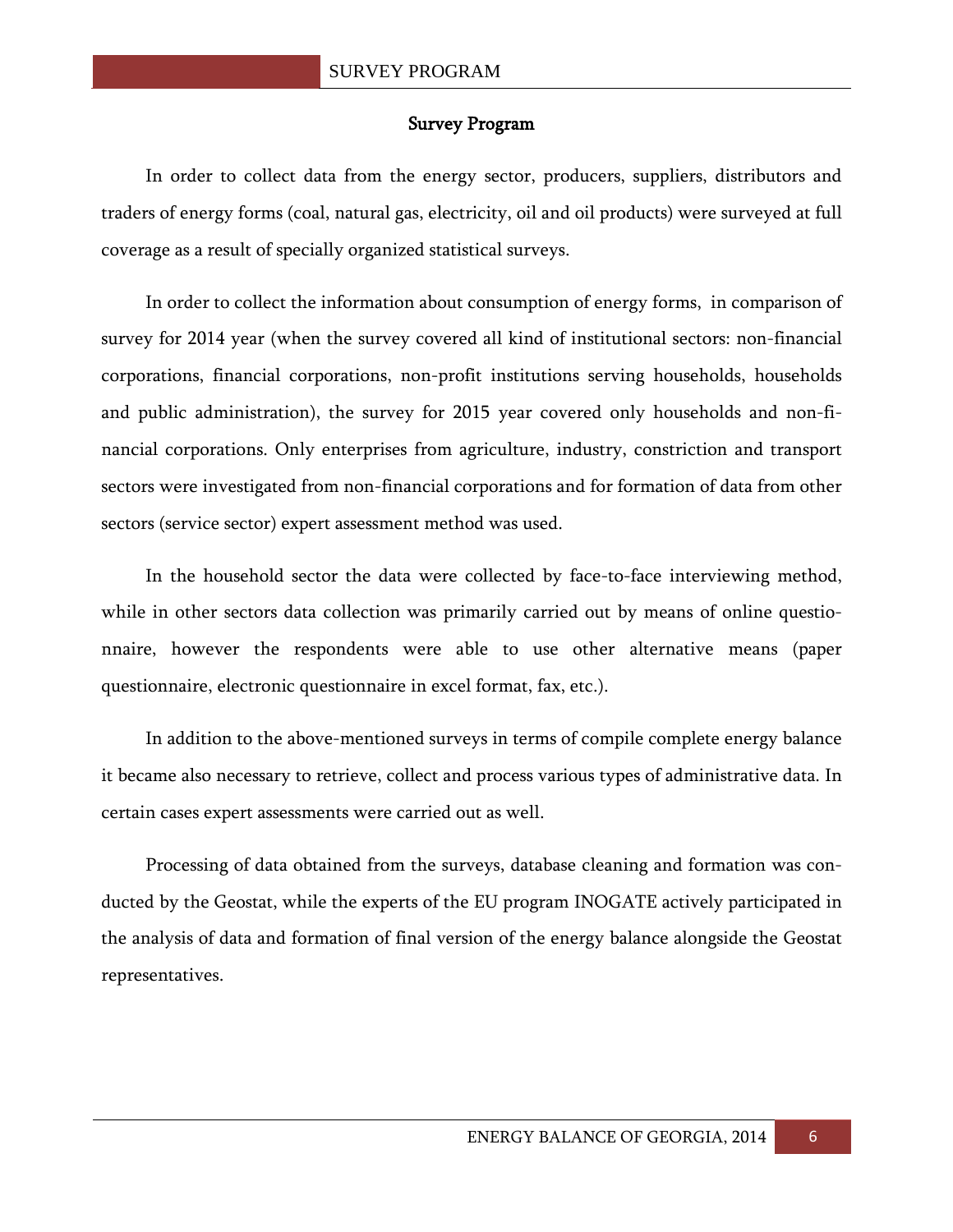## Survey Program

In order to collect data from the energy sector, producers, suppliers, distributors and traders of energy forms (coal, natural gas, electricity, oil and oil products) were surveyed at full coverage as a result of specially organized statistical surveys.

In order to collect the information about consumption of energy forms, in comparison of survey for 2014 year (when the survey covered all kind of institutional sectors: non-financial corporations, financial corporations, non-profit institutions serving households, households and public administration), the survey for 2015 year covered only households and non-financial corporations. Only enterprises from agriculture, industry, constriction and transport sectors were investigated from non-financial corporations and for formation of data from other sectors (service sector) expert assessment method was used.

In the household sector the data were collected by face-to-face interviewing method, while in other sectors data collection was primarily carried out by means of online questionnaire, however the respondents were able to use other alternative means (paper questionnaire, electronic questionnaire in excel format, fax, etc.).

In addition to the above-mentioned surveys in terms of compile complete energy balance it became also necessary to retrieve, collect and process various types of administrative data. In certain cases expert assessments were carried out as well.

Processing of data obtained from the surveys, database cleaning and formation was conducted by the Geostat, while the experts of the EU program INOGATE actively participated in the analysis of data and formation of final version of the energy balance alongside the Geostat representatives.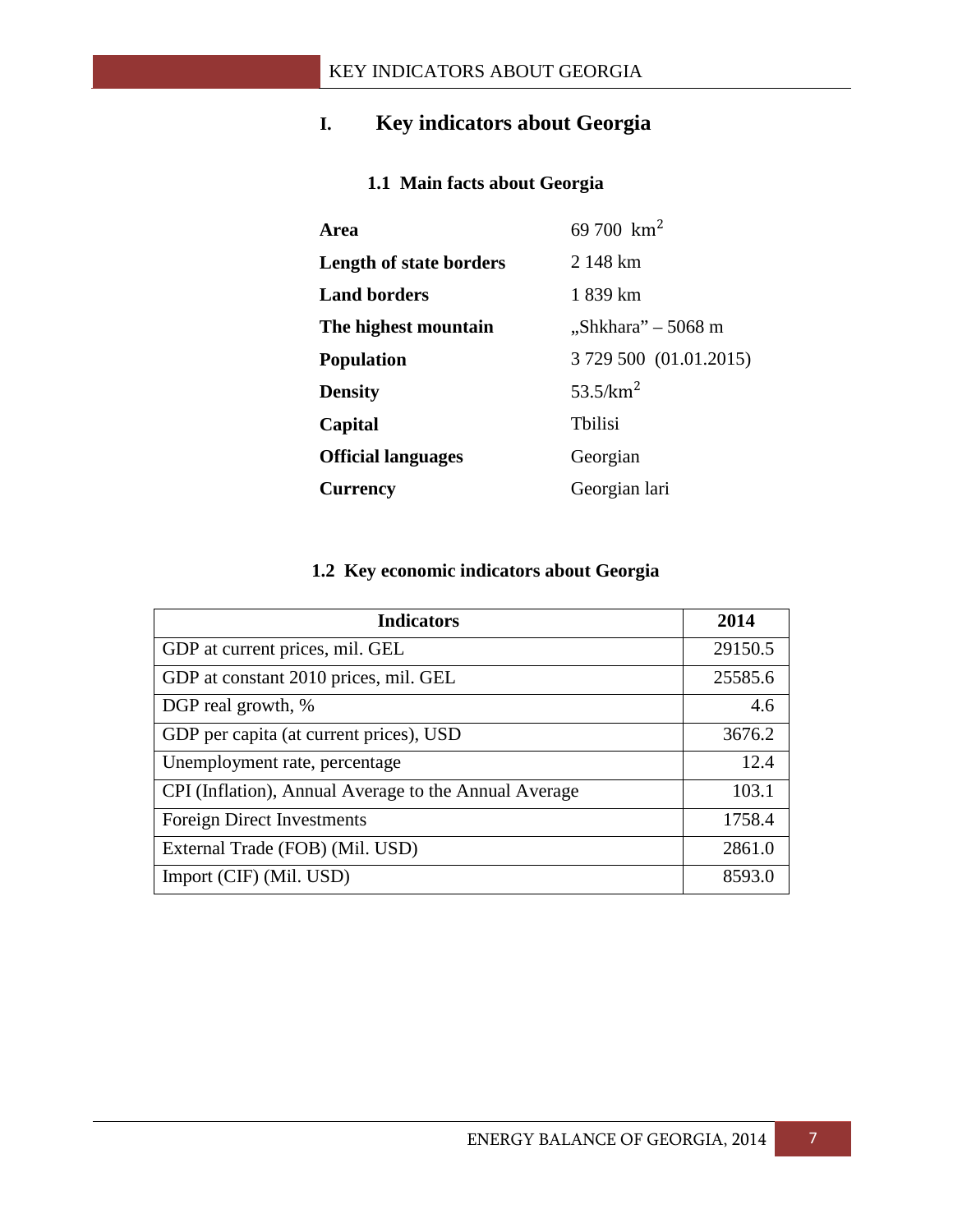# I. Key indicators about Georgia

## 1.1 Main facts about Georgia

| | |
|---|---|
| **Area** | 69 700 km$^2$ |
| **Length of state borders** | 2 148 km |
| **Land borders** | 1 839 km |
| **The highest mountain** | „Shkhara" – 5068 m |
| **Population** | 3 729 500 (01.01.2015) |
| **Density** | 53.5/km$^2$ |
| **Capital** | Tbilisi |
| **Official languages** | Georgian |
| **Currency** | Georgian lari |

## 1.2 Key economic indicators about Georgia

| Indicators | 2014 |
|---|---|
| GDP at current prices, mil. GEL | 29150.5 |
| GDP at constant 2010 prices, mil. GEL | 25585.6 |
| DGP real growth, % | 4.6 |
| GDP per capita (at current prices), USD | 3676.2 |
| Unemployment rate, percentage | 12.4 |
| CPI (Inflation), Annual Average to the Annual Average | 103.1 |
| Foreign Direct Investments | 1758.4 |
| External Trade (FOB) (Mil. USD) | 2861.0 |
| Import (CIF) (Mil. USD) | 8593.0 |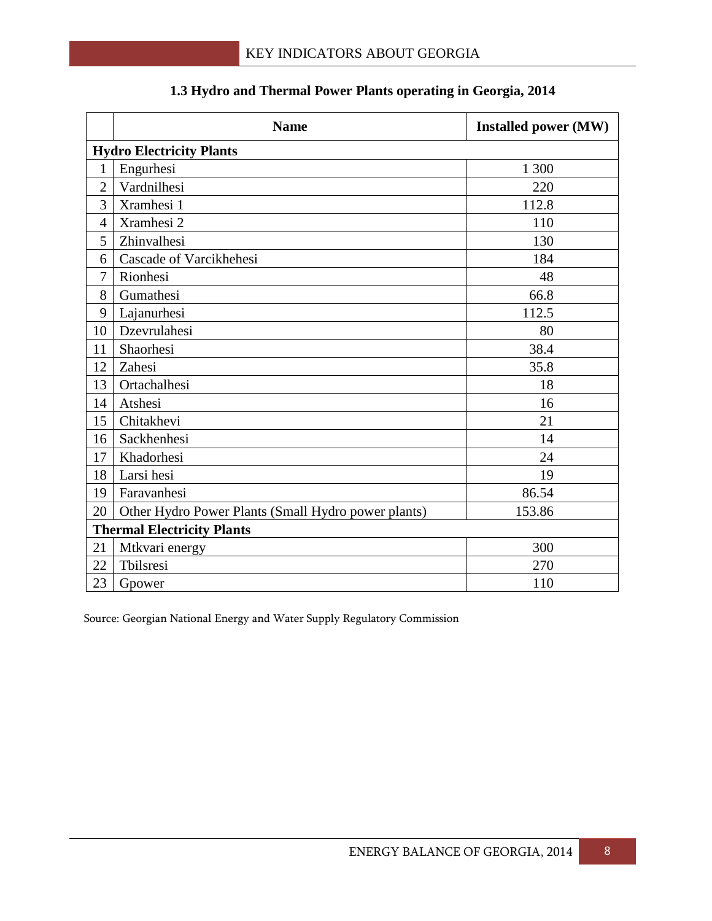### 1.3 Hydro and Thermal Power Plants operating in Georgia, 2014

| | Name | Installed power (MW) |
|---|---|---|
| **Hydro Electricity Plants** | | |
| 1 | Engurhesi | 1 300 |
| 2 | Vardnilhesi | 220 |
| 3 | Xramhesi 1 | 112.8 |
| 4 | Xramhesi 2 | 110 |
| 5 | Zhinvalhesi | 130 |
| 6 | Cascade of Varcikhehesi | 184 |
| 7 | Rionhesi | 48 |
| 8 | Gumathesi | 66.8 |
| 9 | Lajanurhesi | 112.5 |
| 10 | Dzevrulahesi | 80 |
| 11 | Shaorhesi | 38.4 |
| 12 | Zahesi | 35.8 |
| 13 | Ortachalhesi | 18 |
| 14 | Atshesi | 16 |
| 15 | Chitakhevi | 21 |
| 16 | Sackhenhesi | 14 |
| 17 | Khadorhesi | 24 |
| 18 | Larsi hesi | 19 |
| 19 | Faravanhesi | 86.54 |
| 20 | Other Hydro Power Plants (Small Hydro power plants) | 153.86 |
| **Thermal Electricity Plants** | | |
| 21 | Mtkvari energy | 300 |
| 22 | Tbilsresi | 270 |
| 23 | Gpower | 110 |

Source: Georgian National Energy and Water Supply Regulatory Commission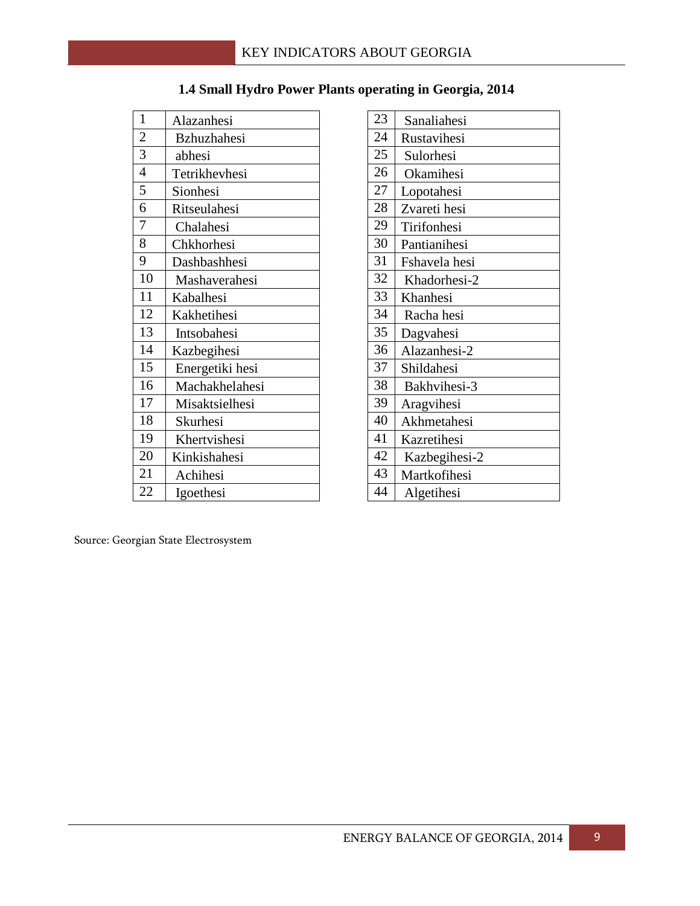### 1.4 Small Hydro Power Plants operating in Georgia, 2014

| | |
|---|---|
| 1 | Alazanhesi |
| 2 | Bzhuzhahesi |
| 3 | abhesi |
| 4 | Tetrikhevhesi |
| 5 | Sionhesi |
| 6 | Ritseulahesi |
| 7 | Chalahesi |
| 8 | Chkhorhesi |
| 9 | Dashbashhesi |
| 10 | Mashaverahesi |
| 11 | Kabalhesi |
| 12 | Kakhetihesi |
| 13 | Intsobahesi |
| 14 | Kazbegihesi |
| 15 | Energetiki hesi |
| 16 | Machakhelahesi |
| 17 | Misaktsielhesi |
| 18 | Skurhesi |
| 19 | Khertvishesi |
| 20 | Kinkishahesi |
| 21 | Achihesi |
| 22 | Igoethesi |

| | |
|---|---|
| 23 | Sanaliahesi |
| 24 | Rustavihesi |
| 25 | Sulorhesi |
| 26 | Okamihesi |
| 27 | Lopotahesi |
| 28 | Zvareti hesi |
| 29 | Tirifonhesi |
| 30 | Pantianihesi |
| 31 | Fshavela hesi |
| 32 | Khadorhesi-2 |
| 33 | Khanhesi |
| 34 | Racha hesi |
| 35 | Dagvahesi |
| 36 | Alazanhesi-2 |
| 37 | Shildahesi |
| 38 | Bakhvihesi-3 |
| 39 | Aragvihesi |
| 40 | Akhmetahesi |
| 41 | Kazretihesi |
| 42 | Kazbegihesi-2 |
| 43 | Martkofihesi |
| 44 | Algetihesi |

Source: Georgian State Electrosystem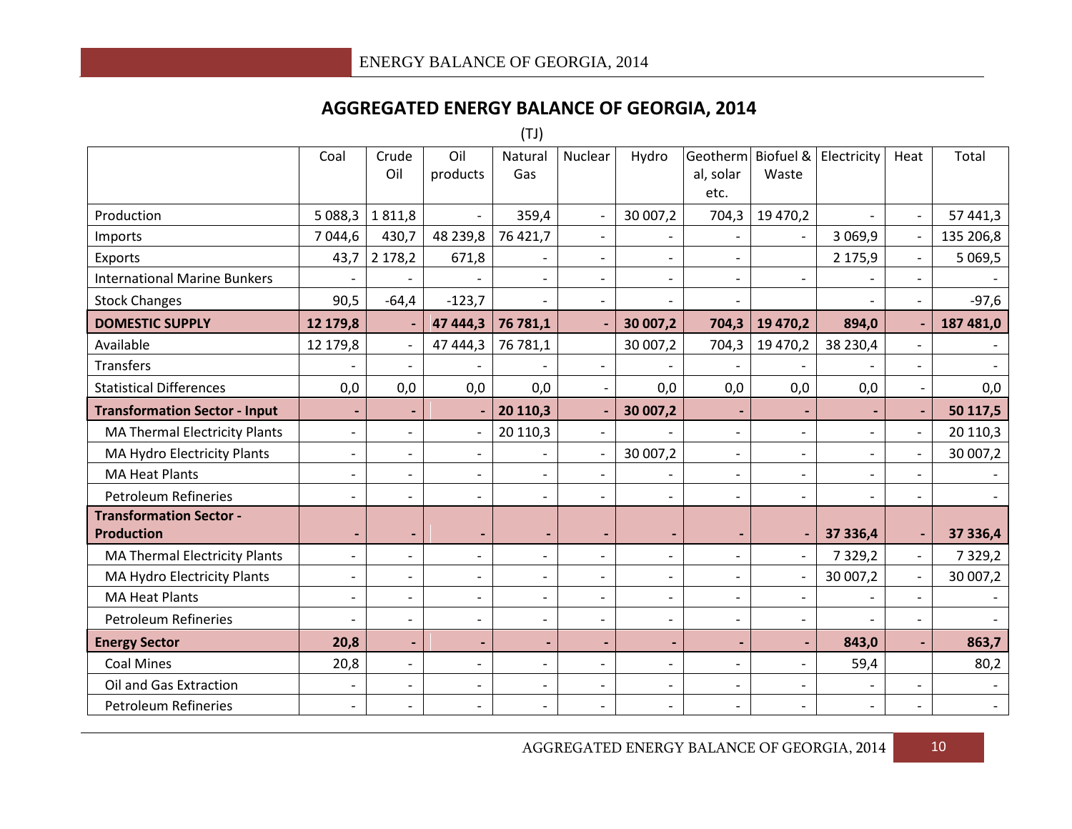## AGGREGATED ENERGY BALANCE OF GEORGIA, 2014

(TJ)

| | Coal | Crude Oil | Oil products | Natural Gas | Nuclear | Hydro | Geothermal, solar etc. | Biofuel & Waste | Electricity | Heat | Total |
|---|---|---|---|---|---|---|---|---|---|---|---|
| Production | 5 088,3 | 1 811,8 | - | 359,4 | - | 30 007,2 | 704,3 | 19 470,2 | - | - | 57 441,3 |
| Imports | 7 044,6 | 430,7 | 48 239,8 | 76 421,7 | - | - | - | - | 3 069,9 | - | 135 206,8 |
| Exports | 43,7 | 2 178,2 | 671,8 | - | - | - | - | | 2 175,9 | - | 5 069,5 |
| International Marine Bunkers | - | - | - | - | - | - | - | - | - | - | - |
| Stock Changes | 90,5 | -64,4 | -123,7 | - | - | - | - | | - | - | -97,6 |
| **DOMESTIC SUPPLY** | **12 179,8** | **-** | **47 444,3** | **76 781,1** | **-** | **30 007,2** | **704,3** | **19 470,2** | **894,0** | **-** | **187 481,0** |
| Available | 12 179,8 | - | 47 444,3 | 76 781,1 | | 30 007,2 | 704,3 | 19 470,2 | 38 230,4 | - | - |
| Transfers | - | - | - | - | - | - | - | - | - | - | - |
| Statistical Differences | 0,0 | 0,0 | 0,0 | 0,0 | - | 0,0 | 0,0 | 0,0 | 0,0 | - | 0,0 |
| **Transformation Sector - Input** | **-** | **-** | **-** | **20 110,3** | **-** | **30 007,2** | **-** | **-** | **-** | **-** | **50 117,5** |
| MA Thermal Electricity Plants | - | - | - | 20 110,3 | - | - | - | - | - | - | 20 110,3 |
| MA Hydro Electricity Plants | - | - | - | - | - | 30 007,2 | - | - | - | - | 30 007,2 |
| MA Heat Plants | - | - | - | - | - | - | - | - | - | - | - |
| Petroleum Refineries | - | - | - | - | - | - | - | - | - | - | - |
| **Transformation Sector - Production** | **-** | **-** | **-** | **-** | **-** | **-** | **-** | **-** | **37 336,4** | **-** | **37 336,4** |
| MA Thermal Electricity Plants | - | - | - | - | - | - | - | - | 7 329,2 | - | 7 329,2 |
| MA Hydro Electricity Plants | - | - | - | - | - | - | - | - | 30 007,2 | - | 30 007,2 |
| MA Heat Plants | - | - | - | - | - | - | - | - | - | - | - |
| Petroleum Refineries | - | - | - | - | - | - | - | - | - | - | - |
| **Energy Sector** | **20,8** | **-** | **-** | **-** | **-** | **-** | **-** | **-** | **843,0** | **-** | **863,7** |
| Coal Mines | 20,8 | - | - | - | - | - | - | - | 59,4 | | 80,2 |
| Oil and Gas Extraction | - | - | - | - | - | - | - | - | - | - | - |
| Petroleum Refineries | - | - | - | - | - | - | - | - | - | - | - |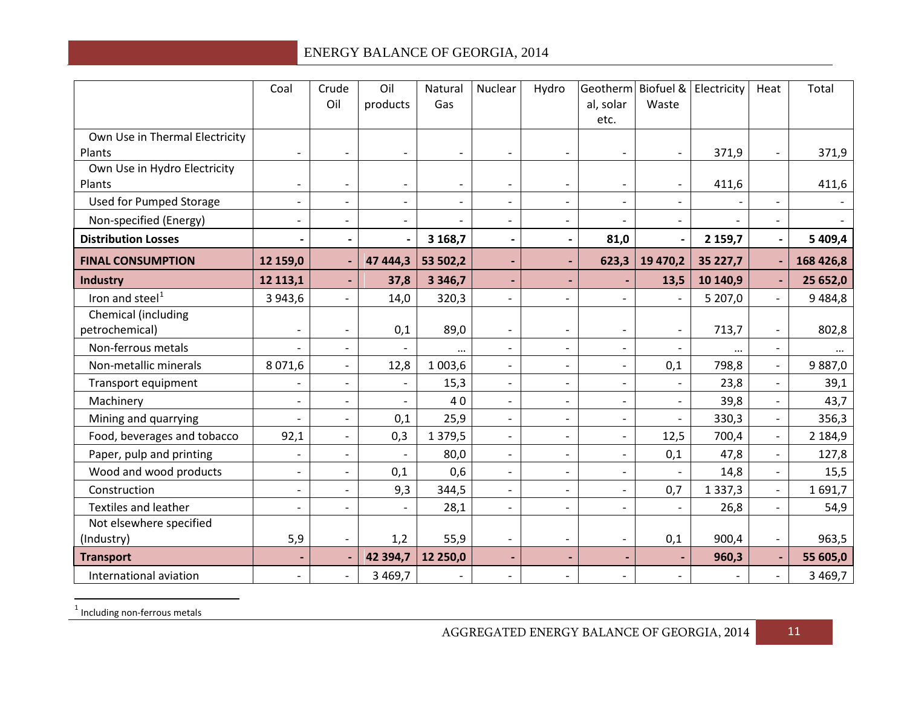| | Coal | Crude Oil | Oil products | Natural Gas | Nuclear | Hydro | Geothermal, solar etc. | Biofuel & Waste | Electricity | Heat | Total |
|---|---|---|---|---|---|---|---|---|---|---|---|
| Own Use in Thermal Electricity Plants | - | - | - | - | - | - | - | - | 371,9 | - | 371,9 |
| Own Use in Hydro Electricity Plants | - | - | - | - | - | - | - | - | 411,6 | | 411,6 |
| Used for Pumped Storage | - | - | - | - | - | - | - | - | - | - | - |
| Non-specified (Energy) | - | - | - | - | - | - | - | - | - | - | - |
| **Distribution Losses** | **-** | **-** | **-** | **3 168,7** | **-** | **-** | **81,0** | **-** | **2 159,7** | **-** | **5 409,4** |
| **FINAL CONSUMPTION** | **12 159,0** | **-** | **47 444,3** | **53 502,2** | **-** | **-** | **623,3** | **19 470,2** | **35 227,7** | **-** | **168 426,8** |
| **Industry** | **12 113,1** | **-** | **37,8** | **3 346,7** | **-** | **-** | **-** | **13,5** | **10 140,9** | **-** | **25 652,0** |
| Iron and steel[1] | 3 943,6 | - | 14,0 | 320,3 | - | - | - | - | 5 207,0 | - | 9 484,8 |
| Chemical (including petrochemical) | - | - | 0,1 | 89,0 | - | - | - | - | 713,7 | - | 802,8 |
| Non-ferrous metals | - | - | - | … | - | - | - | - | … | - | … |
| Non-metallic minerals | 8 071,6 | - | 12,8 | 1 003,6 | - | - | - | 0,1 | 798,8 | - | 9 887,0 |
| Transport equipment | - | - | - | 15,3 | - | - | - | - | 23,8 | - | 39,1 |
| Machinery | - | - | - | 4 0 | - | - | - | - | 39,8 | - | 43,7 |
| Mining and quarrying | - | - | 0,1 | 25,9 | - | - | - | - | 330,3 | - | 356,3 |
| Food, beverages and tobacco | 92,1 | - | 0,3 | 1 379,5 | - | - | - | 12,5 | 700,4 | - | 2 184,9 |
| Paper, pulp and printing | - | - | - | 80,0 | - | - | - | 0,1 | 47,8 | - | 127,8 |
| Wood and wood products | - | - | 0,1 | 0,6 | - | - | - | - | 14,8 | - | 15,5 |
| Construction | - | - | 9,3 | 344,5 | - | - | - | 0,7 | 1 337,3 | - | 1 691,7 |
| Textiles and leather | - | - | - | 28,1 | - | - | - | - | 26,8 | - | 54,9 |
| Not elsewhere specified (Industry) | 5,9 | - | 1,2 | 55,9 | - | - | - | 0,1 | 900,4 | - | 963,5 |
| **Transport** | **-** | **-** | **42 394,7** | **12 250,0** | **-** | **-** | **-** | **-** | **960,3** | **-** | **55 605,0** |
| International aviation | - | - | 3 469,7 | - | - | - | - | - | - | - | 3 469,7 |

[1] Including non-ferrous metals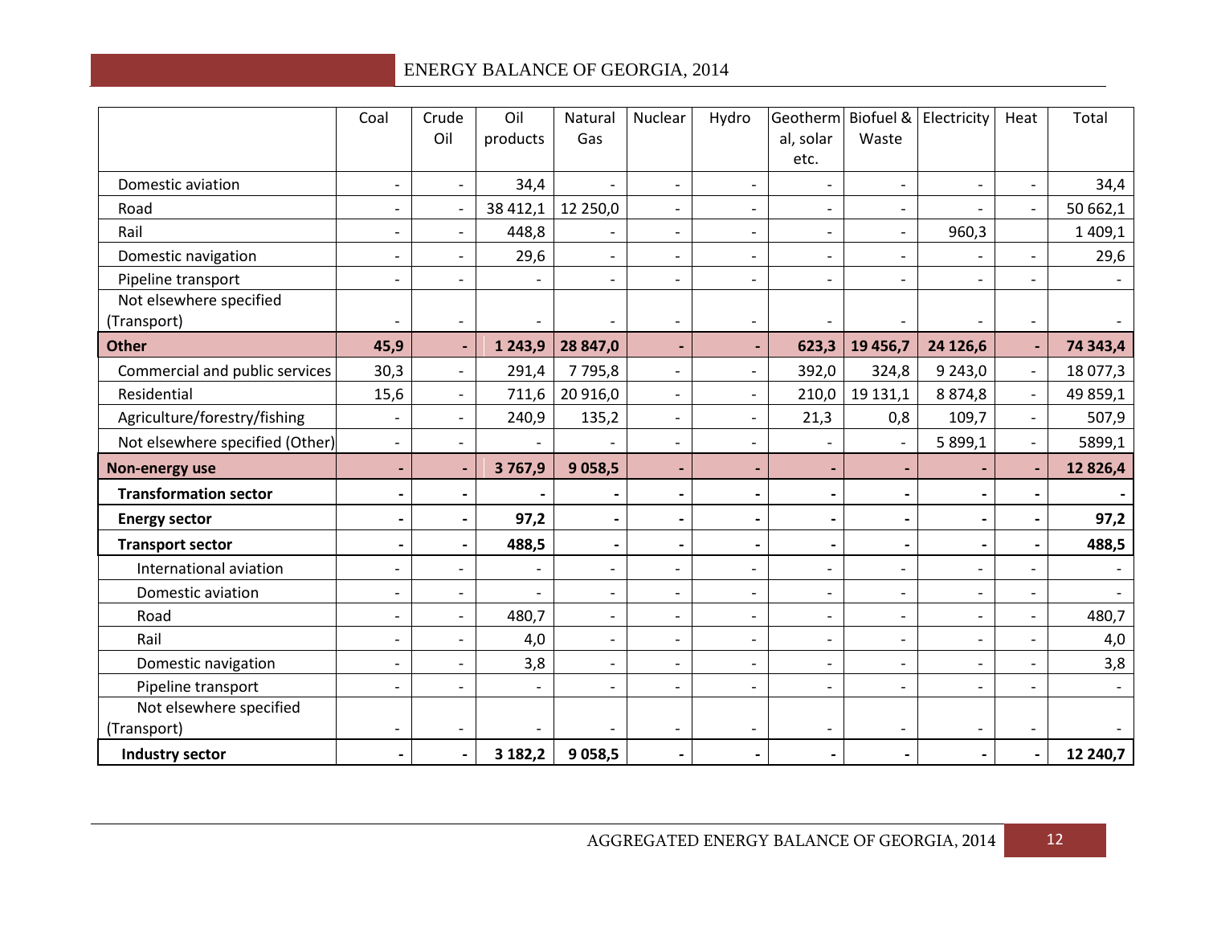| | Coal | Crude Oil | Oil products | Natural Gas | Nuclear | Hydro | Geothermal, solar etc. | Biofuel & Waste | Electricity | Heat | Total |
|---|---|---|---|---|---|---|---|---|---|---|---|
| Domestic aviation | - | - | 34,4 | - | - | - | - | - | - | - | 34,4 |
| Road | - | - | 38 412,1 | 12 250,0 | - | - | - | - | - | - | 50 662,1 |
| Rail | - | - | 448,8 | - | - | - | - | - | 960,3 | | 1 409,1 |
| Domestic navigation | - | - | 29,6 | - | - | - | - | - | - | - | 29,6 |
| Pipeline transport | - | - | - | - | - | - | - | - | - | - | - |
| Not elsewhere specified (Transport) | - | - | - | - | - | - | - | - | - | - | - |
| **Other** | **45,9** | **-** | **1 243,9** | **28 847,0** | **-** | **-** | **623,3** | **19 456,7** | **24 126,6** | **-** | **74 343,4** |
| Commercial and public services | 30,3 | - | 291,4 | 7 795,8 | - | - | 392,0 | 324,8 | 9 243,0 | - | 18 077,3 |
| Residential | 15,6 | - | 711,6 | 20 916,0 | - | - | 210,0 | 19 131,1 | 8 874,8 | - | 49 859,1 |
| Agriculture/forestry/fishing | - | - | 240,9 | 135,2 | - | - | 21,3 | 0,8 | 109,7 | - | 507,9 |
| Not elsewhere specified (Other) | - | - | - | - | - | - | - | - | 5 899,1 | - | 5899,1 |
| **Non-energy use** | **-** | **-** | **3 767,9** | **9 058,5** | **-** | **-** | **-** | **-** | **-** | **-** | **12 826,4** |
| **Transformation sector** | **-** | **-** | **-** | **-** | **-** | **-** | **-** | **-** | **-** | **-** | **-** |
| **Energy sector** | **-** | **-** | **97,2** | **-** | **-** | **-** | **-** | **-** | **-** | **-** | **97,2** |
| **Transport sector** | **-** | **-** | **488,5** | **-** | **-** | **-** | **-** | **-** | **-** | **-** | **488,5** |
| International aviation | - | - | - | - | - | - | - | - | - | - | - |
| Domestic aviation | - | - | - | - | - | - | - | - | - | - | - |
| Road | - | - | 480,7 | - | - | - | - | - | - | - | 480,7 |
| Rail | - | - | 4,0 | - | - | - | - | - | - | - | 4,0 |
| Domestic navigation | - | - | 3,8 | - | - | - | - | - | - | - | 3,8 |
| Pipeline transport | - | - | - | - | - | - | - | - | - | - | - |
| Not elsewhere specified (Transport) | - | - | - | - | - | - | - | - | - | - | - |
| **Industry sector** | **-** | **-** | **3 182,2** | **9 058,5** | **-** | **-** | **-** | **-** | **-** | **-** | **12 240,7** |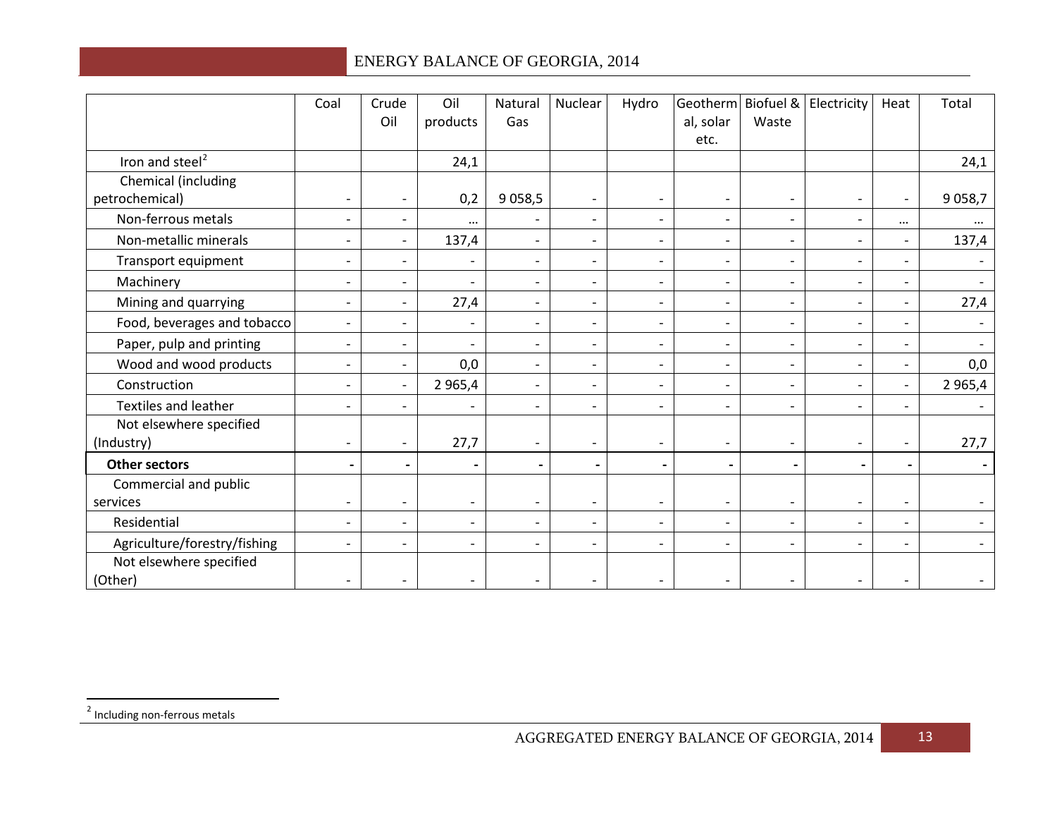| | Coal | Crude Oil | Oil products | Natural Gas | Nuclear | Hydro | Geothermal, solar etc. | Biofuel & Waste | Electricity | Heat | Total |
|---|---|---|---|---|---|---|---|---|---|---|---|
| Iron and steel[2] | | | 24,1 | | | | | | | | 24,1 |
| Chemical (including petrochemical) | - | - | 0,2 | 9 058,5 | - | - | - | - | - | - | 9 058,7 |
| Non-ferrous metals | - | - | … | - | - | - | - | - | - | … | … |
| Non-metallic minerals | - | - | 137,4 | - | - | - | - | - | - | - | 137,4 |
| Transport equipment | - | - | - | - | - | - | - | - | - | - | - |
| Machinery | - | - | - | - | - | - | - | - | - | - | - |
| Mining and quarrying | - | - | 27,4 | - | - | - | - | - | - | - | 27,4 |
| Food, beverages and tobacco | - | - | - | - | - | - | - | - | - | - | - |
| Paper, pulp and printing | - | - | - | - | - | - | - | - | - | - | - |
| Wood and wood products | - | - | 0,0 | - | - | - | - | - | - | - | 0,0 |
| Construction | - | - | 2 965,4 | - | - | - | - | - | - | - | 2 965,4 |
| Textiles and leather | - | - | - | - | - | - | - | - | - | - | - |
| Not elsewhere specified (Industry) | - | - | 27,7 | - | - | - | - | - | - | - | 27,7 |
| **Other sectors** | **-** | **-** | **-** | **-** | **-** | **-** | **-** | **-** | **-** | **-** | **-** |
| Commercial and public services | - | - | - | - | - | - | - | - | - | - | - |
| Residential | - | - | - | - | - | - | - | - | - | - | - |
| Agriculture/forestry/fishing | - | - | - | - | - | - | - | - | - | - | - |
| Not elsewhere specified (Other) | - | - | - | - | - | - | - | - | - | - | - |

[2] Including non-ferrous metals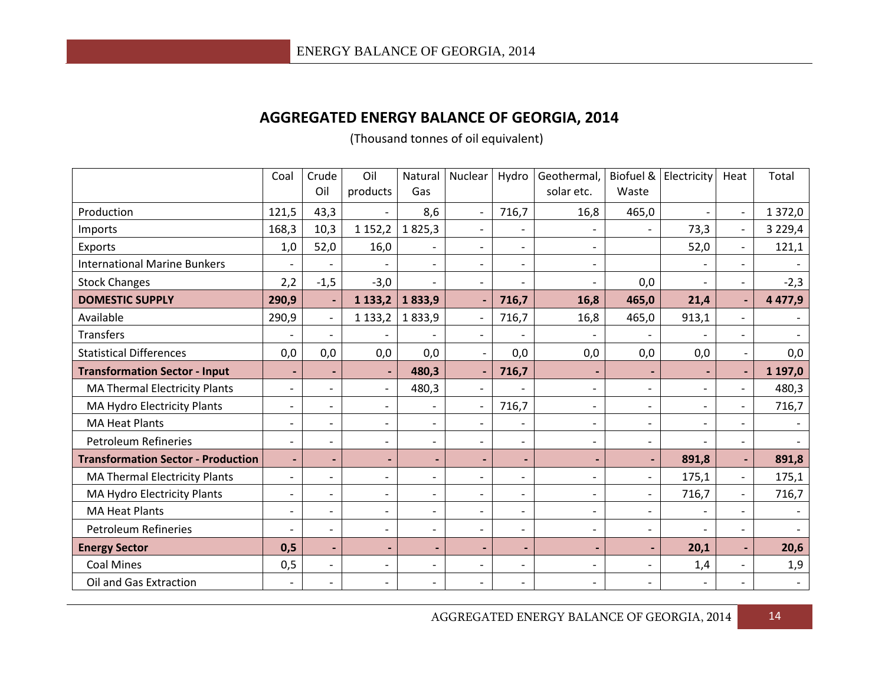## AGGREGATED ENERGY BALANCE OF GEORGIA, 2014

(Thousand tonnes of oil equivalent)

| | Coal | Crude Oil | Oil products | Natural Gas | Nuclear | Hydro | Geothermal, solar etc. | Biofuel & Waste | Electricity | Heat | Total |
|---|---|---|---|---|---|---|---|---|---|---|---|
| Production | 121,5 | 43,3 | - | 8,6 | - | 716,7 | 16,8 | 465,0 | - | - | 1 372,0 |
| Imports | 168,3 | 10,3 | 1 152,2 | 1 825,3 | - | - | - | - | 73,3 | - | 3 229,4 |
| Exports | 1,0 | 52,0 | 16,0 | - | - | - | - | | 52,0 | - | 121,1 |
| International Marine Bunkers | - | - | - | - | - | - | - | | - | - | - |
| Stock Changes | 2,2 | -1,5 | -3,0 | - | - | - | - | 0,0 | - | - | -2,3 |
| **DOMESTIC SUPPLY** | **290,9** | **-** | **1 133,2** | **1 833,9** | **-** | **716,7** | **16,8** | **465,0** | **21,4** | **-** | **4 477,9** |
| Available | 290,9 | - | 1 133,2 | 1 833,9 | - | 716,7 | 16,8 | 465,0 | 913,1 | - | - |
| Transfers | - | - | - | - | - | - | - | - | - | - | - |
| Statistical Differences | 0,0 | 0,0 | 0,0 | 0,0 | - | 0,0 | 0,0 | 0,0 | 0,0 | - | 0,0 |
| **Transformation Sector - Input** | **-** | **-** | **-** | **480,3** | **-** | **716,7** | **-** | **-** | **-** | **-** | **1 197,0** |
| MA Thermal Electricity Plants | - | - | - | 480,3 | - | - | - | - | - | - | 480,3 |
| MA Hydro Electricity Plants | - | - | - | - | - | 716,7 | - | - | - | - | 716,7 |
| MA Heat Plants | - | - | - | - | - | - | - | - | - | - | - |
| Petroleum Refineries | - | - | - | - | - | - | - | - | - | - | - |
| **Transformation Sector - Production** | **-** | **-** | **-** | **-** | **-** | **-** | **-** | **-** | **891,8** | **-** | **891,8** |
| MA Thermal Electricity Plants | - | - | - | - | - | - | - | - | 175,1 | - | 175,1 |
| MA Hydro Electricity Plants | - | - | - | - | - | - | - | - | 716,7 | - | 716,7 |
| MA Heat Plants | - | - | - | - | - | - | - | - | - | - | - |
| Petroleum Refineries | - | - | - | - | - | - | - | - | - | - | - |
| **Energy Sector** | **0,5** | **-** | **-** | **-** | **-** | **-** | **-** | **-** | **20,1** | **-** | **20,6** |
| Coal Mines | 0,5 | - | - | - | - | - | - | - | 1,4 | - | 1,9 |
| Oil and Gas Extraction | - | - | - | - | - | - | - | - | - | - | - |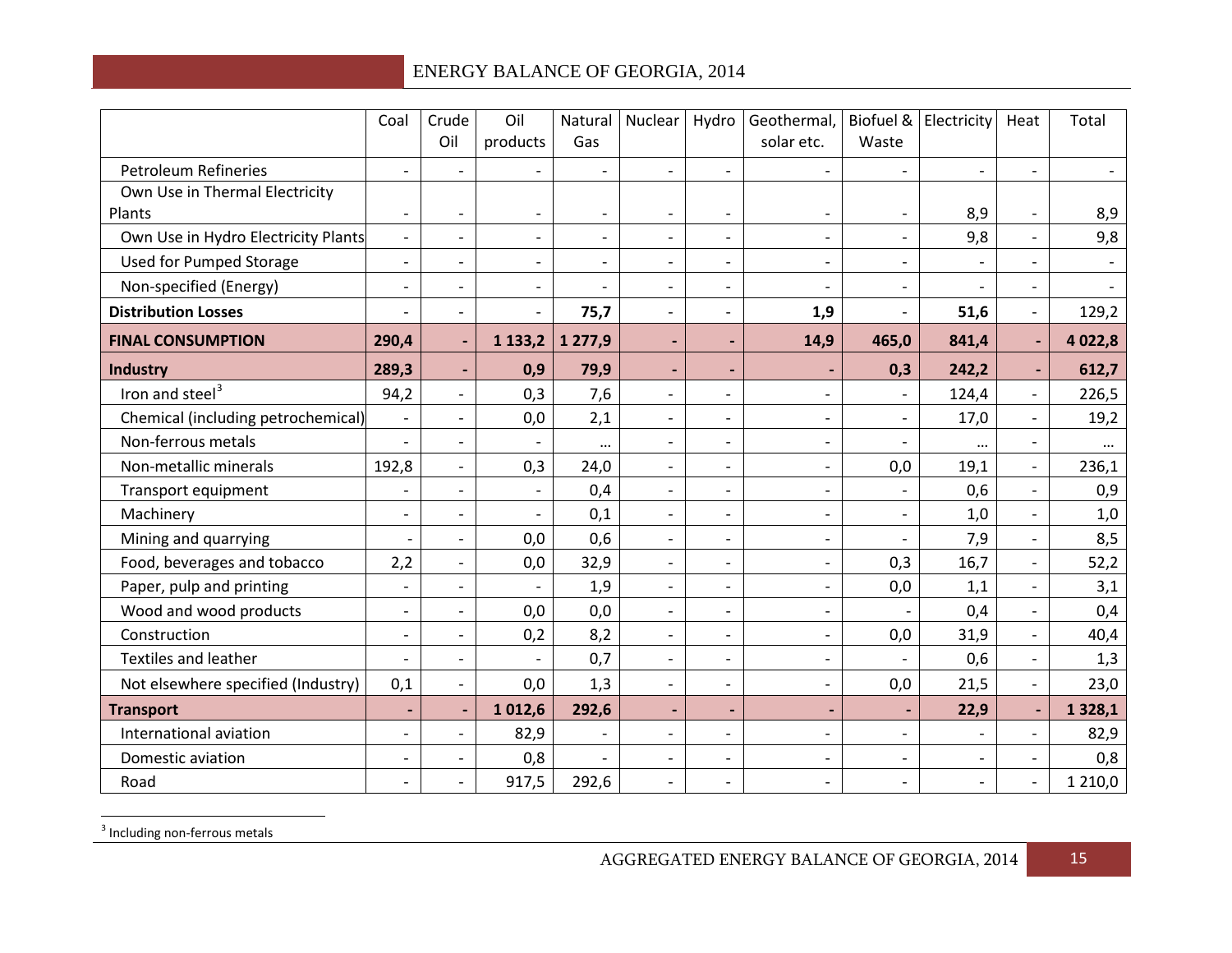| | Coal | Crude Oil | Oil products | Natural Gas | Nuclear | Hydro | Geothermal, solar etc. | Biofuel & Waste | Electricity | Heat | Total |
|---|---|---|---|---|---|---|---|---|---|---|---|
| Petroleum Refineries | - | - | - | - | - | - | - | - | - | - | - |
| Own Use in Thermal Electricity Plants | - | - | - | - | - | - | - | - | 8,9 | - | 8,9 |
| Own Use in Hydro Electricity Plants | - | - | - | - | - | - | - | - | 9,8 | - | 9,8 |
| Used for Pumped Storage | - | - | - | - | - | - | - | - | - | - | - |
| Non-specified (Energy) | - | - | - | - | - | - | - | - | - | - | - |
| **Distribution Losses** | - | - | - | **75,7** | - | - | **1,9** | - | **51,6** | - | 129,2 |
| **FINAL CONSUMPTION** | **290,4** | **-** | **1 133,2** | **1 277,9** | **-** | **-** | **14,9** | **465,0** | **841,4** | **-** | **4 022,8** |
| **Industry** | **289,3** | **-** | **0,9** | **79,9** | **-** | **-** | **-** | **0,3** | **242,2** | **-** | **612,7** |
| Iron and steel[3] | 94,2 | - | 0,3 | 7,6 | - | - | - | - | 124,4 | - | 226,5 |
| Chemical (including petrochemical) | - | - | 0,0 | 2,1 | - | - | - | - | 17,0 | - | 19,2 |
| Non-ferrous metals | - | - | - | ... | - | - | - | - | ... | - | ... |
| Non-metallic minerals | 192,8 | - | 0,3 | 24,0 | - | - | - | 0,0 | 19,1 | - | 236,1 |
| Transport equipment | - | - | - | 0,4 | - | - | - | - | 0,6 | - | 0,9 |
| Machinery | - | - | - | 0,1 | - | - | - | - | 1,0 | - | 1,0 |
| Mining and quarrying | - | - | 0,0 | 0,6 | - | - | - | - | 7,9 | - | 8,5 |
| Food, beverages and tobacco | 2,2 | - | 0,0 | 32,9 | - | - | - | 0,3 | 16,7 | - | 52,2 |
| Paper, pulp and printing | - | - | - | 1,9 | - | - | - | 0,0 | 1,1 | - | 3,1 |
| Wood and wood products | - | - | 0,0 | 0,0 | - | - | - | - | 0,4 | - | 0,4 |
| Construction | - | - | 0,2 | 8,2 | - | - | - | 0,0 | 31,9 | - | 40,4 |
| Textiles and leather | - | - | - | 0,7 | - | - | - | - | 0,6 | - | 1,3 |
| Not elsewhere specified (Industry) | 0,1 | - | 0,0 | 1,3 | - | - | - | 0,0 | 21,5 | - | 23,0 |
| **Transport** | **-** | **-** | **1 012,6** | **292,6** | **-** | **-** | **-** | **-** | **22,9** | **-** | **1 328,1** |
| International aviation | - | - | 82,9 | - | - | - | - | - | - | - | 82,9 |
| Domestic aviation | - | - | 0,8 | - | - | - | - | - | - | - | 0,8 |
| Road | - | - | 917,5 | 292,6 | - | - | - | - | - | - | 1 210,0 |

[3] Including non-ferrous metals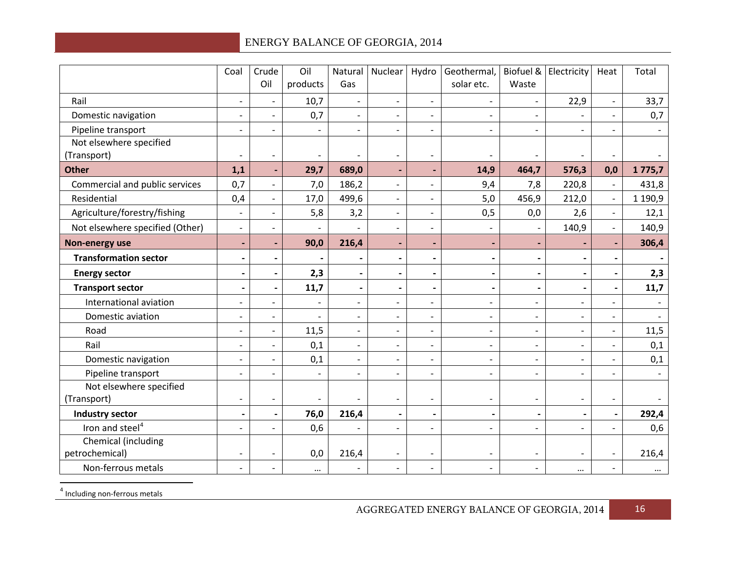| | Coal | Crude Oil | Oil products | Natural Gas | Nuclear | Hydro | Geothermal, solar etc. | Biofuel & Waste | Electricity | Heat | Total |
|---|---|---|---|---|---|---|---|---|---|---|---|
| Rail | - | - | 10,7 | - | - | - | - | - | 22,9 | - | 33,7 |
| Domestic navigation | - | - | 0,7 | - | - | - | - | - | - | - | 0,7 |
| Pipeline transport | - | - | - | - | - | - | - | - | - | - | - |
| Not elsewhere specified (Transport) | - | - | - | - | - | - | - | - | - | - | - |
| **Other** | **1,1** | **-** | **29,7** | **689,0** | **-** | **-** | **14,9** | **464,7** | **576,3** | **0,0** | **1 775,7** |
| Commercial and public services | 0,7 | - | 7,0 | 186,2 | - | - | 9,4 | 7,8 | 220,8 | - | 431,8 |
| Residential | 0,4 | - | 17,0 | 499,6 | - | - | 5,0 | 456,9 | 212,0 | - | 1 190,9 |
| Agriculture/forestry/fishing | - | - | 5,8 | 3,2 | - | - | 0,5 | 0,0 | 2,6 | - | 12,1 |
| Not elsewhere specified (Other) | - | - | - | - | - | - | - | - | 140,9 | - | 140,9 |
| **Non-energy use** | **-** | **-** | **90,0** | **216,4** | **-** | **-** | **-** | **-** | **-** | **-** | **306,4** |
| **Transformation sector** | **-** | **-** | **-** | **-** | **-** | **-** | **-** | **-** | **-** | **-** | **-** |
| **Energy sector** | **-** | **-** | **2,3** | **-** | **-** | **-** | **-** | **-** | **-** | **-** | **2,3** |
| **Transport sector** | **-** | **-** | **11,7** | **-** | **-** | **-** | **-** | **-** | **-** | **-** | **11,7** |
| International aviation | - | - | - | - | - | - | - | - | - | - | - |
| Domestic aviation | - | - | - | - | - | - | - | - | - | - | - |
| Road | - | - | 11,5 | - | - | - | - | - | - | - | 11,5 |
| Rail | - | - | 0,1 | - | - | - | - | - | - | - | 0,1 |
| Domestic navigation | - | - | 0,1 | - | - | - | - | - | - | - | 0,1 |
| Pipeline transport | - | - | - | - | - | - | - | - | - | - | - |
| Not elsewhere specified (Transport) | - | - | - | - | - | - | - | - | - | - | - |
| **Industry sector** | **-** | **-** | **76,0** | **216,4** | **-** | **-** | **-** | **-** | **-** | **-** | **292,4** |
| Iron and steel[4] | - | - | 0,6 | - | - | - | - | - | - | - | 0,6 |
| Chemical (including petrochemical) | - | - | 0,0 | 216,4 | - | - | - | - | - | - | 216,4 |
| Non-ferrous metals | - | - | … | - | - | - | - | - | … | - | … |

[4] Including non-ferrous metals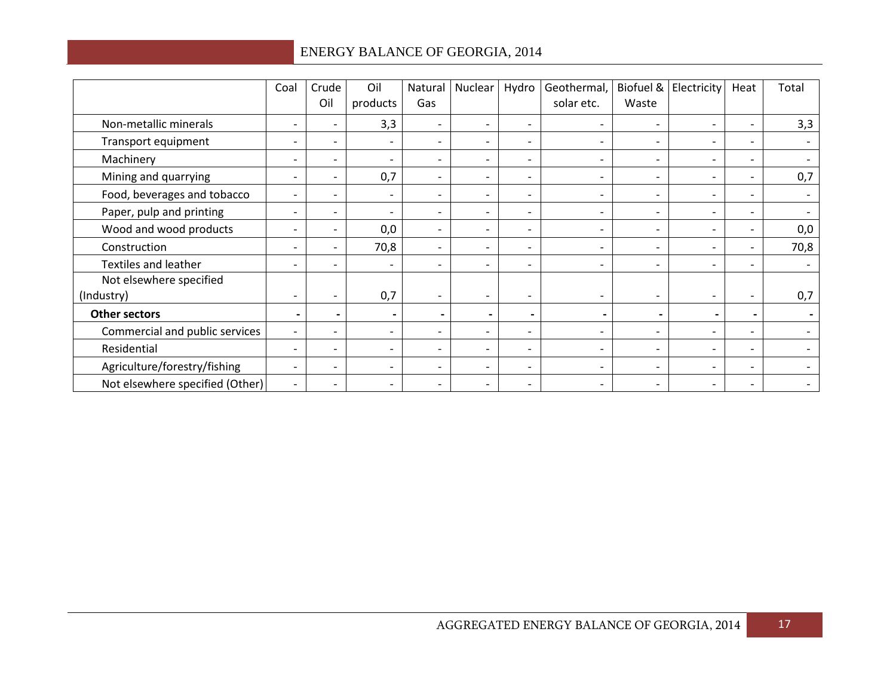| | Coal | Crude Oil | Oil products | Natural Gas | Nuclear | Hydro | Geothermal, solar etc. | Biofuel & Waste | Electricity | Heat | Total |
|---|---|---|---|---|---|---|---|---|---|---|---|
| Non-metallic minerals | - | - | 3,3 | - | - | - | - | - | - | - | 3,3 |
| Transport equipment | - | - | - | - | - | - | - | - | - | - | - |
| Machinery | - | - | - | - | - | - | - | - | - | - | - |
| Mining and quarrying | - | - | 0,7 | - | - | - | - | - | - | - | 0,7 |
| Food, beverages and tobacco | - | - | - | - | - | - | - | - | - | - | - |
| Paper, pulp and printing | - | - | - | - | - | - | - | - | - | - | - |
| Wood and wood products | - | - | 0,0 | - | - | - | - | - | - | - | 0,0 |
| Construction | - | - | 70,8 | - | - | - | - | - | - | - | 70,8 |
| Textiles and leather | - | - | - | - | - | - | - | - | - | - | - |
| Not elsewhere specified (Industry) | - | - | 0,7 | - | - | - | - | - | - | - | 0,7 |
| **Other sectors** | **-** | **-** | **-** | **-** | **-** | **-** | **-** | **-** | **-** | **-** | **-** |
| Commercial and public services | - | - | - | - | - | - | - | - | - | - | - |
| Residential | - | - | - | - | - | - | - | - | - | - | - |
| Agriculture/forestry/fishing | - | - | - | - | - | - | - | - | - | - | - |
| Not elsewhere specified (Other) | - | - | - | - | - | - | - | - | - | - | - |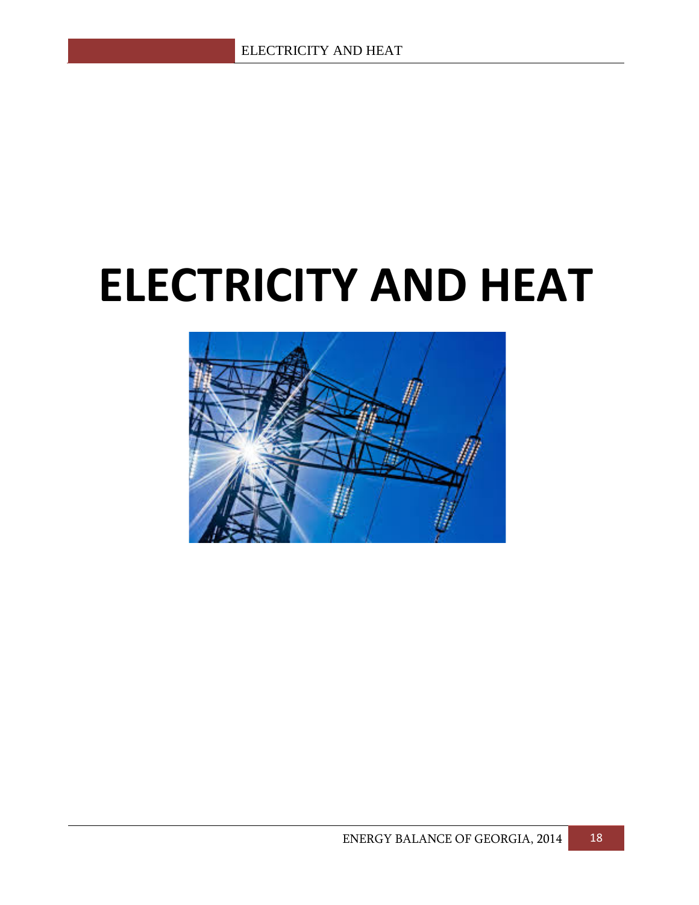# ELECTRICITY AND HEAT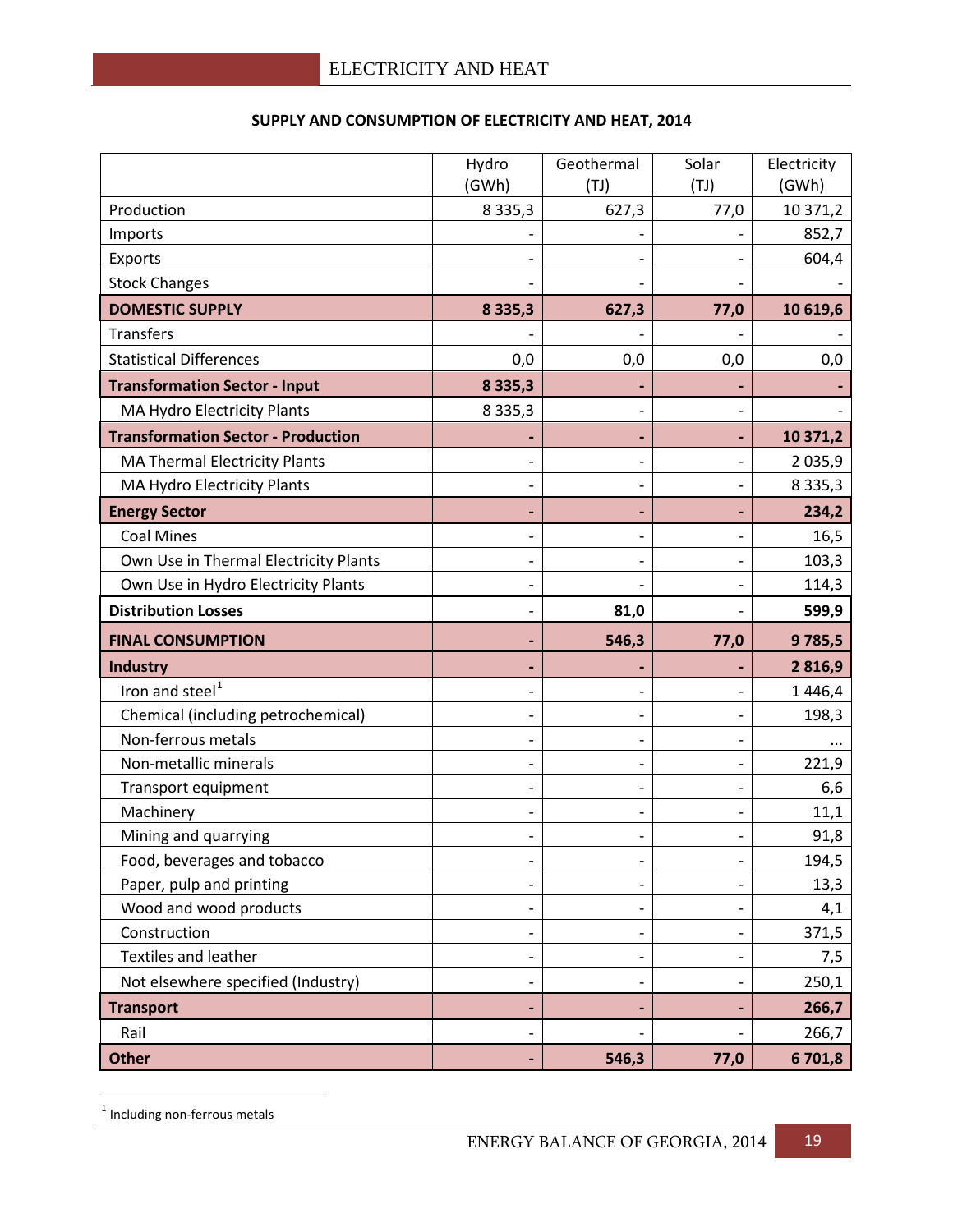# ELECTRICITY AND HEAT

**SUPPLY AND CONSUMPTION OF ELECTRICITY AND HEAT, 2014**

| | Hydro (GWh) | Geothermal (TJ) | Solar (TJ) | Electricity (GWh) |
|---|---|---|---|---|
| Production | 8 335,3 | 627,3 | 77,0 | 10 371,2 |
| Imports | - | - | - | 852,7 |
| Exports | - | - | - | 604,4 |
| Stock Changes | - | - | - | - |
| **DOMESTIC SUPPLY** | **8 335,3** | **627,3** | **77,0** | **10 619,6** |
| Transfers | - | - | - | - |
| Statistical Differences | 0,0 | 0,0 | 0,0 | 0,0 |
| **Transformation Sector - Input** | **8 335,3** | **-** | **-** | **-** |
| MA Hydro Electricity Plants | 8 335,3 | - | - | - |
| **Transformation Sector - Production** | **-** | **-** | **-** | **10 371,2** |
| MA Thermal Electricity Plants | - | - | - | 2 035,9 |
| MA Hydro Electricity Plants | - | - | - | 8 335,3 |
| **Energy Sector** | **-** | **-** | **-** | **234,2** |
| Coal Mines | - | - | - | 16,5 |
| Own Use in Thermal Electricity Plants | - | - | - | 103,3 |
| Own Use in Hydro Electricity Plants | - | - | - | 114,3 |
| **Distribution Losses** | **-** | **81,0** | **-** | **599,9** |
| **FINAL CONSUMPTION** | **-** | **546,3** | **77,0** | **9 785,5** |
| **Industry** | **-** | **-** | **-** | **2 816,9** |
| Iron and steel[1] | - | - | - | 1 446,4 |
| Chemical (including petrochemical) | - | - | - | 198,3 |
| Non-ferrous metals | - | - | - | ... |
| Non-metallic minerals | - | - | - | 221,9 |
| Transport equipment | - | - | - | 6,6 |
| Machinery | - | - | - | 11,1 |
| Mining and quarrying | - | - | - | 91,8 |
| Food, beverages and tobacco | - | - | - | 194,5 |
| Paper, pulp and printing | - | - | - | 13,3 |
| Wood and wood products | - | - | - | 4,1 |
| Construction | - | - | - | 371,5 |
| Textiles and leather | - | - | - | 7,5 |
| Not elsewhere specified (Industry) | - | - | - | 250,1 |
| **Transport** | **-** | **-** | **-** | **266,7** |
| Rail | - | - | - | 266,7 |
| **Other** | **-** | **546,3** | **77,0** | **6 701,8** |

[1] Including non-ferrous metals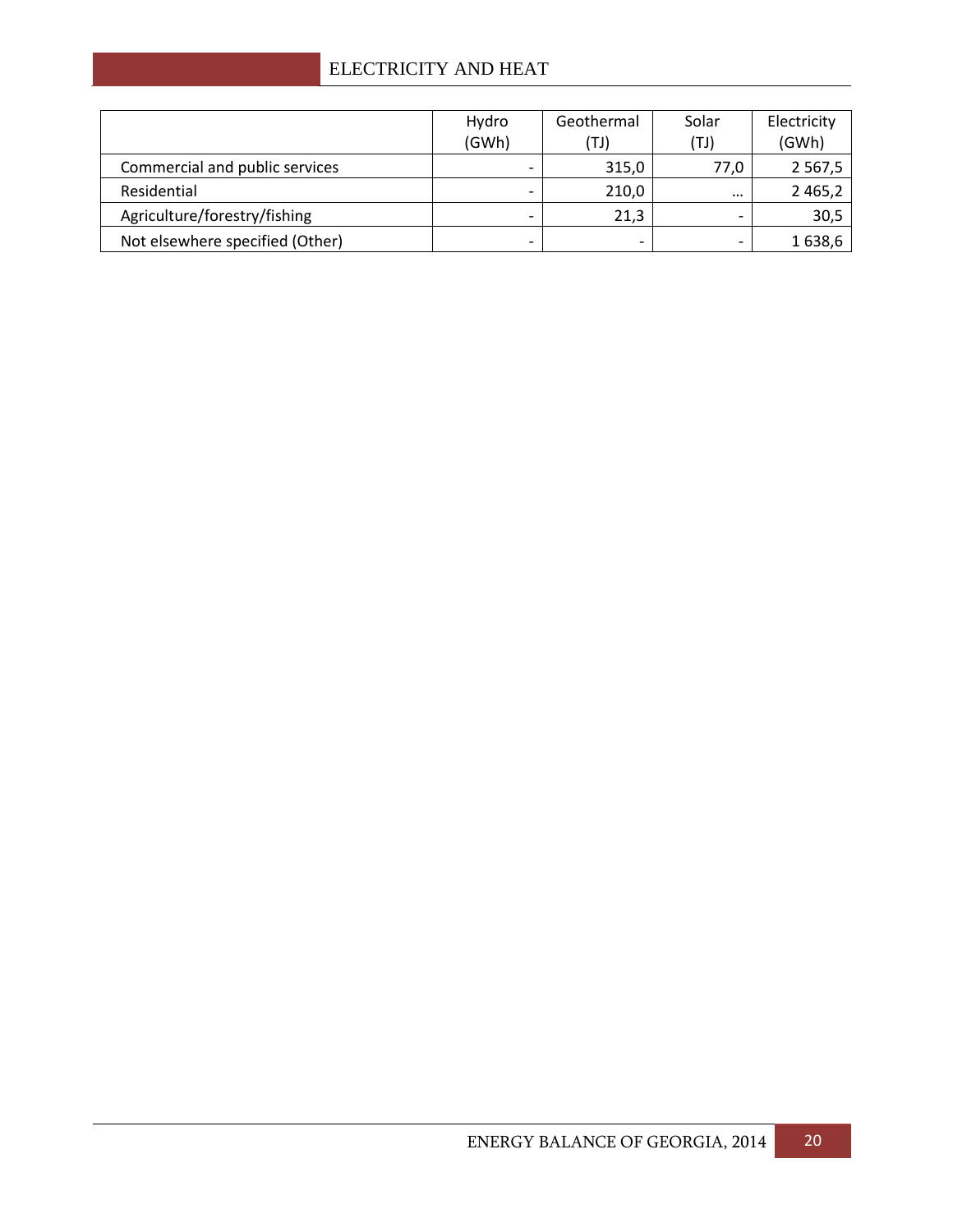| | Hydro (GWh) | Geothermal (TJ) | Solar (TJ) | Electricity (GWh) |
|---|---|---|---|---|
| Commercial and public services | - | 315,0 | 77,0 | 2 567,5 |
| Residential | - | 210,0 | … | 2 465,2 |
| Agriculture/forestry/fishing | - | 21,3 | - | 30,5 |
| Not elsewhere specified (Other) | - | - | - | 1 638,6 |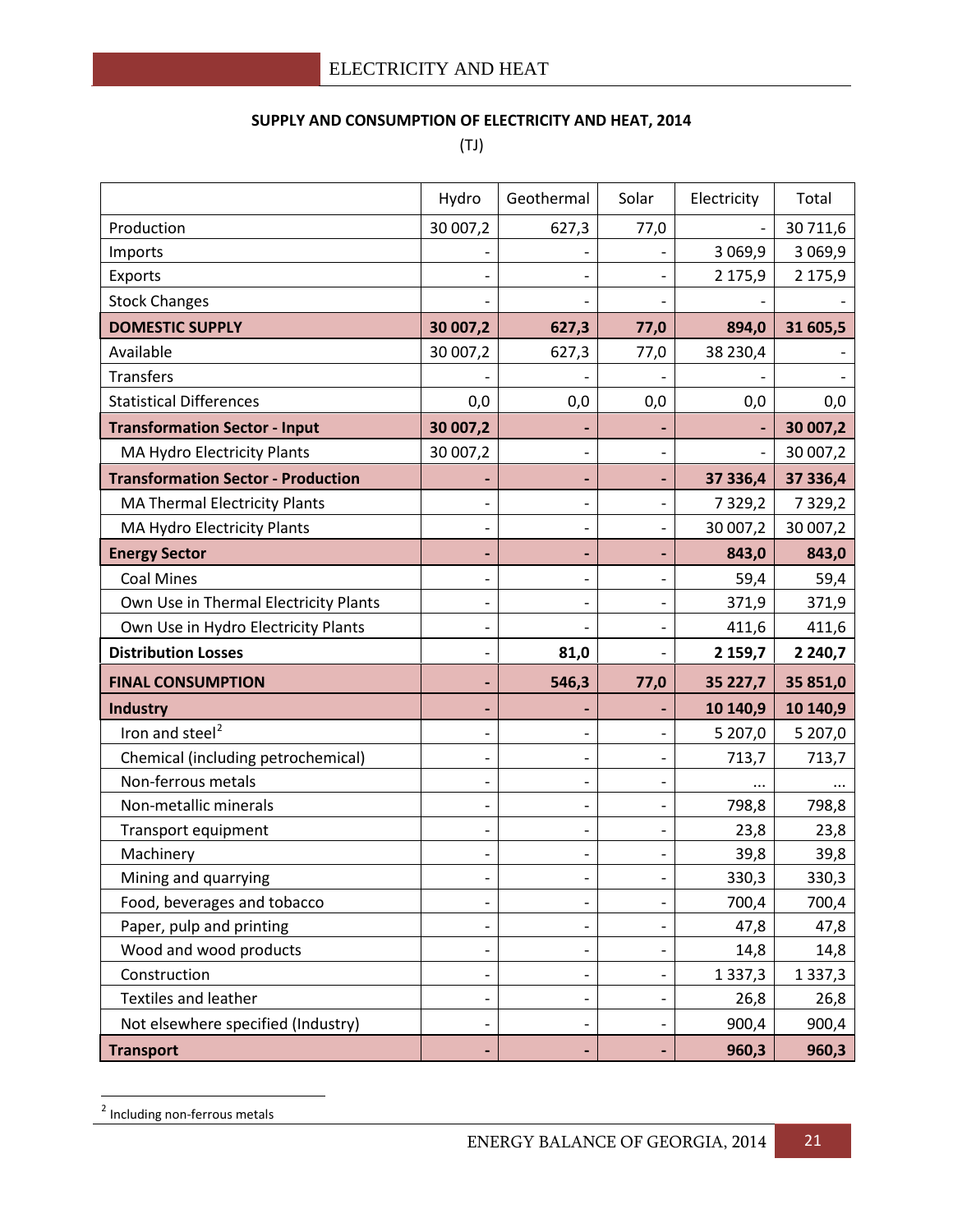## SUPPLY AND CONSUMPTION OF ELECTRICITY AND HEAT, 2014

(TJ)

| | Hydro | Geothermal | Solar | Electricity | Total |
|---|---|---|---|---|---|
| Production | 30 007,2 | 627,3 | 77,0 | - | 30 711,6 |
| Imports | - | - | - | 3 069,9 | 3 069,9 |
| Exports | - | - | - | 2 175,9 | 2 175,9 |
| Stock Changes | - | - | - | - | - |
| **DOMESTIC SUPPLY** | **30 007,2** | **627,3** | **77,0** | **894,0** | **31 605,5** |
| Available | 30 007,2 | 627,3 | 77,0 | 38 230,4 | - |
| Transfers | - | - | - | - | - |
| Statistical Differences | 0,0 | 0,0 | 0,0 | 0,0 | 0,0 |
| **Transformation Sector - Input** | **30 007,2** | **-** | **-** | **-** | **30 007,2** |
| MA Hydro Electricity Plants | 30 007,2 | - | - | - | 30 007,2 |
| **Transformation Sector - Production** | **-** | **-** | **-** | **37 336,4** | **37 336,4** |
| MA Thermal Electricity Plants | - | - | - | 7 329,2 | 7 329,2 |
| MA Hydro Electricity Plants | - | - | - | 30 007,2 | 30 007,2 |
| **Energy Sector** | **-** | **-** | **-** | **843,0** | **843,0** |
| Coal Mines | - | - | - | 59,4 | 59,4 |
| Own Use in Thermal Electricity Plants | - | - | - | 371,9 | 371,9 |
| Own Use in Hydro Electricity Plants | - | - | - | 411,6 | 411,6 |
| **Distribution Losses** | - | **81,0** | - | **2 159,7** | **2 240,7** |
| **FINAL CONSUMPTION** | **-** | **546,3** | **77,0** | **35 227,7** | **35 851,0** |
| **Industry** | **-** | **-** | **-** | **10 140,9** | **10 140,9** |
| Iron and steel[2] | - | - | - | 5 207,0 | 5 207,0 |
| Chemical (including petrochemical) | - | - | - | 713,7 | 713,7 |
| Non-ferrous metals | - | - | - | ... | ... |
| Non-metallic minerals | - | - | - | 798,8 | 798,8 |
| Transport equipment | - | - | - | 23,8 | 23,8 |
| Machinery | - | - | - | 39,8 | 39,8 |
| Mining and quarrying | - | - | - | 330,3 | 330,3 |
| Food, beverages and tobacco | - | - | - | 700,4 | 700,4 |
| Paper, pulp and printing | - | - | - | 47,8 | 47,8 |
| Wood and wood products | - | - | - | 14,8 | 14,8 |
| Construction | - | - | - | 1 337,3 | 1 337,3 |
| Textiles and leather | - | - | - | 26,8 | 26,8 |
| Not elsewhere specified (Industry) | - | - | - | 900,4 | 900,4 |
| **Transport** | **-** | **-** | **-** | **960,3** | **960,3** |

[2] Including non-ferrous metals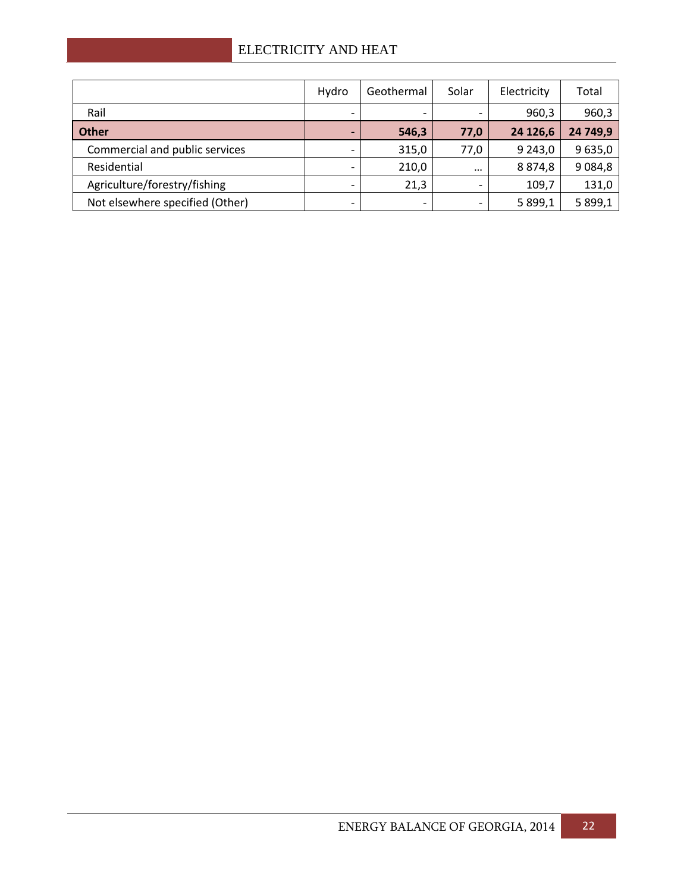| | Hydro | Geothermal | Solar | Electricity | Total |
|---|---|---|---|---|---|
| Rail | - | - | - | 960,3 | 960,3 |
| **Other** | **-** | **546,3** | **77,0** | **24 126,6** | **24 749,9** |
| Commercial and public services | - | 315,0 | 77,0 | 9 243,0 | 9 635,0 |
| Residential | - | 210,0 | ... | 8 874,8 | 9 084,8 |
| Agriculture/forestry/fishing | - | 21,3 | - | 109,7 | 131,0 |
| Not elsewhere specified (Other) | - | - | - | 5 899,1 | 5 899,1 |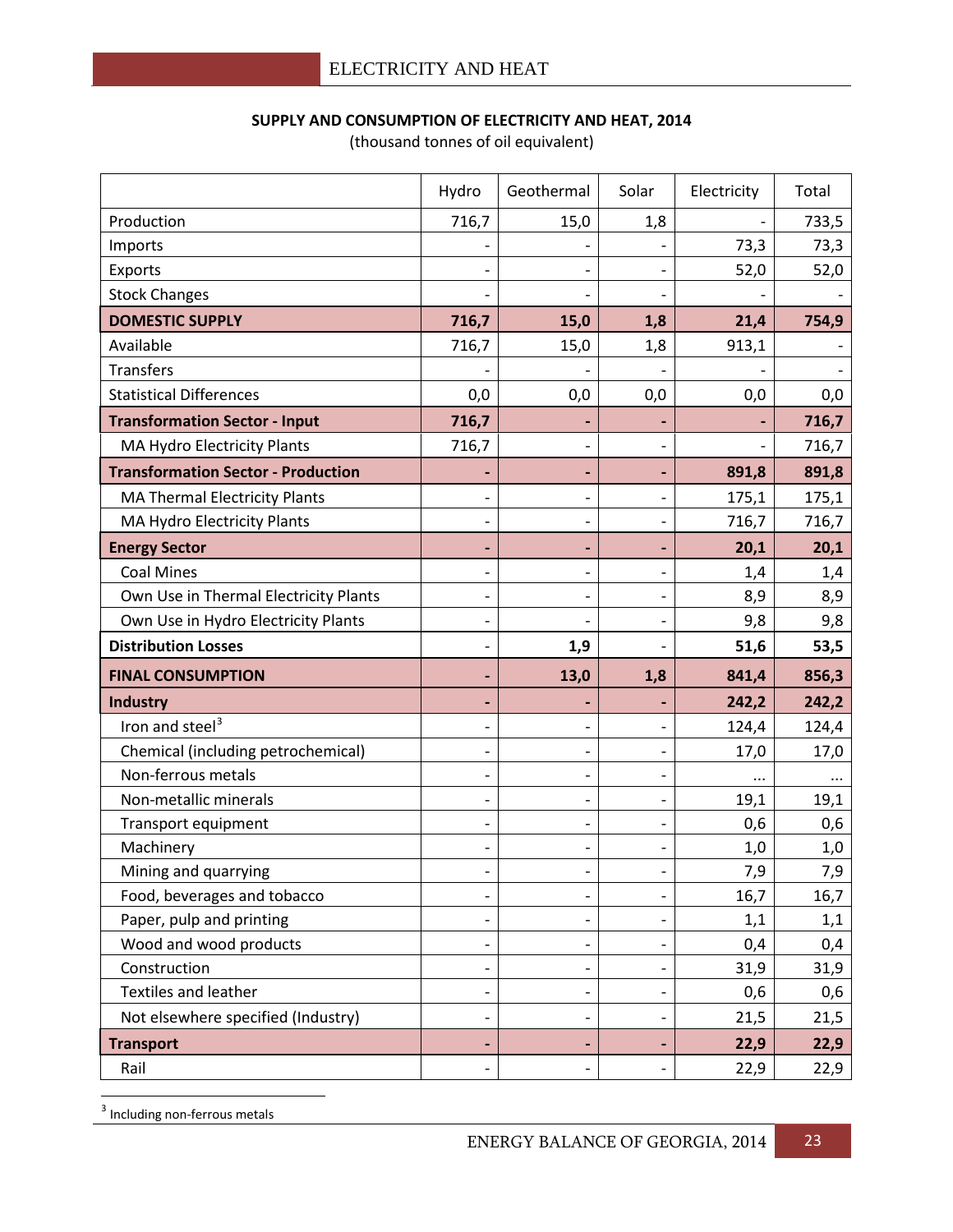**SUPPLY AND CONSUMPTION OF ELECTRICITY AND HEAT, 2014**

(thousand tonnes of oil equivalent)

| | Hydro | Geothermal | Solar | Electricity | Total |
|---|---|---|---|---|---|
| Production | 716,7 | 15,0 | 1,8 | - | 733,5 |
| Imports | - | - | - | 73,3 | 73,3 |
| Exports | - | - | - | 52,0 | 52,0 |
| Stock Changes | - | - | - | - | - |
| **DOMESTIC SUPPLY** | **716,7** | **15,0** | **1,8** | **21,4** | **754,9** |
| Available | 716,7 | 15,0 | 1,8 | 913,1 | - |
| Transfers | - | - | - | - | - |
| Statistical Differences | 0,0 | 0,0 | 0,0 | 0,0 | 0,0 |
| **Transformation Sector - Input** | **716,7** | **-** | **-** | **-** | **716,7** |
| MA Hydro Electricity Plants | 716,7 | - | - | - | 716,7 |
| **Transformation Sector - Production** | **-** | **-** | **-** | **891,8** | **891,8** |
| MA Thermal Electricity Plants | - | - | - | 175,1 | 175,1 |
| MA Hydro Electricity Plants | - | - | - | 716,7 | 716,7 |
| **Energy Sector** | **-** | **-** | **-** | **20,1** | **20,1** |
| Coal Mines | - | - | - | 1,4 | 1,4 |
| Own Use in Thermal Electricity Plants | - | - | - | 8,9 | 8,9 |
| Own Use in Hydro Electricity Plants | - | - | - | 9,8 | 9,8 |
| **Distribution Losses** | **-** | **1,9** | **-** | **51,6** | **53,5** |
| **FINAL CONSUMPTION** | **-** | **13,0** | **1,8** | **841,4** | **856,3** |
| **Industry** | **-** | **-** | **-** | **242,2** | **242,2** |
| Iron and steel[3] | - | - | - | 124,4 | 124,4 |
| Chemical (including petrochemical) | - | - | - | 17,0 | 17,0 |
| Non-ferrous metals | - | - | - | ... | ... |
| Non-metallic minerals | - | - | - | 19,1 | 19,1 |
| Transport equipment | - | - | - | 0,6 | 0,6 |
| Machinery | - | - | - | 1,0 | 1,0 |
| Mining and quarrying | - | - | - | 7,9 | 7,9 |
| Food, beverages and tobacco | - | - | - | 16,7 | 16,7 |
| Paper, pulp and printing | - | - | - | 1,1 | 1,1 |
| Wood and wood products | - | - | - | 0,4 | 0,4 |
| Construction | - | - | - | 31,9 | 31,9 |
| Textiles and leather | - | - | - | 0,6 | 0,6 |
| Not elsewhere specified (Industry) | - | - | - | 21,5 | 21,5 |
| **Transport** | **-** | **-** | **-** | **22,9** | **22,9** |
| Rail | - | - | - | 22,9 | 22,9 |

[3] Including non-ferrous metals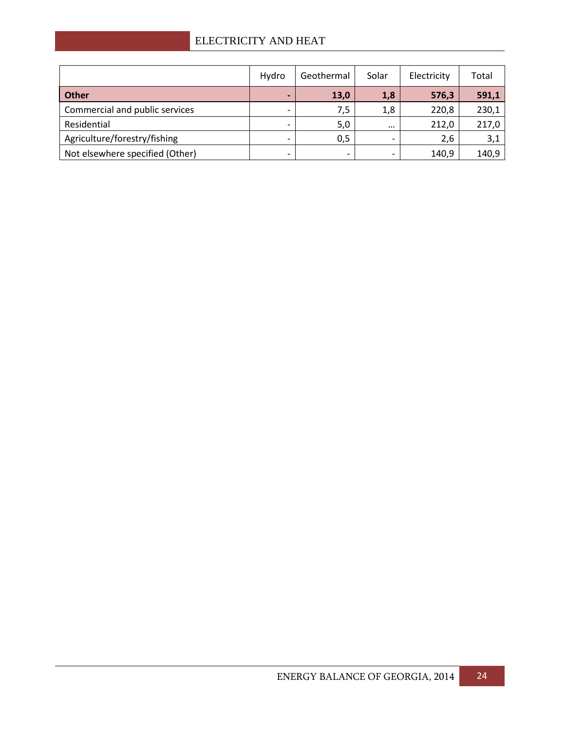| | Hydro | Geothermal | Solar | Electricity | Total |
|---|---|---|---|---|---|
| **Other** | **-** | **13,0** | **1,8** | **576,3** | **591,1** |
| Commercial and public services | - | 7,5 | 1,8 | 220,8 | 230,1 |
| Residential | - | 5,0 | … | 212,0 | 217,0 |
| Agriculture/forestry/fishing | - | 0,5 | - | 2,6 | 3,1 |
| Not elsewhere specified (Other) | - | - | - | 140,9 | 140,9 |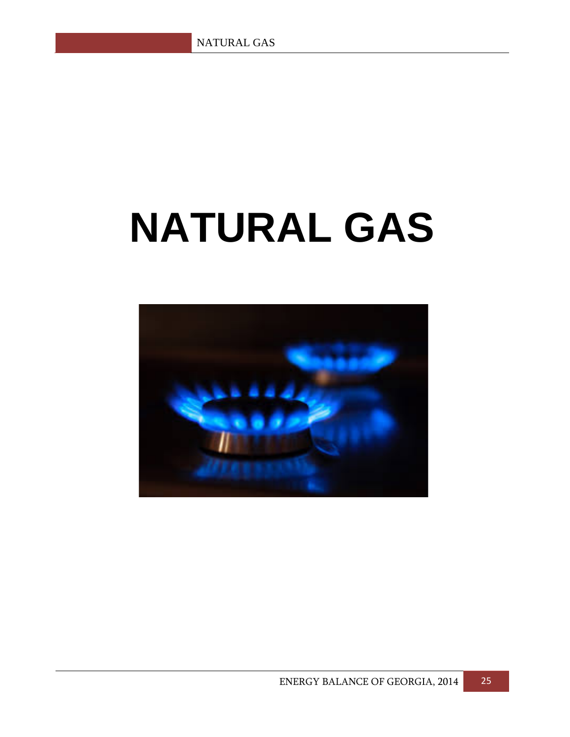# NATURAL GAS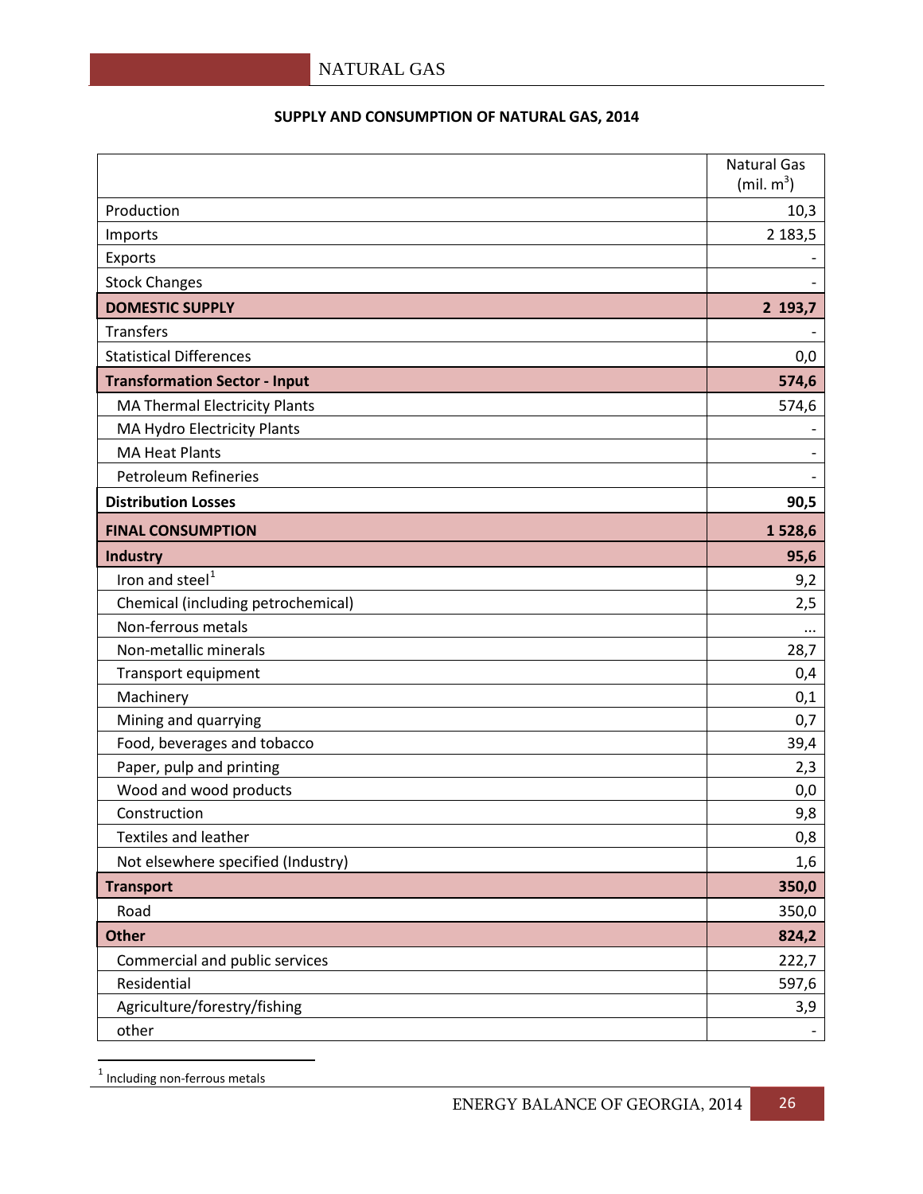## SUPPLY AND CONSUMPTION OF NATURAL GAS, 2014

| | Natural Gas (mil. $m^3$) |
|---|---|
| Production | 10,3 |
| Imports | 2 183,5 |
| Exports | - |
| Stock Changes | - |
| **DOMESTIC SUPPLY** | **2 193,7** |
| Transfers | - |
| Statistical Differences | 0,0 |
| **Transformation Sector - Input** | **574,6** |
| MA Thermal Electricity Plants | 574,6 |
| MA Hydro Electricity Plants | - |
| MA Heat Plants | - |
| Petroleum Refineries | - |
| **Distribution Losses** | **90,5** |
| **FINAL CONSUMPTION** | **1 528,6** |
| **Industry** | **95,6** |
| Iron and steel[1] | 9,2 |
| Chemical (including petrochemical) | 2,5 |
| Non-ferrous metals | ... |
| Non-metallic minerals | 28,7 |
| Transport equipment | 0,4 |
| Machinery | 0,1 |
| Mining and quarrying | 0,7 |
| Food, beverages and tobacco | 39,4 |
| Paper, pulp and printing | 2,3 |
| Wood and wood products | 0,0 |
| Construction | 9,8 |
| Textiles and leather | 0,8 |
| Not elsewhere specified (Industry) | 1,6 |
| **Transport** | **350,0** |
| Road | 350,0 |
| **Other** | **824,2** |
| Commercial and public services | 222,7 |
| Residential | 597,6 |
| Agriculture/forestry/fishing | 3,9 |
| other | - |

[1] Including non-ferrous metals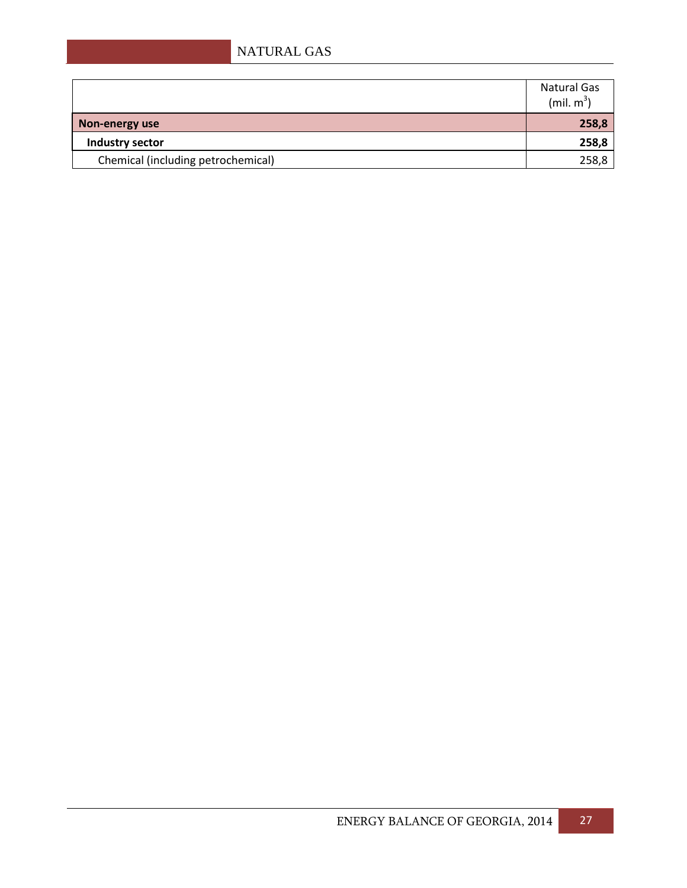|  | Natural Gas (mil. $m^3$) |
|---|---|
| **Non-energy use** | **258,8** |
| **Industry sector** | **258,8** |
| Chemical (including petrochemical) | 258,8 |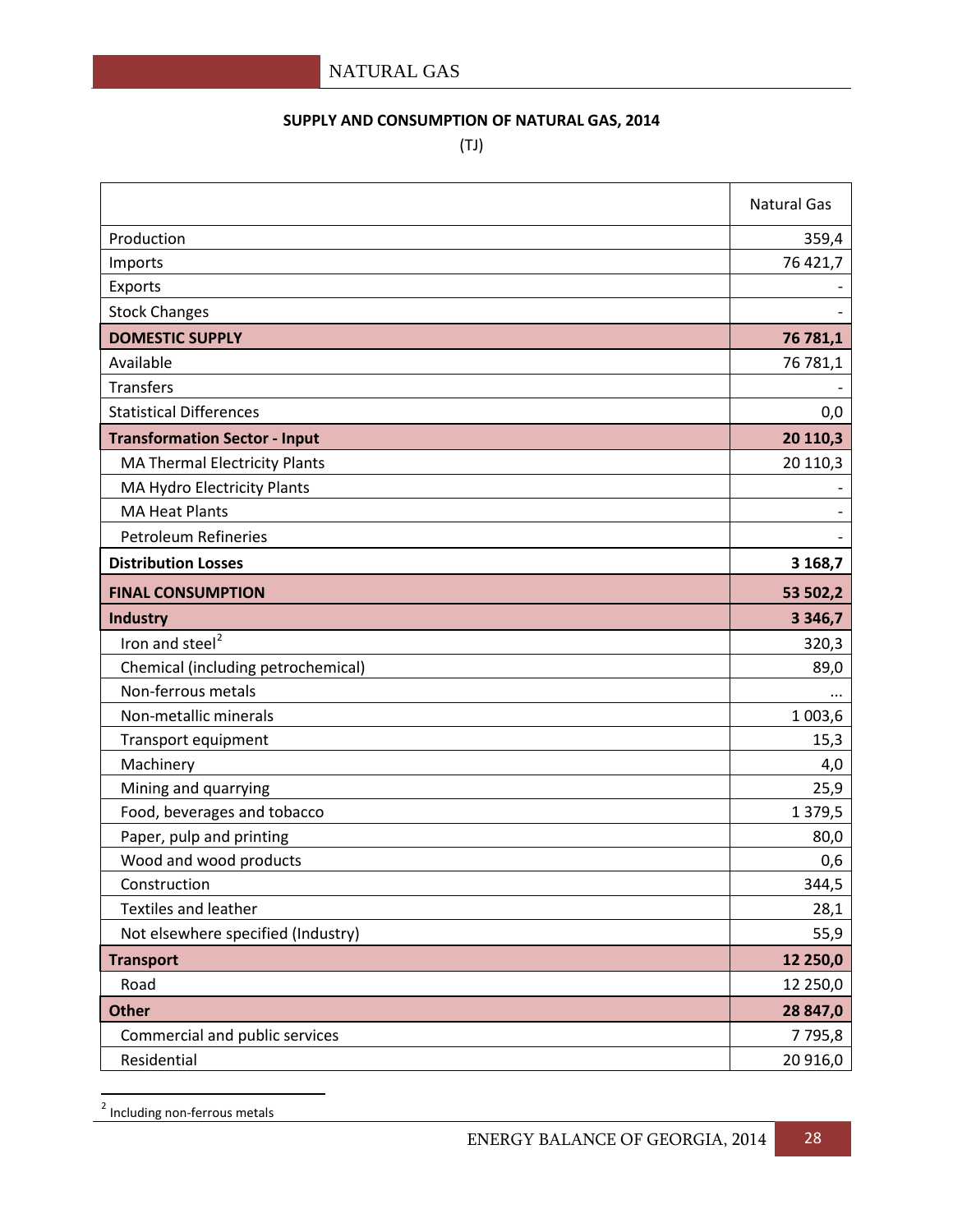## SUPPLY AND CONSUMPTION OF NATURAL GAS, 2014

(TJ)

| | Natural Gas |
|---|---|
| Production | 359,4 |
| Imports | 76 421,7 |
| Exports | - |
| Stock Changes | - |
| **DOMESTIC SUPPLY** | **76 781,1** |
| Available | 76 781,1 |
| Transfers | - |
| Statistical Differences | 0,0 |
| **Transformation Sector - Input** | **20 110,3** |
| MA Thermal Electricity Plants | 20 110,3 |
| MA Hydro Electricity Plants | - |
| MA Heat Plants | - |
| Petroleum Refineries | - |
| **Distribution Losses** | **3 168,7** |
| **FINAL CONSUMPTION** | **53 502,2** |
| **Industry** | **3 346,7** |
| Iron and steel[2] | 320,3 |
| Chemical (including petrochemical) | 89,0 |
| Non-ferrous metals | ... |
| Non-metallic minerals | 1 003,6 |
| Transport equipment | 15,3 |
| Machinery | 4,0 |
| Mining and quarrying | 25,9 |
| Food, beverages and tobacco | 1 379,5 |
| Paper, pulp and printing | 80,0 |
| Wood and wood products | 0,6 |
| Construction | 344,5 |
| Textiles and leather | 28,1 |
| Not elsewhere specified (Industry) | 55,9 |
| **Transport** | **12 250,0** |
| Road | 12 250,0 |
| **Other** | **28 847,0** |
| Commercial and public services | 7 795,8 |
| Residential | 20 916,0 |

[2] Including non-ferrous metals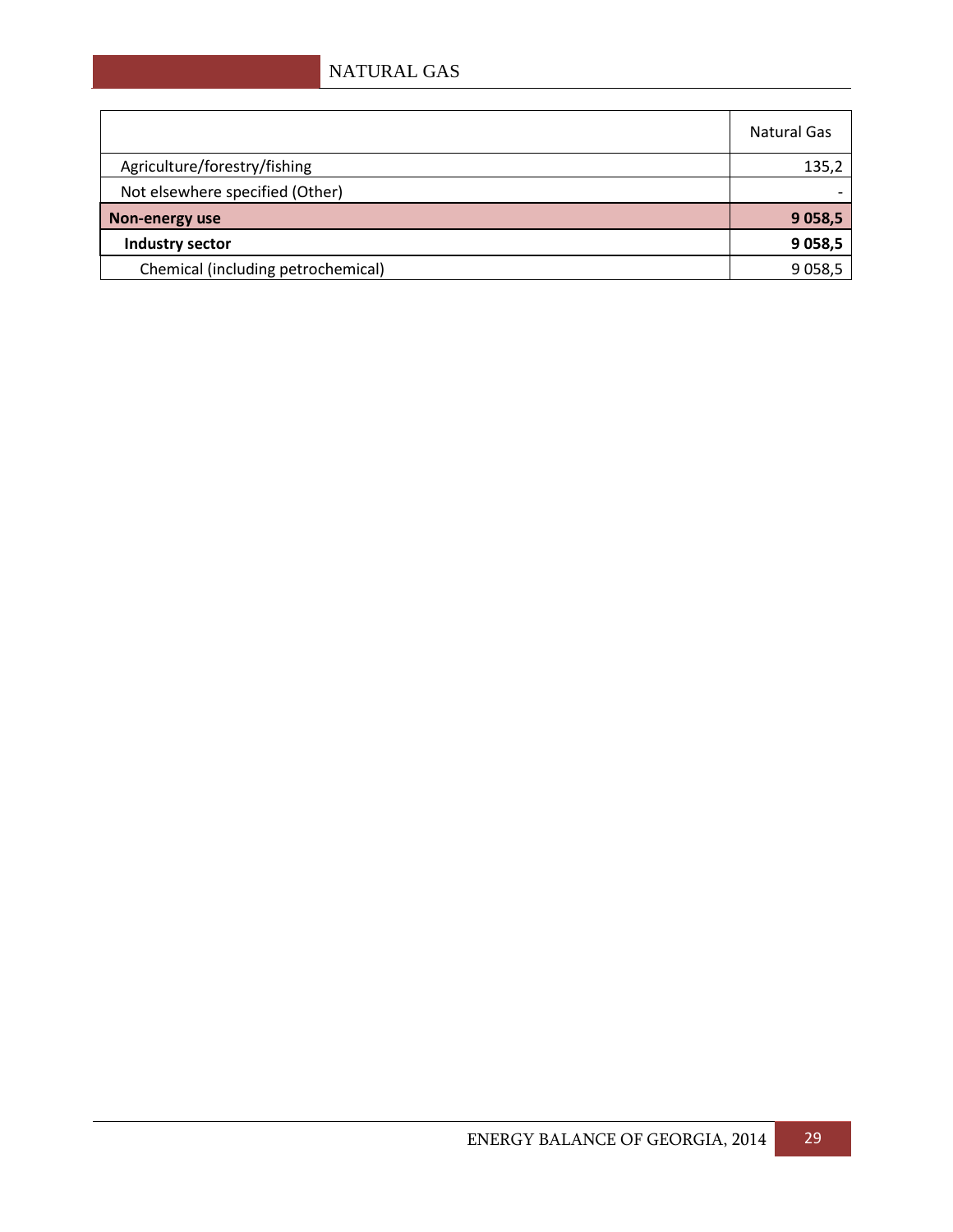|  | Natural Gas |
|---|---|
| Agriculture/forestry/fishing | 135,2 |
| Not elsewhere specified (Other) | - |
| **Non-energy use** | **9 058,5** |
| **Industry sector** | **9 058,5** |
| Chemical (including petrochemical) | 9 058,5 |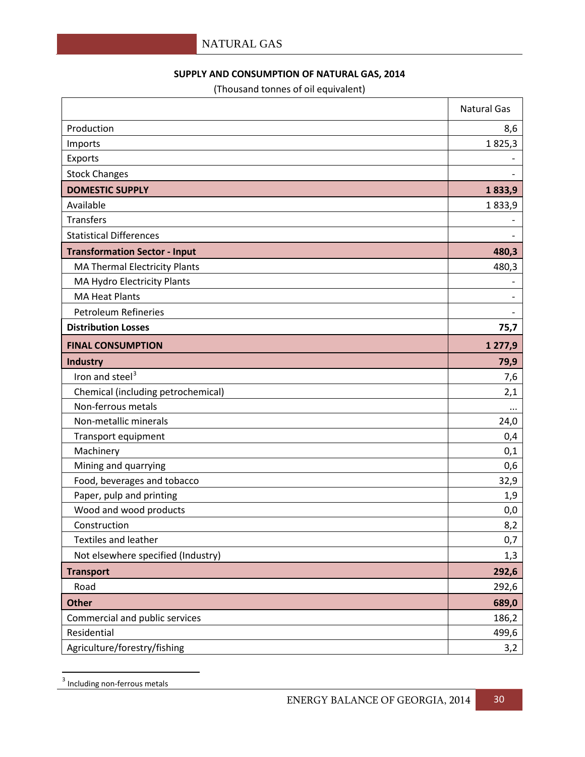**SUPPLY AND CONSUMPTION OF NATURAL GAS, 2014**

(Thousand tonnes of oil equivalent)

| | Natural Gas |
|---|---|
| Production | 8,6 |
| Imports | 1 825,3 |
| Exports | - |
| Stock Changes | - |
| **DOMESTIC SUPPLY** | **1 833,9** |
| Available | 1 833,9 |
| Transfers | - |
| Statistical Differences | - |
| **Transformation Sector - Input** | **480,3** |
| MA Thermal Electricity Plants | 480,3 |
| MA Hydro Electricity Plants | - |
| MA Heat Plants | - |
| Petroleum Refineries | - |
| **Distribution Losses** | **75,7** |
| **FINAL CONSUMPTION** | **1 277,9** |
| **Industry** | **79,9** |
| Iron and steel[3] | 7,6 |
| Chemical (including petrochemical) | 2,1 |
| Non-ferrous metals | ... |
| Non-metallic minerals | 24,0 |
| Transport equipment | 0,4 |
| Machinery | 0,1 |
| Mining and quarrying | 0,6 |
| Food, beverages and tobacco | 32,9 |
| Paper, pulp and printing | 1,9 |
| Wood and wood products | 0,0 |
| Construction | 8,2 |
| Textiles and leather | 0,7 |
| Not elsewhere specified (Industry) | 1,3 |
| **Transport** | **292,6** |
| Road | 292,6 |
| **Other** | **689,0** |
| Commercial and public services | 186,2 |
| Residential | 499,6 |
| Agriculture/forestry/fishing | 3,2 |

[3] Including non-ferrous metals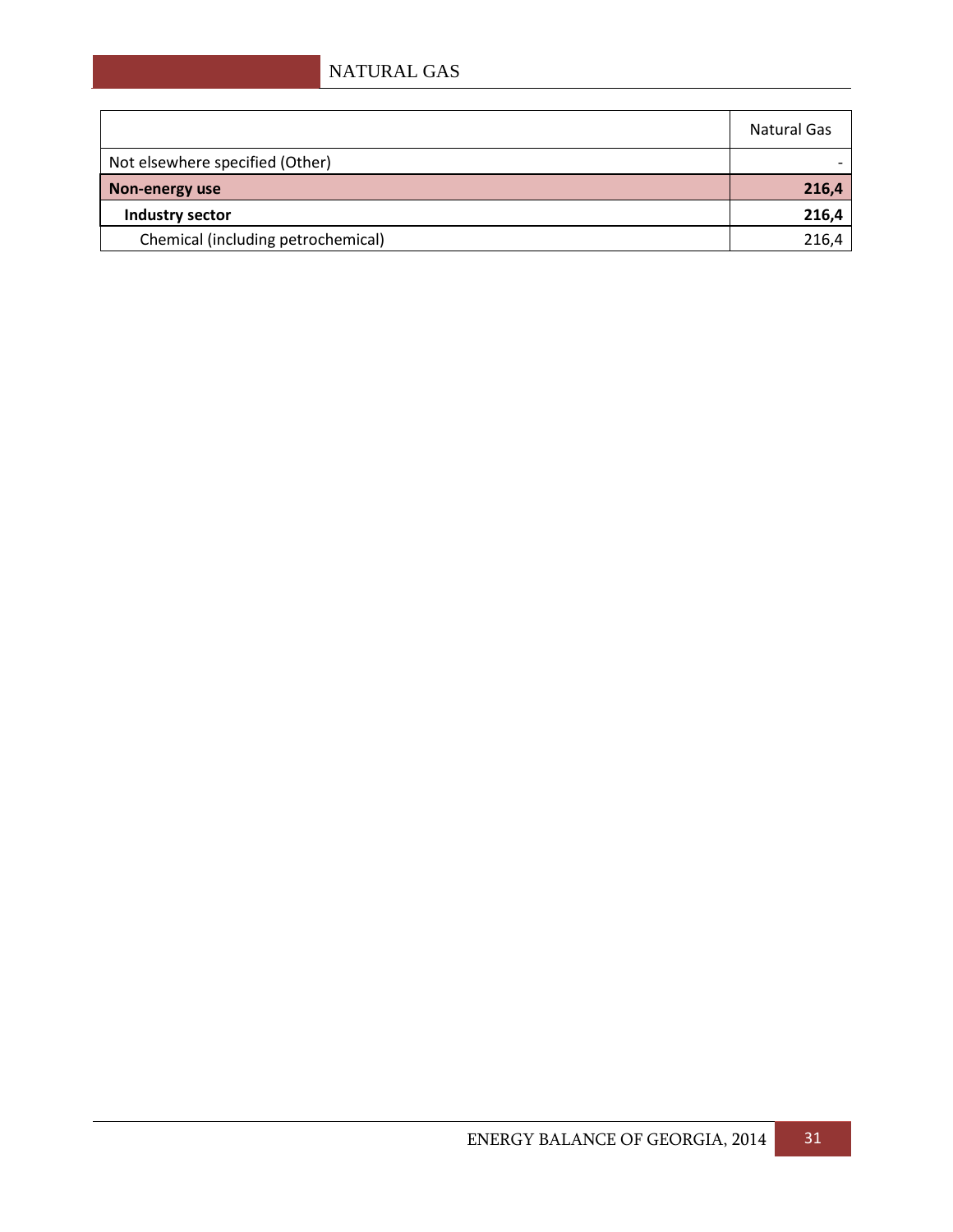| | Natural Gas |
|---|---|
| Not elsewhere specified (Other) | - |
| **Non-energy use** | **216,4** |
| **Industry sector** | **216,4** |
| Chemical (including petrochemical) | 216,4 |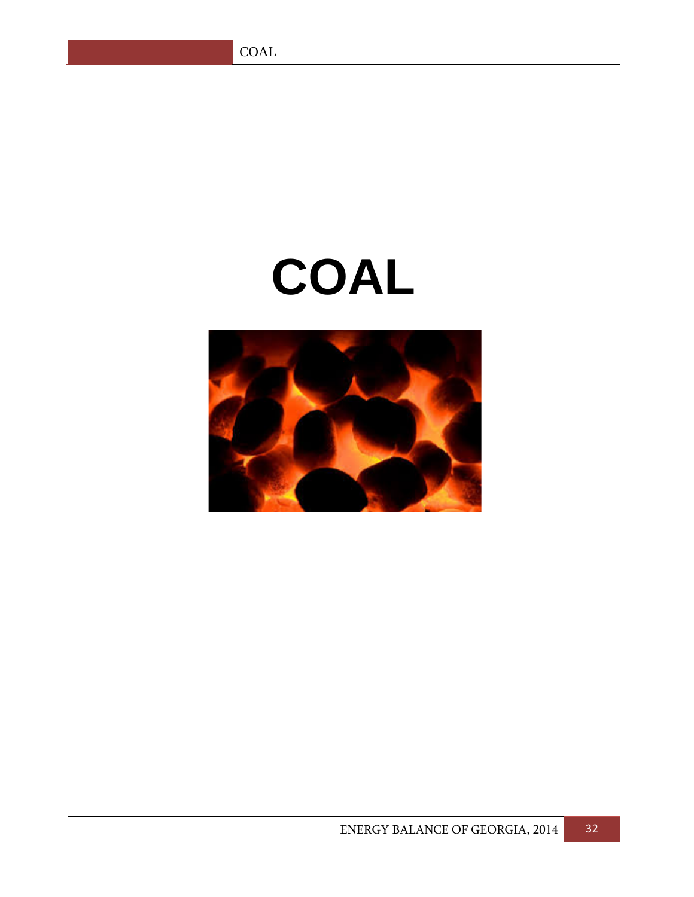# COAL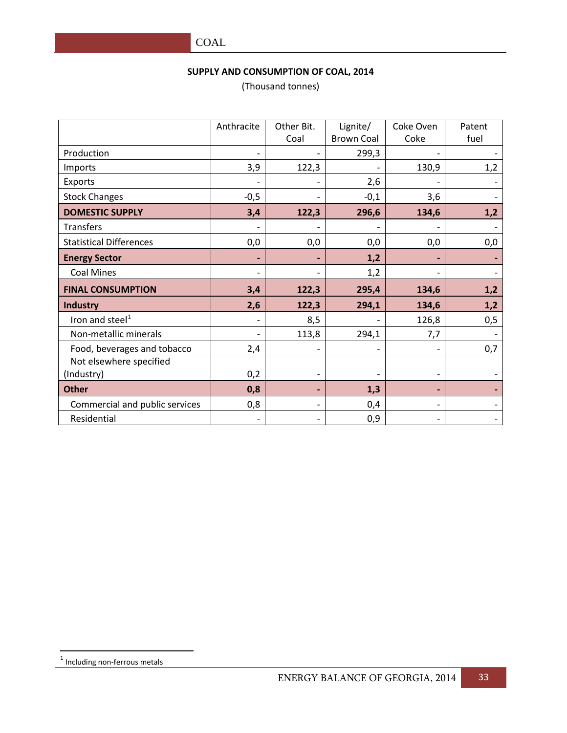## SUPPLY AND CONSUMPTION OF COAL, 2014

(Thousand tonnes)

| | Anthracite | Other Bit. Coal | Lignite/ Brown Coal | Coke Oven Coke | Patent fuel |
|---|---|---|---|---|---|
| Production | - | - | 299,3 | - | - |
| Imports | 3,9 | 122,3 | - | 130,9 | 1,2 |
| Exports | - | - | 2,6 | - | - |
| Stock Changes | -0,5 | - | -0,1 | 3,6 | - |
| **DOMESTIC SUPPLY** | **3,4** | **122,3** | **296,6** | **134,6** | **1,2** |
| Transfers | - | - | - | - | - |
| Statistical Differences | 0,0 | 0,0 | 0,0 | 0,0 | 0,0 |
| **Energy Sector** | **-** | **-** | **1,2** | **-** | **-** |
| Coal Mines | - | - | 1,2 | - | - |
| **FINAL CONSUMPTION** | **3,4** | **122,3** | **295,4** | **134,6** | **1,2** |
| **Industry** | **2,6** | **122,3** | **294,1** | **134,6** | **1,2** |
| Iron and steel[1] | - | 8,5 | - | 126,8 | 0,5 |
| Non-metallic minerals | - | 113,8 | 294,1 | 7,7 | - |
| Food, beverages and tobacco | 2,4 | - | - | - | 0,7 |
| Not elsewhere specified (Industry) | 0,2 | - | - | - | - |
| **Other** | **0,8** | **-** | **1,3** | **-** | **-** |
| Commercial and public services | 0,8 | - | 0,4 | - | - |
| Residential | - | - | 0,9 | - | - |

[1] Including non-ferrous metals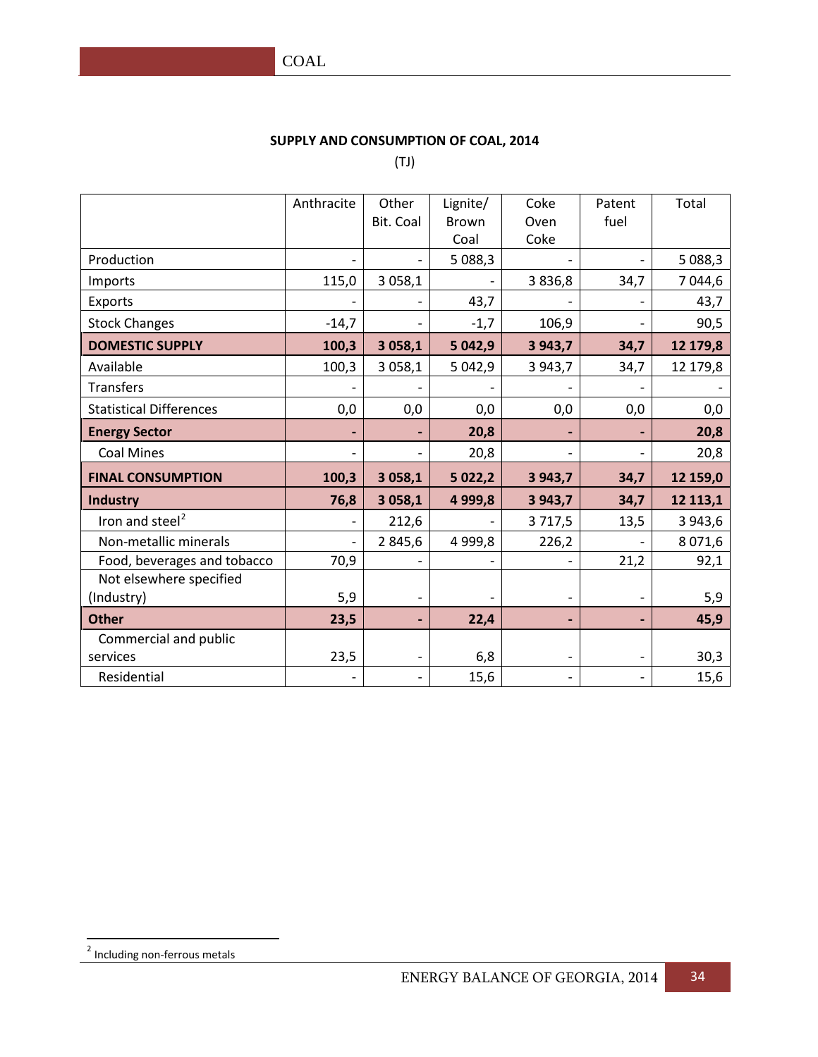**SUPPLY AND CONSUMPTION OF COAL, 2014**

(TJ)

| | Anthracite | Other Bit. Coal | Lignite/ Brown Coal | Coke Oven Coke | Patent fuel | Total |
|---|---|---|---|---|---|---|
| Production | - | - | 5 088,3 | - | - | 5 088,3 |
| Imports | 115,0 | 3 058,1 | - | 3 836,8 | 34,7 | 7 044,6 |
| Exports | - | - | 43,7 | - | - | 43,7 |
| Stock Changes | -14,7 | - | -1,7 | 106,9 | - | 90,5 |
| **DOMESTIC SUPPLY** | **100,3** | **3 058,1** | **5 042,9** | **3 943,7** | **34,7** | **12 179,8** |
| Available | 100,3 | 3 058,1 | 5 042,9 | 3 943,7 | 34,7 | 12 179,8 |
| Transfers | - | - | - | - | - | - |
| Statistical Differences | 0,0 | 0,0 | 0,0 | 0,0 | 0,0 | 0,0 |
| **Energy Sector** | **-** | **-** | **20,8** | **-** | **-** | **20,8** |
| Coal Mines | - | - | 20,8 | - | - | 20,8 |
| **FINAL CONSUMPTION** | **100,3** | **3 058,1** | **5 022,2** | **3 943,7** | **34,7** | **12 159,0** |
| **Industry** | **76,8** | **3 058,1** | **4 999,8** | **3 943,7** | **34,7** | **12 113,1** |
| Iron and steel[2] | - | 212,6 | - | 3 717,5 | 13,5 | 3 943,6 |
| Non-metallic minerals | - | 2 845,6 | 4 999,8 | 226,2 | - | 8 071,6 |
| Food, beverages and tobacco | 70,9 | - | - | - | 21,2 | 92,1 |
| Not elsewhere specified (Industry) | 5,9 | - | - | - | - | 5,9 |
| **Other** | **23,5** | **-** | **22,4** | **-** | **-** | **45,9** |
| Commercial and public services | 23,5 | - | 6,8 | - | - | 30,3 |
| Residential | - | - | 15,6 | - | - | 15,6 |

[2] Including non-ferrous metals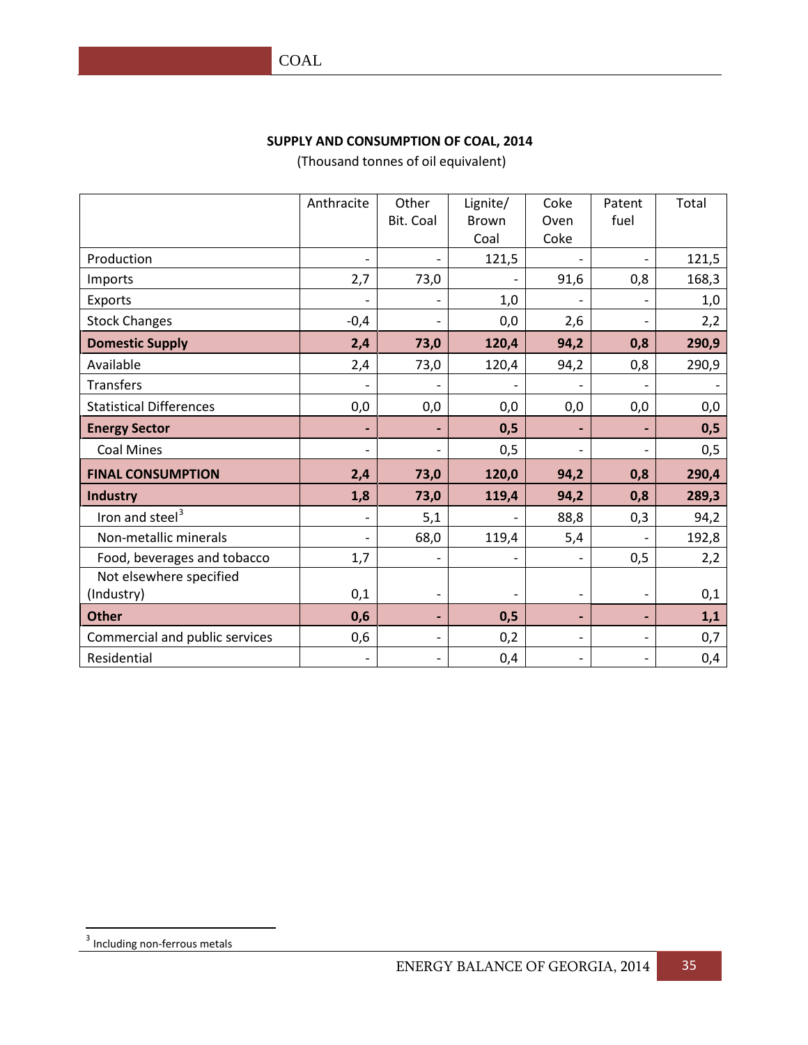**SUPPLY AND CONSUMPTION OF COAL, 2014**

(Thousand tonnes of oil equivalent)

| | Anthracite | Other Bit. Coal | Lignite/ Brown Coal | Coke Oven Coke | Patent fuel | Total |
|---|---|---|---|---|---|---|
| Production | - | - | 121,5 | - | - | 121,5 |
| Imports | 2,7 | 73,0 | - | 91,6 | 0,8 | 168,3 |
| Exports | - | - | 1,0 | - | - | 1,0 |
| Stock Changes | -0,4 | - | 0,0 | 2,6 | - | 2,2 |
| **Domestic Supply** | **2,4** | **73,0** | **120,4** | **94,2** | **0,8** | **290,9** |
| Available | 2,4 | 73,0 | 120,4 | 94,2 | 0,8 | 290,9 |
| Transfers | - | - | - | - | - | - |
| Statistical Differences | 0,0 | 0,0 | 0,0 | 0,0 | 0,0 | 0,0 |
| **Energy Sector** | **-** | **-** | **0,5** | **-** | **-** | **0,5** |
| Coal Mines | - | - | 0,5 | - | - | 0,5 |
| **FINAL CONSUMPTION** | **2,4** | **73,0** | **120,0** | **94,2** | **0,8** | **290,4** |
| **Industry** | **1,8** | **73,0** | **119,4** | **94,2** | **0,8** | **289,3** |
| Iron and steel[3] | - | 5,1 | - | 88,8 | 0,3 | 94,2 |
| Non-metallic minerals | - | 68,0 | 119,4 | 5,4 | - | 192,8 |
| Food, beverages and tobacco | 1,7 | - | - | - | 0,5 | 2,2 |
| Not elsewhere specified (Industry) | 0,1 | - | - | - | - | 0,1 |
| **Other** | **0,6** | **-** | **0,5** | **-** | **-** | **1,1** |
| Commercial and public services | 0,6 | - | 0,2 | - | - | 0,7 |
| Residential | - | - | 0,4 | - | - | 0,4 |

[3] Including non-ferrous metals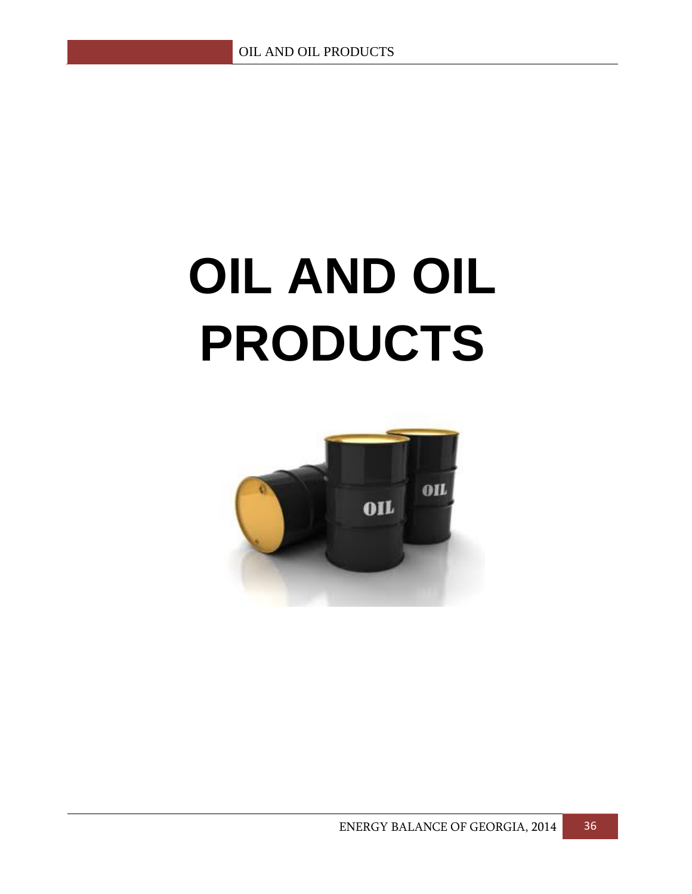# OIL AND OIL PRODUCTS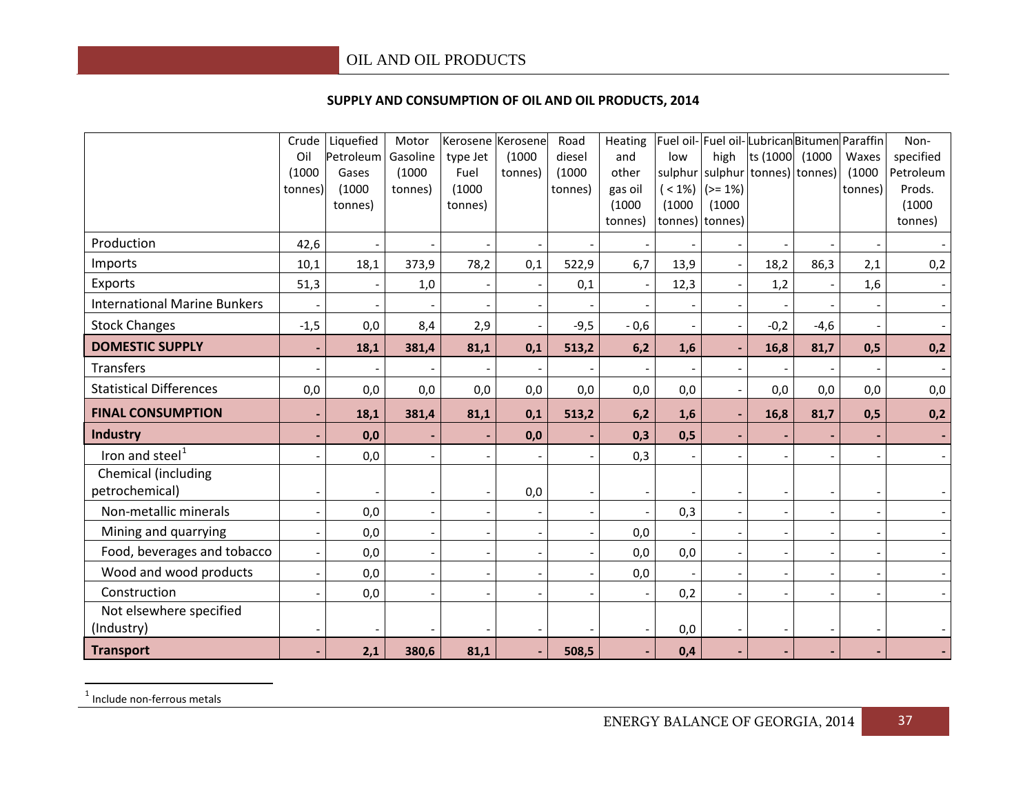## OIL AND OIL PRODUCTS

### SUPPLY AND CONSUMPTION OF OIL AND OIL PRODUCTS, 2014

| | Crude Oil (1000 tonnes) | Liquefied Petroleum Gases (1000 tonnes) | Motor Gasoline (1000 tonnes) | Kerosene type Jet Fuel (1000 tonnes) | Kerosene (1000 tonnes) | Road diesel (1000 tonnes) | Heating and other gas oil (1000 tonnes) | Fuel oil-low sulphur ( < 1%) (1000 tonnes) | Fuel oil-high sulphur (>= 1%) (1000 tonnes) | Lubricants (1000 tonnes) | Bitumen (1000 tonnes) | Paraffin Waxes (1000 tonnes) | Non-specified Petroleum Prods. (1000 tonnes) |
|---|---|---|---|---|---|---|---|---|---|---|---|---|---|
| Production | 42,6 | - | - | - | - | - | - | - | - | - | - | - | - |
| Imports | 10,1 | 18,1 | 373,9 | 78,2 | 0,1 | 522,9 | 6,7 | 13,9 | - | 18,2 | 86,3 | 2,1 | 0,2 |
| Exports | 51,3 | - | 1,0 | - | - | 0,1 | - | 12,3 | - | 1,2 | - | 1,6 | - |
| International Marine Bunkers | - | - | - | - | - | - | - | - | - | - | - | - | - |
| Stock Changes | -1,5 | 0,0 | 8,4 | 2,9 | - | -9,5 | - 0,6 | - | - | -0,2 | -4,6 | - | - |
| **DOMESTIC SUPPLY** | **-** | **18,1** | **381,4** | **81,1** | **0,1** | **513,2** | **6,2** | **1,6** | **-** | **16,8** | **81,7** | **0,5** | **0,2** |
| Transfers | - | - | - | - | - | - | - | - | - | - | - | - | - |
| Statistical Differences | 0,0 | 0,0 | 0,0 | 0,0 | 0,0 | 0,0 | 0,0 | 0,0 | - | 0,0 | 0,0 | 0,0 | 0,0 |
| **FINAL CONSUMPTION** | **-** | **18,1** | **381,4** | **81,1** | **0,1** | **513,2** | **6,2** | **1,6** | **-** | **16,8** | **81,7** | **0,5** | **0,2** |
| **Industry** | **-** | **0,0** | **-** | **-** | **0,0** | **-** | **0,3** | **0,5** | **-** | **-** | **-** | **-** | **-** |
| Iron and steel[1] | - | 0,0 | - | - | - | - | 0,3 | - | - | - | - | - | - |
| Chemical (including petrochemical) | - | - | - | - | 0,0 | - | - | - | - | - | - | - | - |
| Non-metallic minerals | - | 0,0 | - | - | - | - | - | 0,3 | - | - | - | - | - |
| Mining and quarrying | - | 0,0 | - | - | - | - | 0,0 | - | - | - | - | - | - |
| Food, beverages and tobacco | - | 0,0 | - | - | - | - | 0,0 | 0,0 | - | - | - | - | - |
| Wood and wood products | - | 0,0 | - | - | - | - | 0,0 | - | - | - | - | - | - |
| Construction | - | 0,0 | - | - | - | - | - | 0,2 | - | - | - | - | - |
| Not elsewhere specified (Industry) | - | - | - | - | - | - | - | 0,0 | - | - | - | - | - |
| **Transport** | **-** | **2,1** | **380,6** | **81,1** | **-** | **508,5** | **-** | **0,4** | **-** | **-** | **-** | **-** | **-** |

[1] Include non-ferrous metals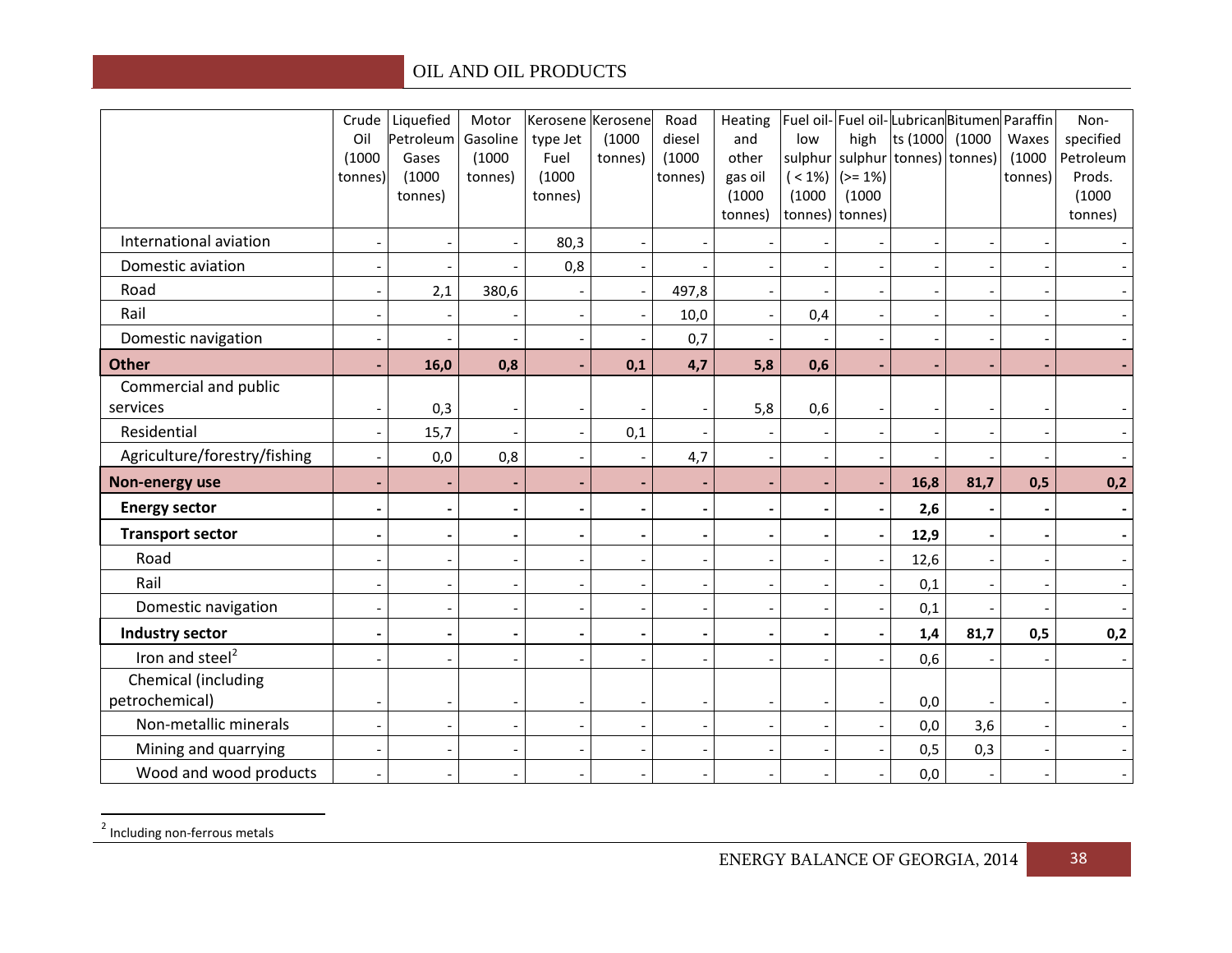| | Crude Oil (1000 tonnes) | Liquefied Petroleum Gases (1000 tonnes) | Motor Gasoline (1000 tonnes) | Kerosene type Jet Fuel (1000 tonnes) | Kerosene (1000 tonnes) | Road diesel (1000 tonnes) | Heating and other gas oil (1000 tonnes) | Fuel oil- low sulphur ( < 1%) (1000 tonnes) | Fuel oil- high sulphur (>= 1%) (1000 tonnes) | Lubricants (1000 tonnes) | Bitumen (1000 tonnes) | Paraffin Waxes (1000 tonnes) | Non-specified Petroleum Prods. (1000 tonnes) |
|---|---|---|---|---|---|---|---|---|---|---|---|---|---|
| International aviation | - | - | - | 80,3 | - | - | - | - | - | - | - | - | - |
| Domestic aviation | - | - | - | 0,8 | - | - | - | - | - | - | - | - | - |
| Road | - | 2,1 | 380,6 | - | - | 497,8 | - | - | - | - | - | - | - |
| Rail | - | - | - | - | - | 10,0 | - | 0,4 | - | - | - | - | - |
| Domestic navigation | - | - | - | - | - | 0,7 | - | - | - | - | - | - | - |
| **Other** | **-** | **16,0** | **0,8** | **-** | **0,1** | **4,7** | **5,8** | **0,6** | **-** | **-** | **-** | **-** | **-** |
| Commercial and public services | - | 0,3 | - | - | - | - | 5,8 | 0,6 | - | - | - | - | - |
| Residential | - | 15,7 | - | - | 0,1 | - | - | - | - | - | - | - | - |
| Agriculture/forestry/fishing | - | 0,0 | 0,8 | - | - | 4,7 | - | - | - | - | - | - | - |
| **Non-energy use** | **-** | **-** | **-** | **-** | **-** | **-** | **-** | **-** | **-** | **16,8** | **81,7** | **0,5** | **0,2** |
| **Energy sector** | **-** | **-** | **-** | **-** | **-** | **-** | **-** | **-** | **-** | **2,6** | **-** | **-** | **-** |
| **Transport sector** | **-** | **-** | **-** | **-** | **-** | **-** | **-** | **-** | **-** | **12,9** | **-** | **-** | **-** |
| Road | - | - | - | - | - | - | - | - | - | 12,6 | - | - | - |
| Rail | - | - | - | - | - | - | - | - | - | 0,1 | - | - | - |
| Domestic navigation | - | - | - | - | - | - | - | - | - | 0,1 | - | - | - |
| **Industry sector** | **-** | **-** | **-** | **-** | **-** | **-** | **-** | **-** | **-** | **1,4** | **81,7** | **0,5** | **0,2** |
| Iron and steel[2] | - | - | - | - | - | - | - | - | - | 0,6 | - | - | - |
| Chemical (including petrochemical) | - | - | - | - | - | - | - | - | - | 0,0 | - | - | - |
| Non-metallic minerals | - | - | - | - | - | - | - | - | - | 0,0 | 3,6 | - | - |
| Mining and quarrying | - | - | - | - | - | - | - | - | - | 0,5 | 0,3 | - | - |
| Wood and wood products | - | - | - | - | - | - | - | - | - | 0,0 | - | - | - |

[2] Including non-ferrous metals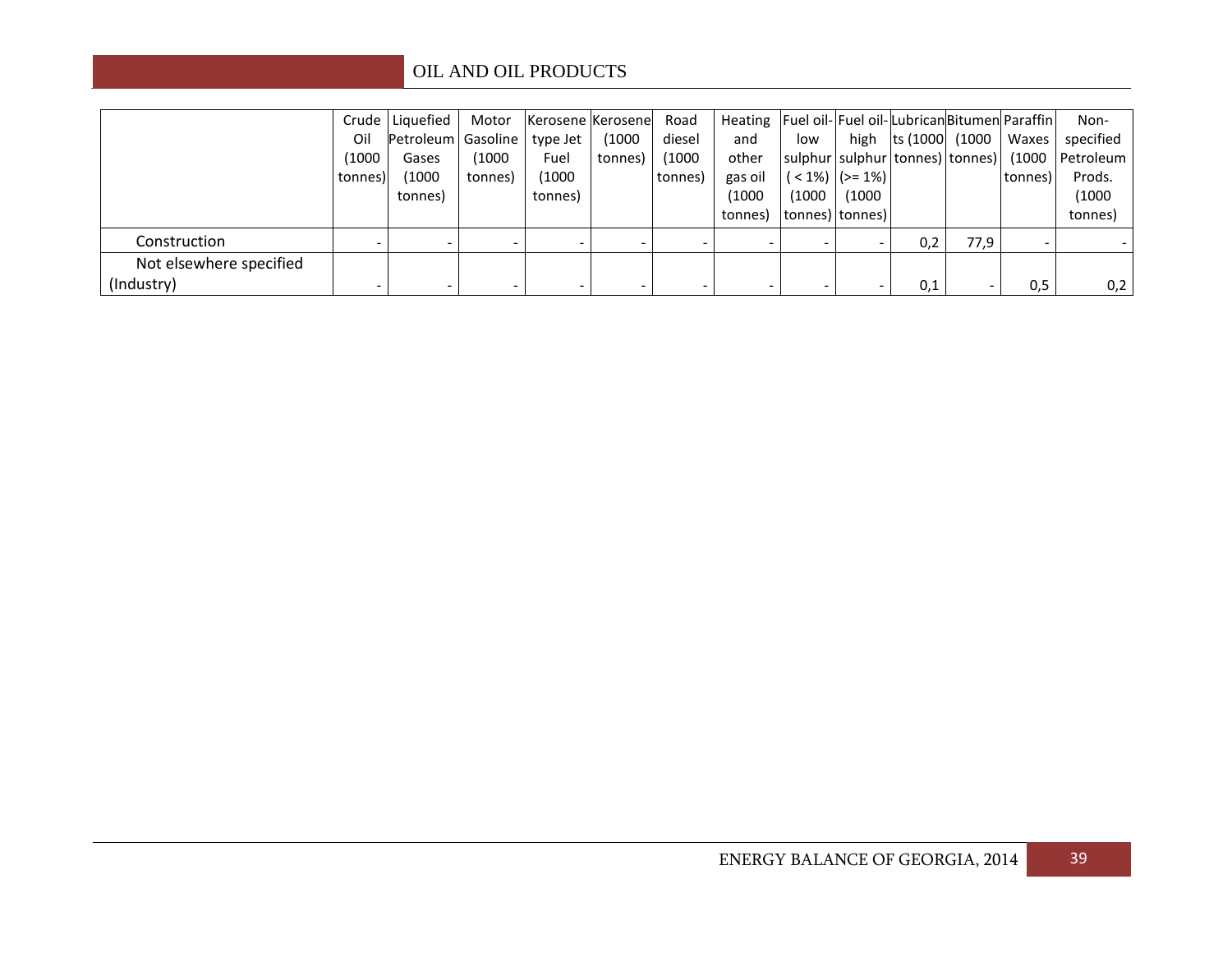| | Crude Oil (1000 tonnes) | Liquefied Petroleum Gases (1000 tonnes) | Motor Gasoline (1000 tonnes) | Kerosene type Jet Fuel (1000 tonnes) | Kerosene (1000 tonnes) | Road diesel (1000 tonnes) | Heating and other gas oil (1000 tonnes) | Fuel oil- low sulphur ( < 1%) (1000 tonnes) | Fuel oil- high sulphur (>= 1%) (1000 tonnes) | Lubricants (1000 tonnes) | Bitumen (1000 tonnes) | Paraffin Waxes (1000 tonnes) | Non-specified Petroleum Prods. (1000 tonnes) |
|---|---|---|---|---|---|---|---|---|---|---|---|---|---|
| Construction | - | - | - | - | - | - | - | - | - | 0,2 | 77,9 | - | - |
| Not elsewhere specified (Industry) | - | - | - | - | - | - | - | - | - | 0,1 | - | 0,5 | 0,2 |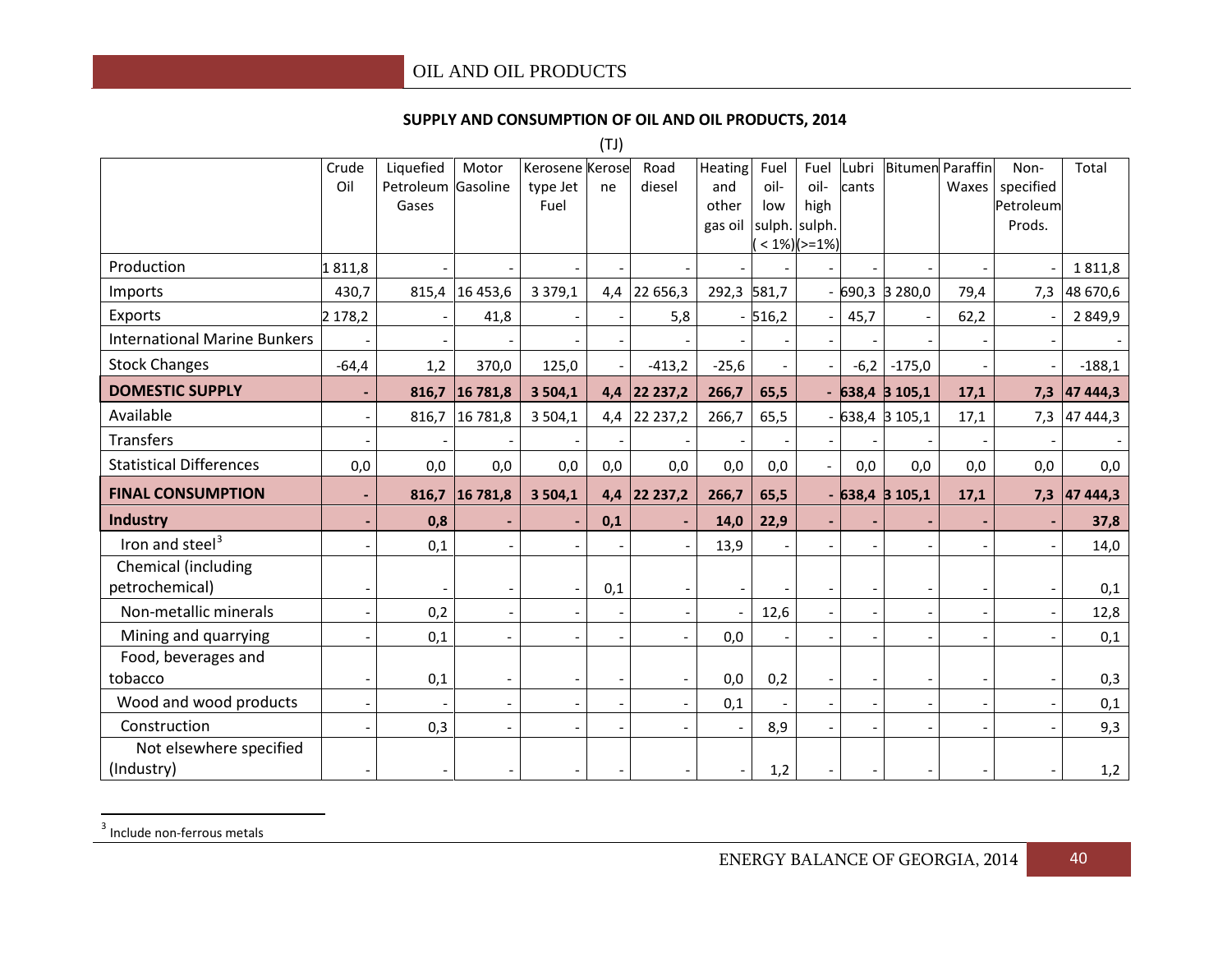**SUPPLY AND CONSUMPTION OF OIL AND OIL PRODUCTS, 2014**

(TJ)

| | Crude Oil | Liquefied Petroleum Gases | Motor Gasoline | Kerosene type Jet Fuel | Kerosene | Road diesel | Heating and other gas oil | Fuel oil-low sulph. ( < 1%) | Fuel oil-high sulph. (>=1%) | Lubricants | Bitumen | Paraffin Waxes | Non-specified Petroleum Prods. | Total |
|---|---|---|---|---|---|---|---|---|---|---|---|---|---|---|
| Production | 1 811,8 | - | - | - | - | - | - | - | - | - | - | - | - | 1 811,8 |
| Imports | 430,7 | 815,4 | 16 453,6 | 3 379,1 | 4,4 | 22 656,3 | 292,3 | 581,7 | - | 690,3 | 3 280,0 | 79,4 | 7,3 | 48 670,6 |
| Exports | 2 178,2 | - | 41,8 | - | - | 5,8 | - | 516,2 | - | 45,7 | - | 62,2 | - | 2 849,9 |
| International Marine Bunkers | - | - | - | - | - | - | - | - | - | - | - | - | - | - |
| Stock Changes | -64,4 | 1,2 | 370,0 | 125,0 | - | -413,2 | -25,6 | - | - | -6,2 | -175,0 | - | - | -188,1 |
| **DOMESTIC SUPPLY** | **-** | **816,7** | **16 781,8** | **3 504,1** | **4,4** | **22 237,2** | **266,7** | **65,5** | **-** | **638,4** | **3 105,1** | **17,1** | **7,3** | **47 444,3** |
| Available | - | 816,7 | 16 781,8 | 3 504,1 | 4,4 | 22 237,2 | 266,7 | 65,5 | - | 638,4 | 3 105,1 | 17,1 | 7,3 | 47 444,3 |
| Transfers | - | - | - | - | - | - | - | - | - | - | - | - | - | - |
| Statistical Differences | 0,0 | 0,0 | 0,0 | 0,0 | 0,0 | 0,0 | 0,0 | 0,0 | - | 0,0 | 0,0 | 0,0 | 0,0 | 0,0 |
| **FINAL CONSUMPTION** | **-** | **816,7** | **16 781,8** | **3 504,1** | **4,4** | **22 237,2** | **266,7** | **65,5** | **-** | **638,4** | **3 105,1** | **17,1** | **7,3** | **47 444,3** |
| **Industry** | **-** | **0,8** | **-** | **-** | **0,1** | **-** | **14,0** | **22,9** | **-** | **-** | **-** | **-** | **-** | **37,8** |
| Iron and steel[3] | - | 0,1 | - | - | - | - | 13,9 | - | - | - | - | - | - | 14,0 |
| Chemical (including petrochemical) | - | - | - | - | 0,1 | - | - | - | - | - | - | - | - | 0,1 |
| Non-metallic minerals | - | 0,2 | - | - | - | - | - | 12,6 | - | - | - | - | - | 12,8 |
| Mining and quarrying | - | 0,1 | - | - | - | - | 0,0 | - | - | - | - | - | - | 0,1 |
| Food, beverages and tobacco | - | 0,1 | - | - | - | - | 0,0 | 0,2 | - | - | - | - | - | 0,3 |
| Wood and wood products | - | - | - | - | - | - | 0,1 | - | - | - | - | - | - | 0,1 |
| Construction | - | 0,3 | - | - | - | - | - | 8,9 | - | - | - | - | - | 9,3 |
| Not elsewhere specified (Industry) | - | - | - | - | - | - | - | 1,2 | - | - | - | - | - | 1,2 |

[3] Include non-ferrous metals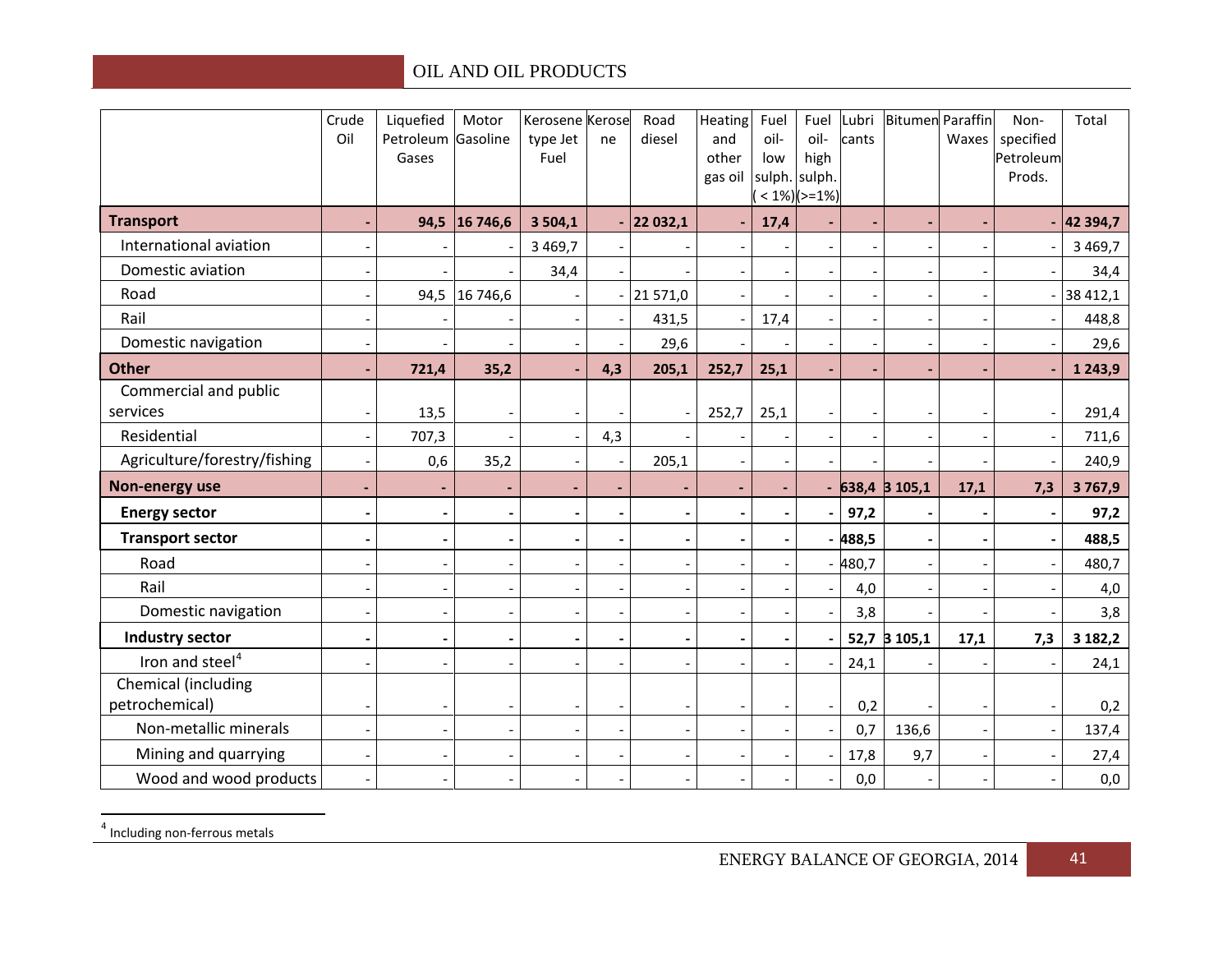| | Crude Oil | Liquefied Petroleum Gases | Motor Gasoline | Kerosene type Jet Fuel | Kerosene | Road diesel | Heating and other gas oil | Fuel oil-low sulph. (< 1%) | Fuel oil-high sulph. (>=1%) | Lubricants | Bitumen | Paraffin Waxes | Non-specified Petroleum Prods. | Total |
|---|---|---|---|---|---|---|---|---|---|---|---|---|---|---|
| **Transport** | **-** | **94,5** | **16 746,6** | **3 504,1** | **-** | **22 032,1** | **-** | **17,4** | **-** | **-** | **-** | **-** | **-** | **42 394,7** |
| International aviation | - | - | - | 3 469,7 | - | - | - | - | - | - | - | - | - | 3 469,7 |
| Domestic aviation | - | - | - | 34,4 | - | - | - | - | - | - | - | - | - | 34,4 |
| Road | - | 94,5 | 16 746,6 | - | - | 21 571,0 | - | - | - | - | - | - | - | 38 412,1 |
| Rail | - | - | - | - | - | 431,5 | - | 17,4 | - | - | - | - | - | 448,8 |
| Domestic navigation | - | - | - | - | - | 29,6 | - | - | - | - | - | - | - | 29,6 |
| **Other** | **-** | **721,4** | **35,2** | **-** | **4,3** | **205,1** | **252,7** | **25,1** | **-** | **-** | **-** | **-** | **-** | **1 243,9** |
| Commercial and public services | - | 13,5 | - | - | - | - | 252,7 | 25,1 | - | - | - | - | - | 291,4 |
| Residential | - | 707,3 | - | - | 4,3 | - | - | - | - | - | - | - | - | 711,6 |
| Agriculture/forestry/fishing | - | 0,6 | 35,2 | - | - | 205,1 | - | - | - | - | - | - | - | 240,9 |
| **Non-energy use** | **-** | **-** | **-** | **-** | **-** | **-** | **-** | **-** | **-** | **638,4** | **3 105,1** | **17,1** | **7,3** | **3 767,9** |
| **Energy sector** | **-** | **-** | **-** | **-** | **-** | **-** | **-** | **-** | **-** | **97,2** | **-** | **-** | **-** | **97,2** |
| **Transport sector** | **-** | **-** | **-** | **-** | **-** | **-** | **-** | **-** | **-** | **488,5** | **-** | **-** | **-** | **488,5** |
| Road | - | - | - | - | - | - | - | - | - | 480,7 | - | - | - | 480,7 |
| Rail | - | - | - | - | - | - | - | - | - | 4,0 | - | - | - | 4,0 |
| Domestic navigation | - | - | - | - | - | - | - | - | - | 3,8 | - | - | - | 3,8 |
| **Industry sector** | **-** | **-** | **-** | **-** | **-** | **-** | **-** | **-** | **-** | **52,7** | **3 105,1** | **17,1** | **7,3** | **3 182,2** |
| Iron and steel[4] | - | - | - | - | - | - | - | - | - | 24,1 | - | - | - | 24,1 |
| Chemical (including petrochemical) | - | - | - | - | - | - | - | - | - | 0,2 | - | - | - | 0,2 |
| Non-metallic minerals | - | - | - | - | - | - | - | - | - | 0,7 | 136,6 | - | - | 137,4 |
| Mining and quarrying | - | - | - | - | - | - | - | - | - | 17,8 | 9,7 | - | - | 27,4 |
| Wood and wood products | - | - | - | - | - | - | - | - | - | 0,0 | - | - | - | 0,0 |

[4] Including non-ferrous metals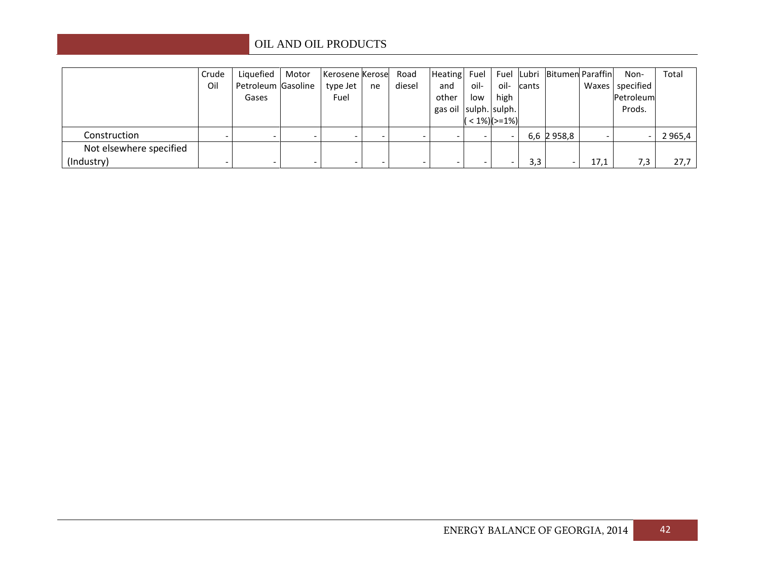| | Crude Oil | Liquefied Petroleum Gases | Motor Gasoline | Kerosene type Jet Fuel | Kerosene | Road diesel | Heating and other gas oil | Fuel oil- low sulph. ( < 1%) | Fuel oil- high sulph. (>=1%) | Lubricants | Bitumen | Paraffin Waxes | Non-specified Petroleum Prods. | Total |
|---|---|---|---|---|---|---|---|---|---|---|---|---|---|---|
| Construction | - | - | - | - | - | - | - | - | - | 6,6 | 2 958,8 | - | - | 2 965,4 |
| Not elsewhere specified (Industry) | - | - | - | - | - | - | - | - | - | 3,3 | - | 17,1 | 7,3 | 27,7 |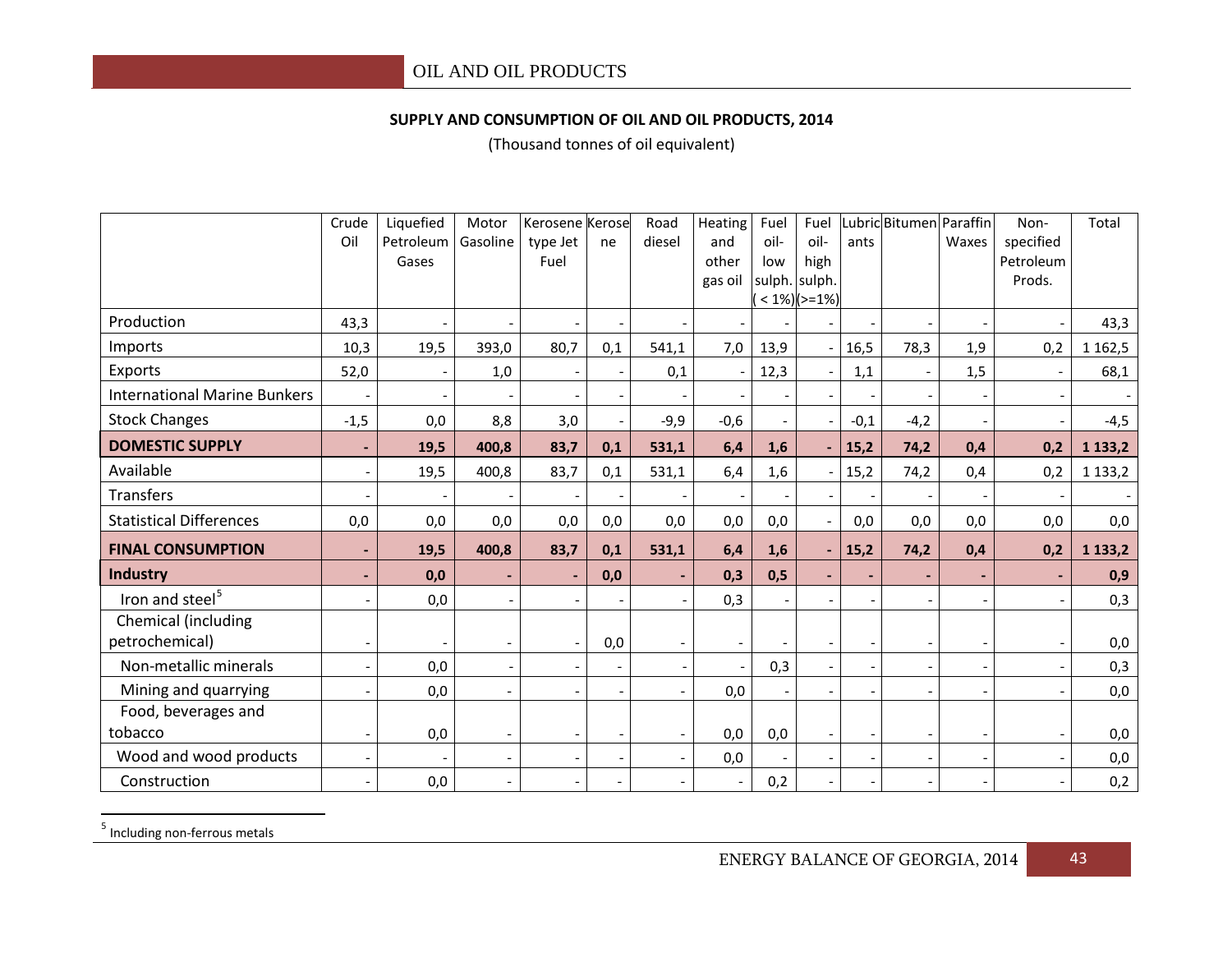## OIL AND OIL PRODUCTS

### SUPPLY AND CONSUMPTION OF OIL AND OIL PRODUCTS, 2014

(Thousand tonnes of oil equivalent)

| | Crude Oil | Liquefied Petroleum Gases | Motor Gasoline | Kerosene type Jet Fuel | Kerosene | Road diesel | Heating and other gas oil | Fuel oil-low sulph. ( < 1%) | Fuel oil-high sulph. (>=1%) | Lubricants | Bitumen | Paraffin Waxes | Non-specified Petroleum Prods. | Total |
|---|---|---|---|---|---|---|---|---|---|---|---|---|---|---|
| Production | 43,3 | - | - | - | - | - | - | - | - | - | - | - | - | 43,3 |
| Imports | 10,3 | 19,5 | 393,0 | 80,7 | 0,1 | 541,1 | 7,0 | 13,9 | - | 16,5 | 78,3 | 1,9 | 0,2 | 1 162,5 |
| Exports | 52,0 | - | 1,0 | - | - | 0,1 | - | 12,3 | - | 1,1 | - | 1,5 | - | 68,1 |
| International Marine Bunkers | - | - | - | - | - | - | - | - | - | - | - | - | - | - |
| Stock Changes | -1,5 | 0,0 | 8,8 | 3,0 | - | -9,9 | -0,6 | - | - | -0,1 | -4,2 | - | - | -4,5 |
| **DOMESTIC SUPPLY** | **-** | **19,5** | **400,8** | **83,7** | **0,1** | **531,1** | **6,4** | **1,6** | **-** | **15,2** | **74,2** | **0,4** | **0,2** | **1 133,2** |
| Available | - | 19,5 | 400,8 | 83,7 | 0,1 | 531,1 | 6,4 | 1,6 | - | 15,2 | 74,2 | 0,4 | 0,2 | 1 133,2 |
| Transfers | - | - | - | - | - | - | - | - | - | - | - | - | - | - |
| Statistical Differences | 0,0 | 0,0 | 0,0 | 0,0 | 0,0 | 0,0 | 0,0 | 0,0 | - | 0,0 | 0,0 | 0,0 | 0,0 | 0,0 |
| **FINAL CONSUMPTION** | **-** | **19,5** | **400,8** | **83,7** | **0,1** | **531,1** | **6,4** | **1,6** | **-** | **15,2** | **74,2** | **0,4** | **0,2** | **1 133,2** |
| **Industry** | **-** | **0,0** | **-** | **-** | **0,0** | **-** | **0,3** | **0,5** | **-** | **-** | **-** | **-** | **-** | **0,9** |
| Iron and steel[5] | - | 0,0 | - | - | - | - | 0,3 | - | - | - | - | - | - | 0,3 |
| Chemical (including petrochemical) | - | - | - | - | 0,0 | - | - | - | - | - | - | - | - | 0,0 |
| Non-metallic minerals | - | 0,0 | - | - | - | - | - | 0,3 | - | - | - | - | - | 0,3 |
| Mining and quarrying | - | 0,0 | - | - | - | - | 0,0 | - | - | - | - | - | - | 0,0 |
| Food, beverages and tobacco | - | 0,0 | - | - | - | - | 0,0 | 0,0 | - | - | - | - | - | 0,0 |
| Wood and wood products | - | - | - | - | - | - | 0,0 | - | - | - | - | - | - | 0,0 |
| Construction | - | 0,0 | - | - | - | - | - | 0,2 | - | - | - | - | - | 0,2 |

[5] Including non-ferrous metals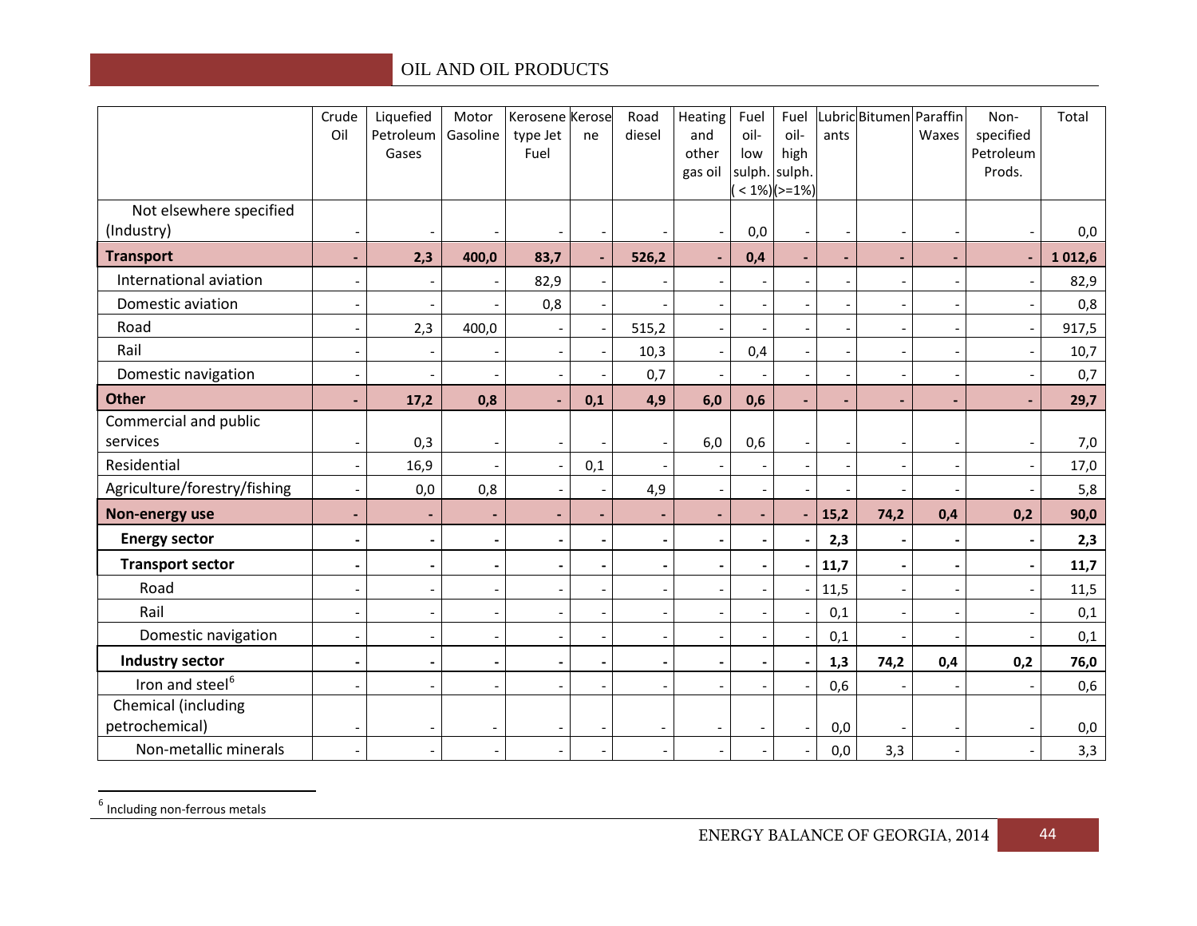| | Crude Oil | Liquefied Petroleum Gases | Motor Gasoline | Kerosene type Jet Fuel | Kerosene | Road diesel | Heating and other gas oil | Fuel oil- low sulph. ( < 1%) | Fuel oil- high sulph. (>=1%) | Lubricants | Bitumen | Paraffin Waxes | Non-specified Petroleum Prods. | Total |
|---|---|---|---|---|---|---|---|---|---|---|---|---|---|---|
| Not elsewhere specified (Industry) | - | - | - | - | - | - | - | 0,0 | - | - | - | - | - | 0,0 |
| **Transport** | **-** | **2,3** | **400,0** | **83,7** | **-** | **526,2** | **-** | **0,4** | **-** | **-** | **-** | **-** | **-** | **1 012,6** |
| International aviation | - | - | - | 82,9 | - | - | - | - | - | - | - | - | - | 82,9 |
| Domestic aviation | - | - | - | 0,8 | - | - | - | - | - | - | - | - | - | 0,8 |
| Road | - | 2,3 | 400,0 | - | - | 515,2 | - | - | - | - | - | - | - | 917,5 |
| Rail | - | - | - | - | - | 10,3 | - | 0,4 | - | - | - | - | - | 10,7 |
| Domestic navigation | - | - | - | - | - | 0,7 | - | - | - | - | - | - | - | 0,7 |
| **Other** | **-** | **17,2** | **0,8** | **-** | **0,1** | **4,9** | **6,0** | **0,6** | **-** | **-** | **-** | **-** | **-** | **29,7** |
| Commercial and public services | - | 0,3 | - | - | - | - | 6,0 | 0,6 | - | - | - | - | - | 7,0 |
| Residential | - | 16,9 | - | - | 0,1 | - | - | - | - | - | - | - | - | 17,0 |
| Agriculture/forestry/fishing | - | 0,0 | 0,8 | - | - | 4,9 | - | - | - | - | - | - | - | 5,8 |
| **Non-energy use** | **-** | **-** | **-** | **-** | **-** | **-** | **-** | **-** | **-** | **15,2** | **74,2** | **0,4** | **0,2** | **90,0** |
| **Energy sector** | **-** | **-** | **-** | **-** | **-** | **-** | **-** | **-** | **-** | **2,3** | **-** | **-** | **-** | **2,3** |
| **Transport sector** | **-** | **-** | **-** | **-** | **-** | **-** | **-** | **-** | **-** | **11,7** | **-** | **-** | **-** | **11,7** |
| Road | - | - | - | - | - | - | - | - | - | 11,5 | - | - | - | 11,5 |
| Rail | - | - | - | - | - | - | - | - | - | 0,1 | - | - | - | 0,1 |
| Domestic navigation | - | - | - | - | - | - | - | - | - | 0,1 | - | - | - | 0,1 |
| **Industry sector** | **-** | **-** | **-** | **-** | **-** | **-** | **-** | **-** | **-** | **1,3** | **74,2** | **0,4** | **0,2** | **76,0** |
| Iron and steel[6] | - | - | - | - | - | - | - | - | - | 0,6 | - | - | - | 0,6 |
| Chemical (including petrochemical) | - | - | - | - | - | - | - | - | - | 0,0 | - | - | - | 0,0 |
| Non-metallic minerals | - | - | - | - | - | - | - | - | - | 0,0 | 3,3 | - | - | 3,3 |

[6] Including non-ferrous metals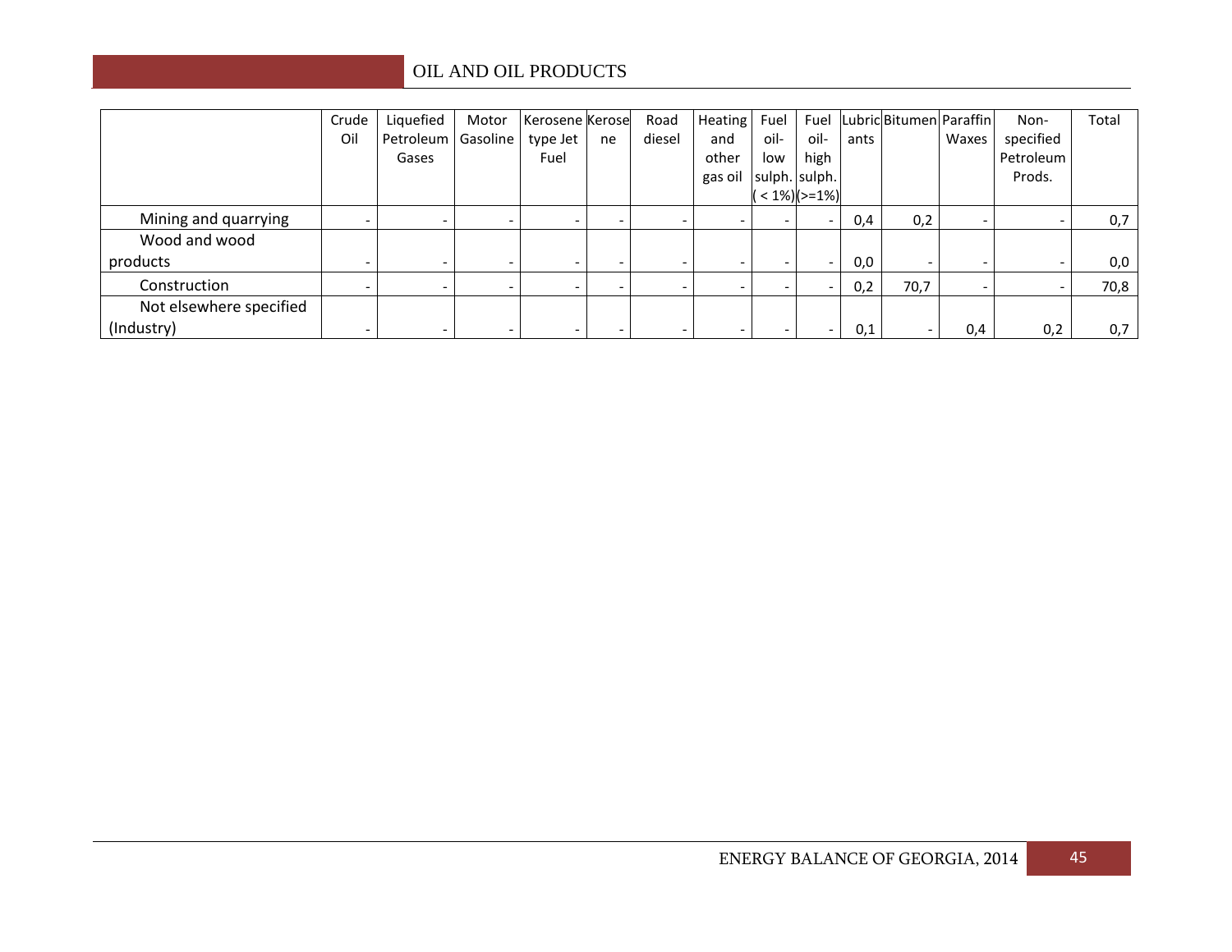| | Crude Oil | Liquefied Petroleum Gases | Motor Gasoline | Kerosene type Jet Fuel | Kerosene | Road diesel | Heating and other gas oil | Fuel oil-low sulph. ( < 1%) | Fuel oil-high sulph. (>=1%) | Lubricants | Bitumen | Paraffin Waxes | Non-specified Petroleum Prods. | Total |
|---|---|---|---|---|---|---|---|---|---|---|---|---|---|---|
| Mining and quarrying | - | - | - | - | - | - | - | - | - | 0,4 | 0,2 | - | - | 0,7 |
| Wood and wood products | - | - | - | - | - | - | - | - | - | 0,0 | - | - | - | 0,0 |
| Construction | - | - | - | - | - | - | - | - | - | 0,2 | 70,7 | - | - | 70,8 |
| Not elsewhere specified (Industry) | - | - | - | - | - | - | - | - | - | 0,1 | - | 0,4 | 0,2 | 0,7 |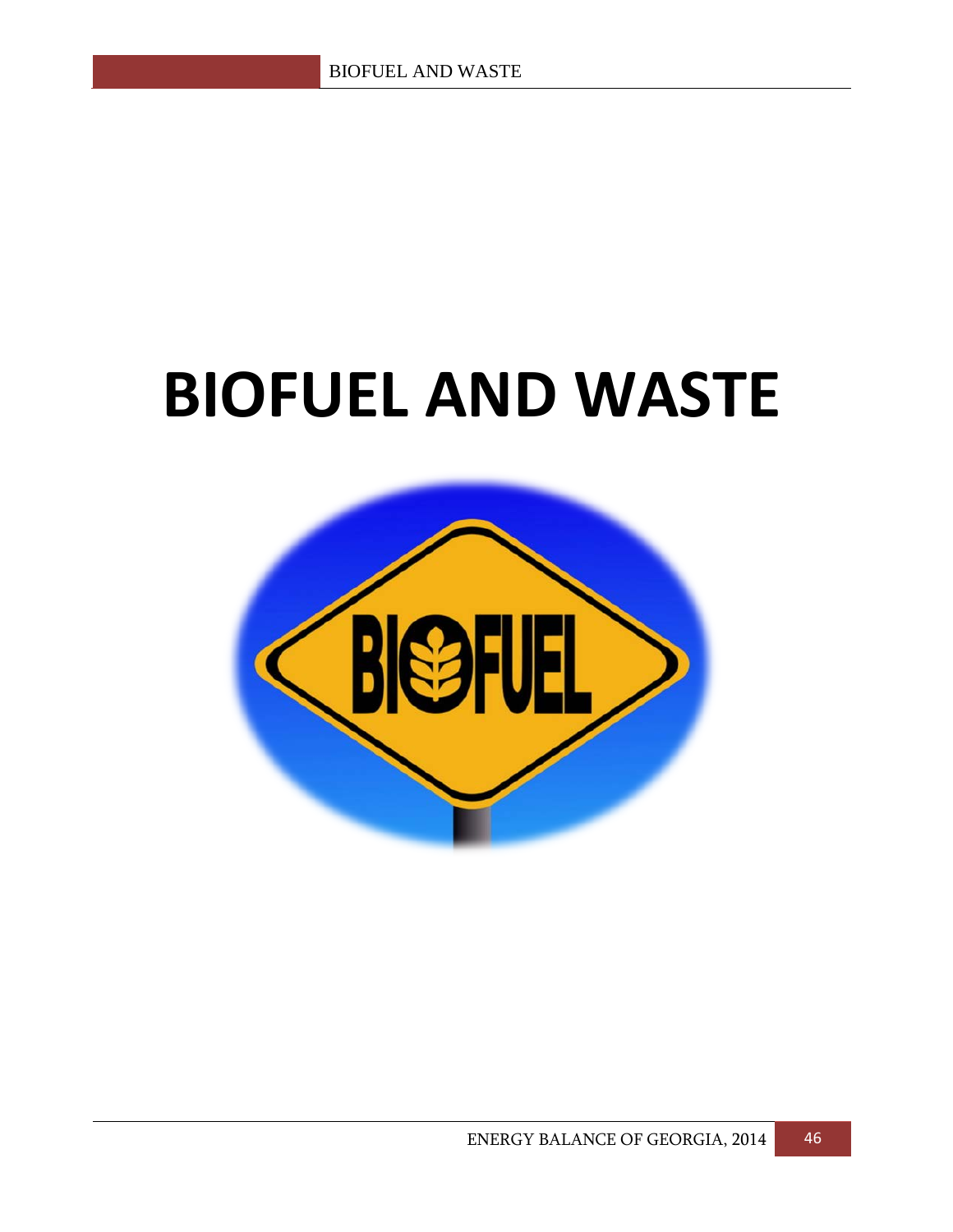# BIOFUEL AND WASTE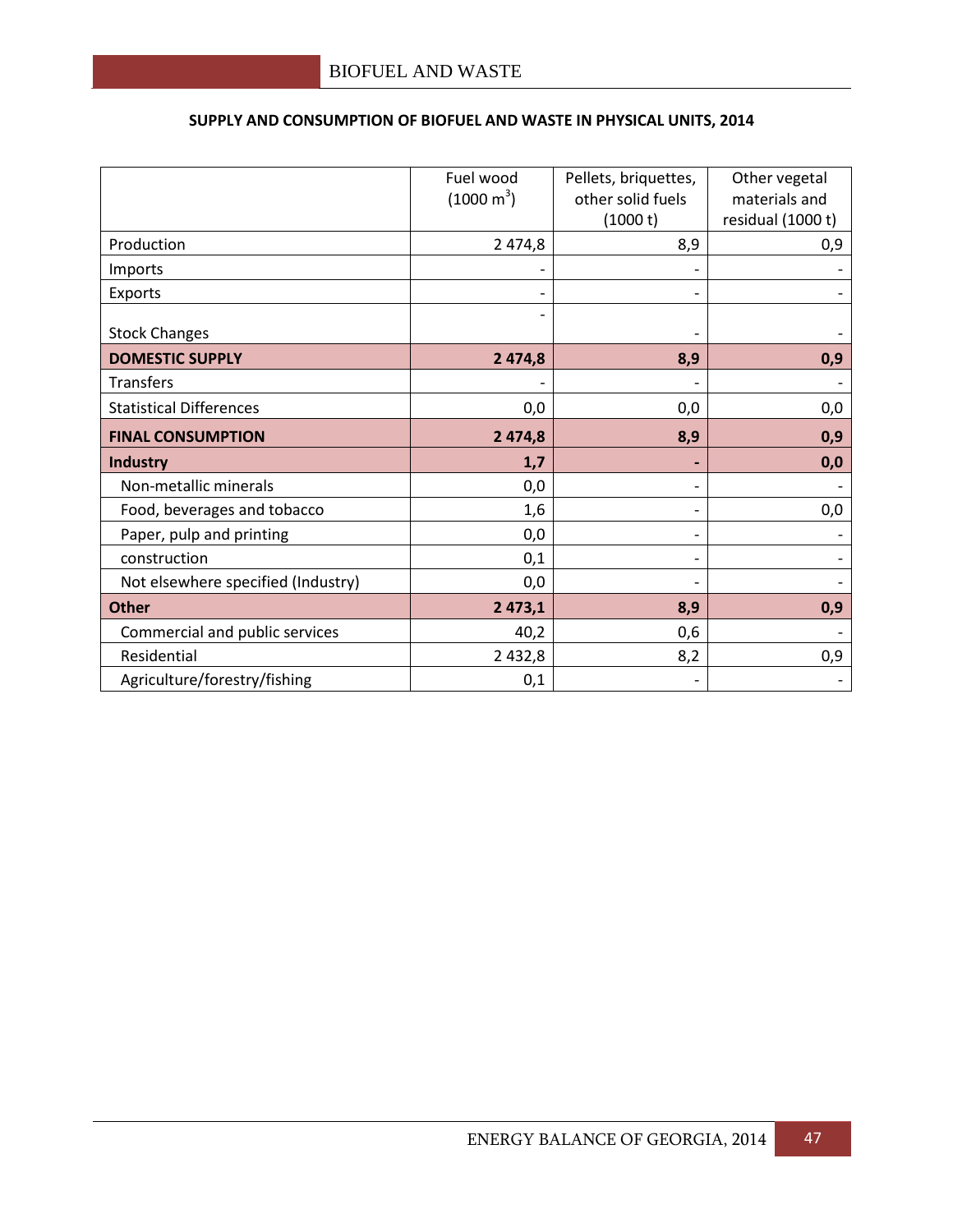## SUPPLY AND CONSUMPTION OF BIOFUEL AND WASTE IN PHYSICAL UNITS, 2014

| | Fuel wood (1000 $m^3$) | Pellets, briquettes, other solid fuels (1000 t) | Other vegetal materials and residual (1000 t) |
|---|---|---|---|
| Production | 2 474,8 | 8,9 | 0,9 |
| Imports | - | - | - |
| Exports | - | - | - |
| Stock Changes | - | - | - |
| **DOMESTIC SUPPLY** | **2 474,8** | **8,9** | **0,9** |
| Transfers | - | - | - |
| Statistical Differences | 0,0 | 0,0 | 0,0 |
| **FINAL CONSUMPTION** | **2 474,8** | **8,9** | **0,9** |
| **Industry** | **1,7** | **-** | **0,0** |
| Non-metallic minerals | 0,0 | - | - |
| Food, beverages and tobacco | 1,6 | - | 0,0 |
| Paper, pulp and printing | 0,0 | - | - |
| construction | 0,1 | - | - |
| Not elsewhere specified (Industry) | 0,0 | - | - |
| **Other** | **2 473,1** | **8,9** | **0,9** |
| Commercial and public services | 40,2 | 0,6 | - |
| Residential | 2 432,8 | 8,2 | 0,9 |
| Agriculture/forestry/fishing | 0,1 | - | - |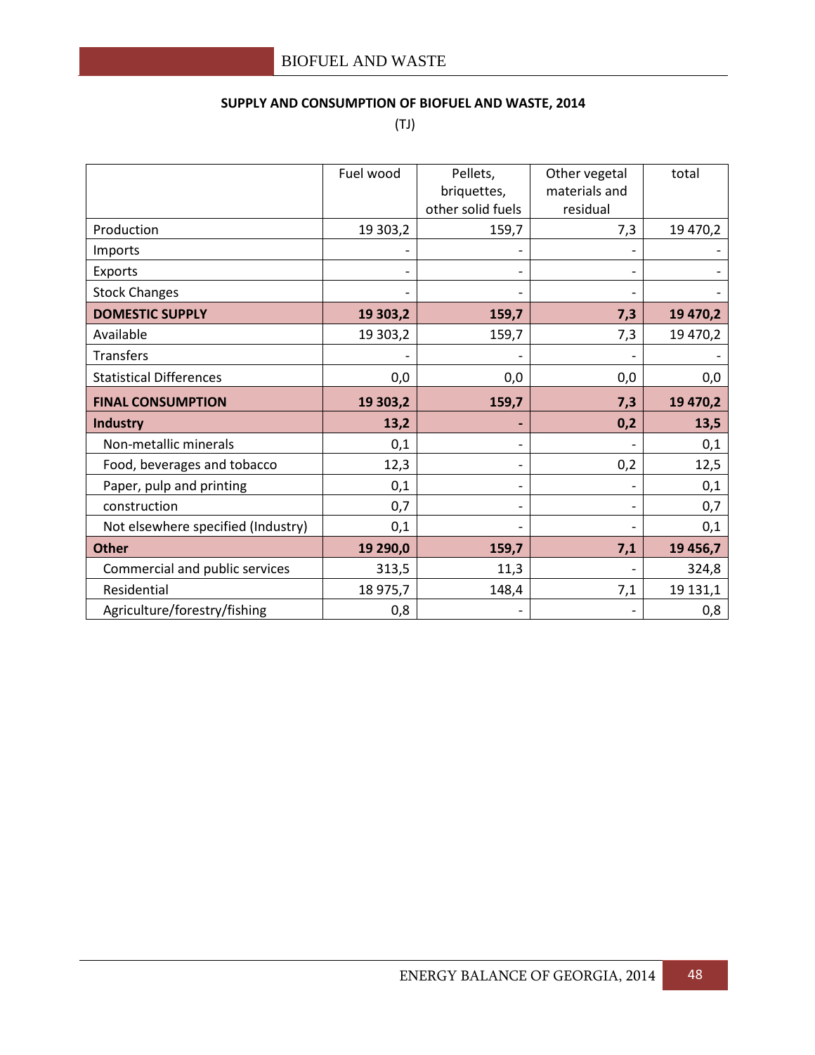# BIOFUEL AND WASTE

**SUPPLY AND CONSUMPTION OF BIOFUEL AND WASTE, 2014**

(TJ)

| | Fuel wood | Pellets, briquettes, other solid fuels | Other vegetal materials and residual | total |
|---|---|---|---|---|
| Production | 19 303,2 | 159,7 | 7,3 | 19 470,2 |
| Imports | - | - | - | - |
| Exports | - | - | - | - |
| Stock Changes | - | - | - | - |
| **DOMESTIC SUPPLY** | **19 303,2** | **159,7** | **7,3** | **19 470,2** |
| Available | 19 303,2 | 159,7 | 7,3 | 19 470,2 |
| Transfers | - | - | - | - |
| Statistical Differences | 0,0 | 0,0 | 0,0 | 0,0 |
| **FINAL CONSUMPTION** | **19 303,2** | **159,7** | **7,3** | **19 470,2** |
| **Industry** | **13,2** | **-** | **0,2** | **13,5** |
| Non-metallic minerals | 0,1 | - | - | 0,1 |
| Food, beverages and tobacco | 12,3 | - | 0,2 | 12,5 |
| Paper, pulp and printing | 0,1 | - | - | 0,1 |
| construction | 0,7 | - | - | 0,7 |
| Not elsewhere specified (Industry) | 0,1 | - | - | 0,1 |
| **Other** | **19 290,0** | **159,7** | **7,1** | **19 456,7** |
| Commercial and public services | 313,5 | 11,3 | - | 324,8 |
| Residential | 18 975,7 | 148,4 | 7,1 | 19 131,1 |
| Agriculture/forestry/fishing | 0,8 | - | - | 0,8 |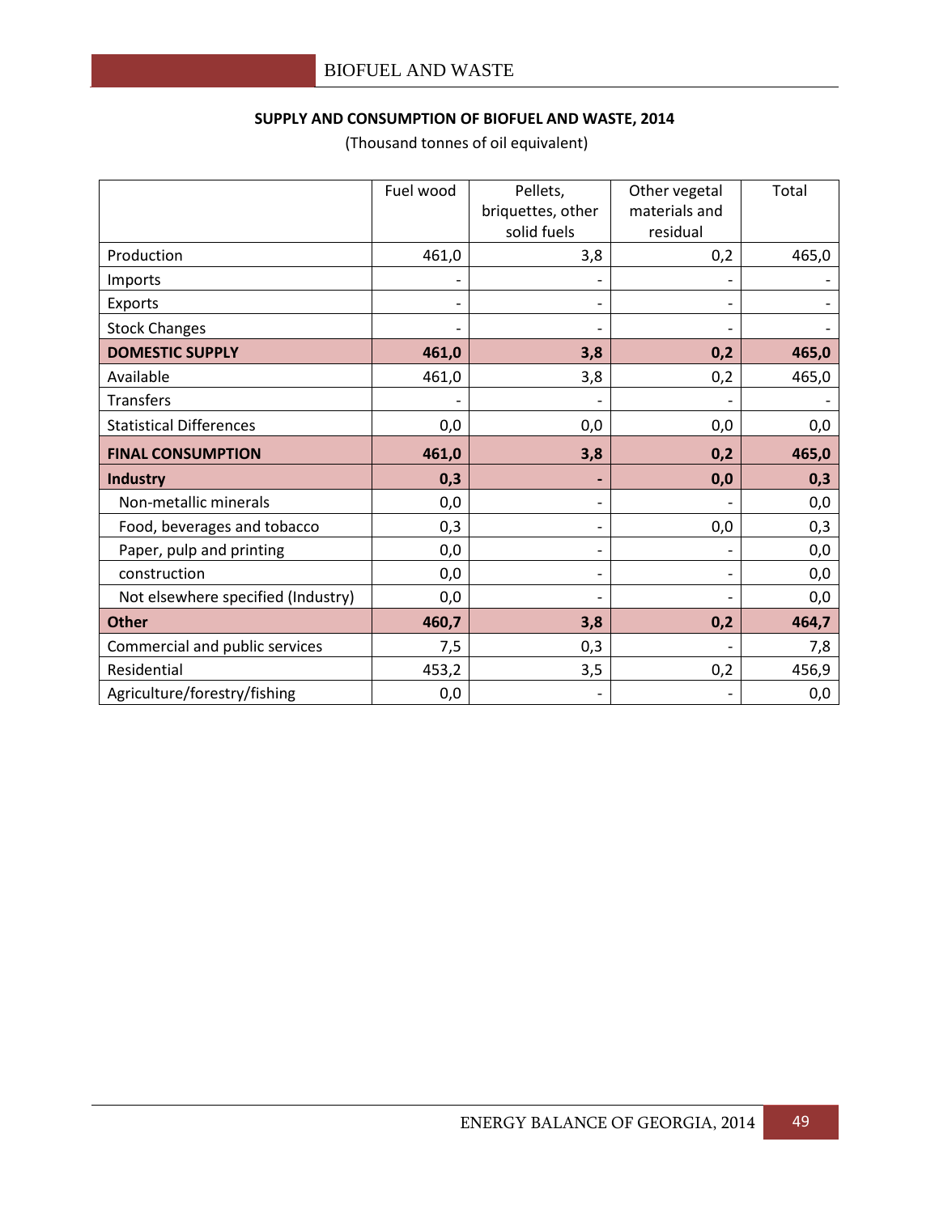BIOFUEL AND WASTE

**SUPPLY AND CONSUMPTION OF BIOFUEL AND WASTE, 2014**

(Thousand tonnes of oil equivalent)

| | Fuel wood | Pellets, briquettes, other solid fuels | Other vegetal materials and residual | Total |
|---|---|---|---|---|
| Production | 461,0 | 3,8 | 0,2 | 465,0 |
| Imports | - | - | - | - |
| Exports | - | - | - | - |
| Stock Changes | - | - | - | - |
| **DOMESTIC SUPPLY** | **461,0** | **3,8** | **0,2** | **465,0** |
| Available | 461,0 | 3,8 | 0,2 | 465,0 |
| Transfers | - | - | - | - |
| Statistical Differences | 0,0 | 0,0 | 0,0 | 0,0 |
| **FINAL CONSUMPTION** | **461,0** | **3,8** | **0,2** | **465,0** |
| **Industry** | **0,3** | **-** | **0,0** | **0,3** |
| Non-metallic minerals | 0,0 | - | - | 0,0 |
| Food, beverages and tobacco | 0,3 | - | 0,0 | 0,3 |
| Paper, pulp and printing | 0,0 | - | - | 0,0 |
| construction | 0,0 | - | - | 0,0 |
| Not elsewhere specified (Industry) | 0,0 | - | - | 0,0 |
| **Other** | **460,7** | **3,8** | **0,2** | **464,7** |
| Commercial and public services | 7,5 | 0,3 | - | 7,8 |
| Residential | 453,2 | 3,5 | 0,2 | 456,9 |
| Agriculture/forestry/fishing | 0,0 | - | - | 0,0 |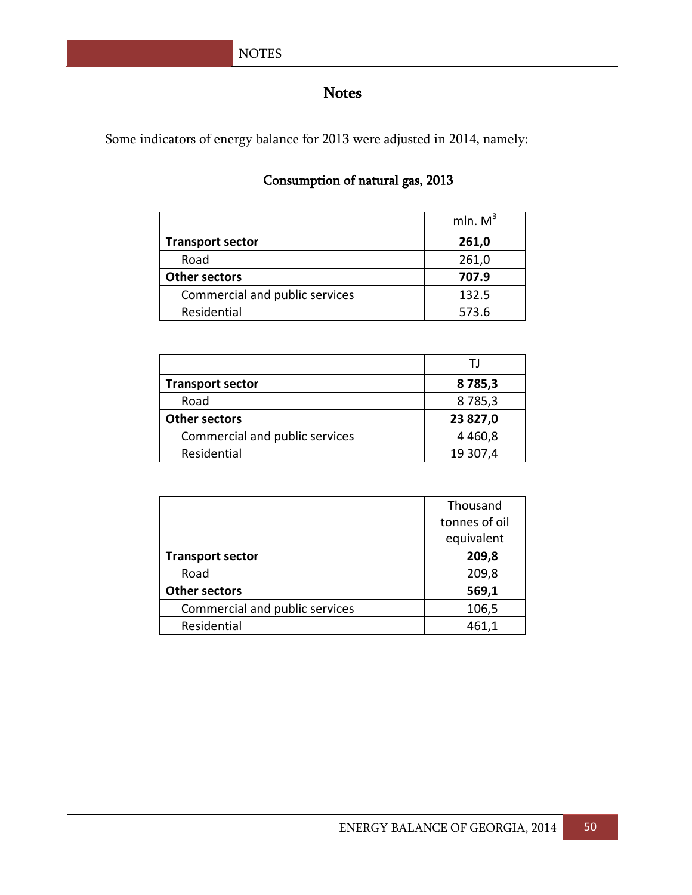# Notes

Some indicators of energy balance for 2013 were adjusted in 2014, namely:

## Consumption of natural gas, 2013

| | mln. $M^3$ |
|---|---|
| **Transport sector** | **261,0** |
| Road | 261,0 |
| **Other sectors** | **707.9** |
| Commercial and public services | 132.5 |
| Residential | 573.6 |

| | TJ |
|---|---|
| **Transport sector** | **8 785,3** |
| Road | 8 785,3 |
| **Other sectors** | **23 827,0** |
| Commercial and public services | 4 460,8 |
| Residential | 19 307,4 |

| | Thousand tonnes of oil equivalent |
|---|---|
| **Transport sector** | **209,8** |
| Road | 209,8 |
| **Other sectors** | **569,1** |
| Commercial and public services | 106,5 |
| Residential | 461,1 |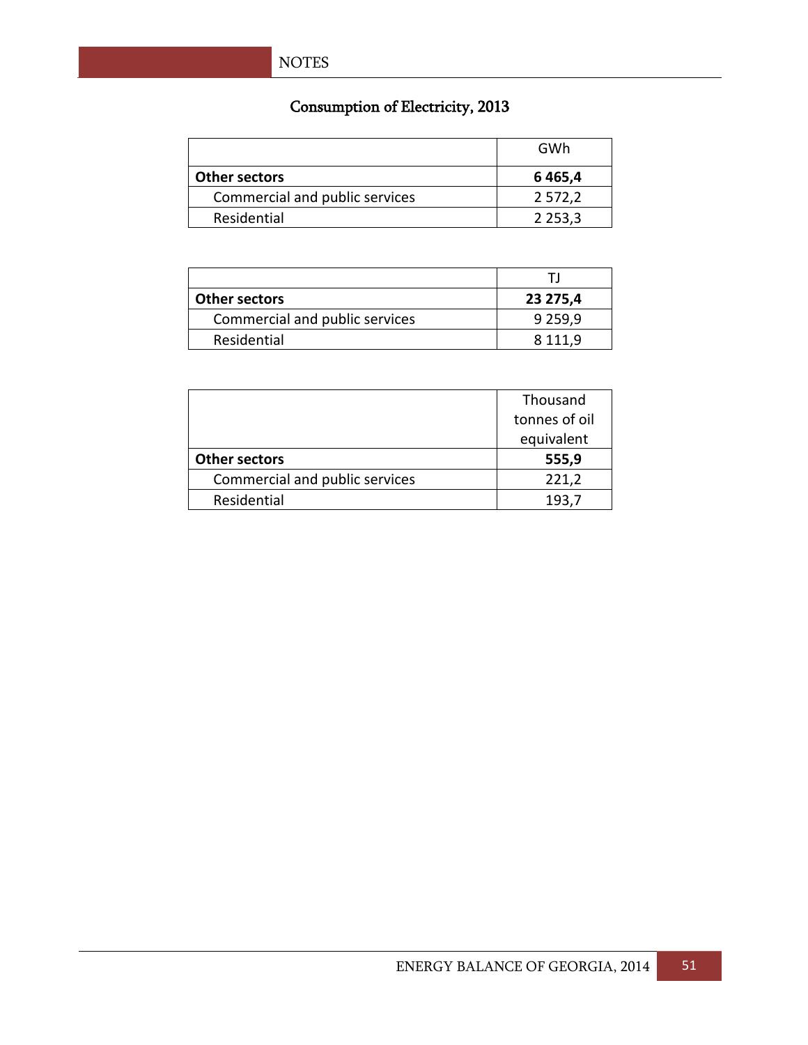## Consumption of Electricity, 2013

| | GWh |
|---|---|
| **Other sectors** | **6 465,4** |
| Commercial and public services | 2 572,2 |
| Residential | 2 253,3 |

| | TJ |
|---|---|
| **Other sectors** | **23 275,4** |
| Commercial and public services | 9 259,9 |
| Residential | 8 111,9 |

| | Thousand tonnes of oil equivalent |
|---|---|
| **Other sectors** | **555,9** |
| Commercial and public services | 221,2 |
| Residential | 193,7 |